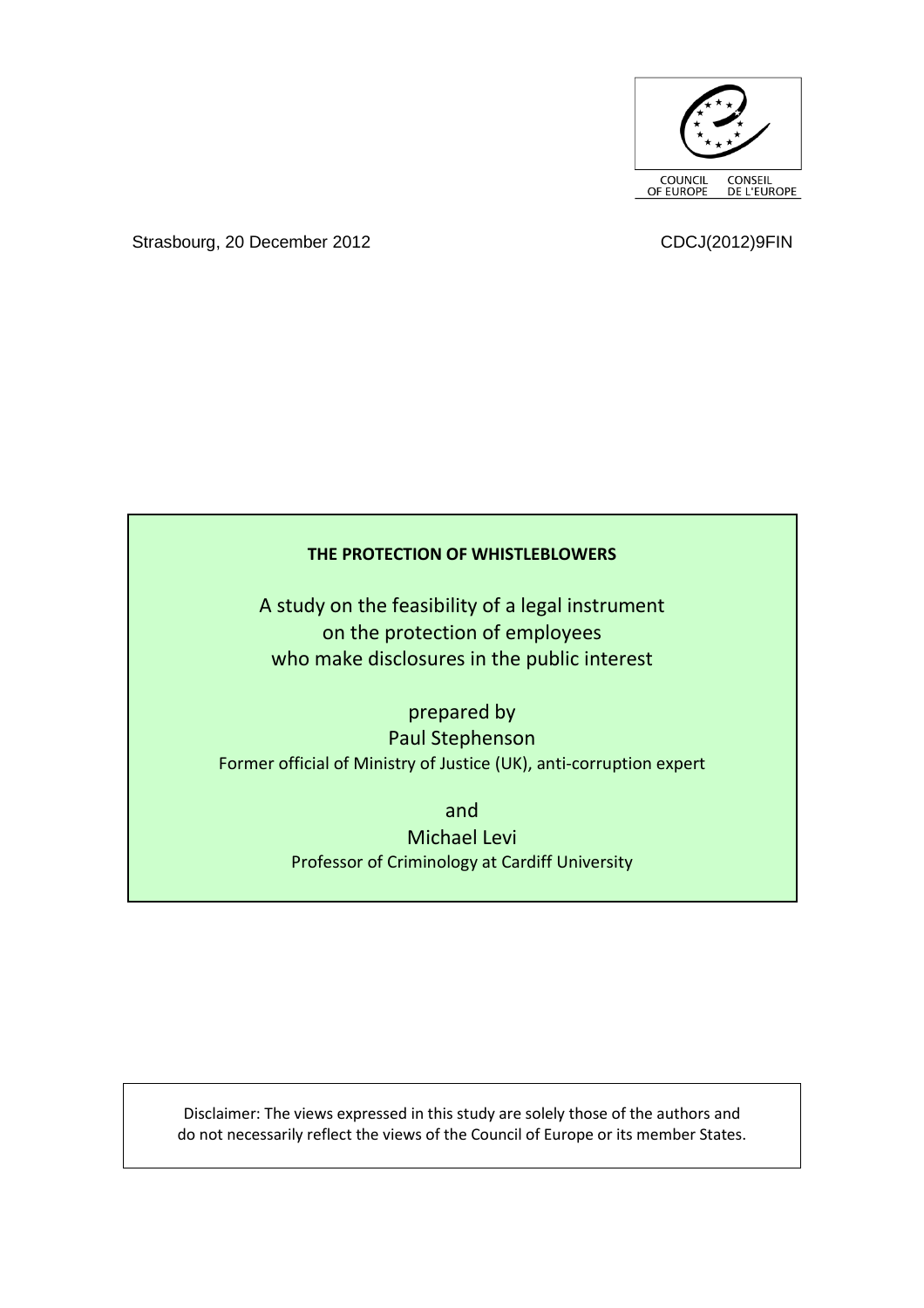COUNCIL OF EUROPE CONSEIL DE L'EUROPE

Strasbourg, 20 December 2012 CDCJ(2012)9FIN

# THE PROTECTION OF WHISTLEBLOWERS

A study on the feasibility of a legal instrument on the protection of employees who make disclosures in the public interest

prepared by
Paul Stephenson
Former official of Ministry of Justice (UK), anti-corruption expert

and
Michael Levi
Professor of Criminology at Cardiff University

Disclaimer: The views expressed in this study are solely those of the authors and do not necessarily reflect the views of the Council of Europe or its member States.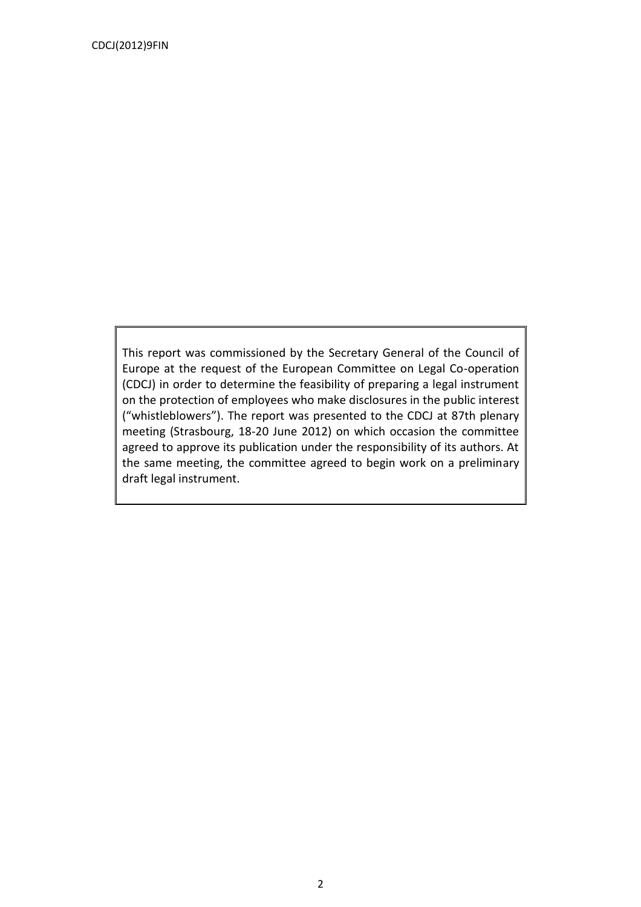This report was commissioned by the Secretary General of the Council of Europe at the request of the European Committee on Legal Co-operation (CDCJ) in order to determine the feasibility of preparing a legal instrument on the protection of employees who make disclosures in the public interest ("whistleblowers"). The report was presented to the CDCJ at 87th plenary meeting (Strasbourg, 18-20 June 2012) on which occasion the committee agreed to approve its publication under the responsibility of its authors. At the same meeting, the committee agreed to begin work on a preliminary draft legal instrument.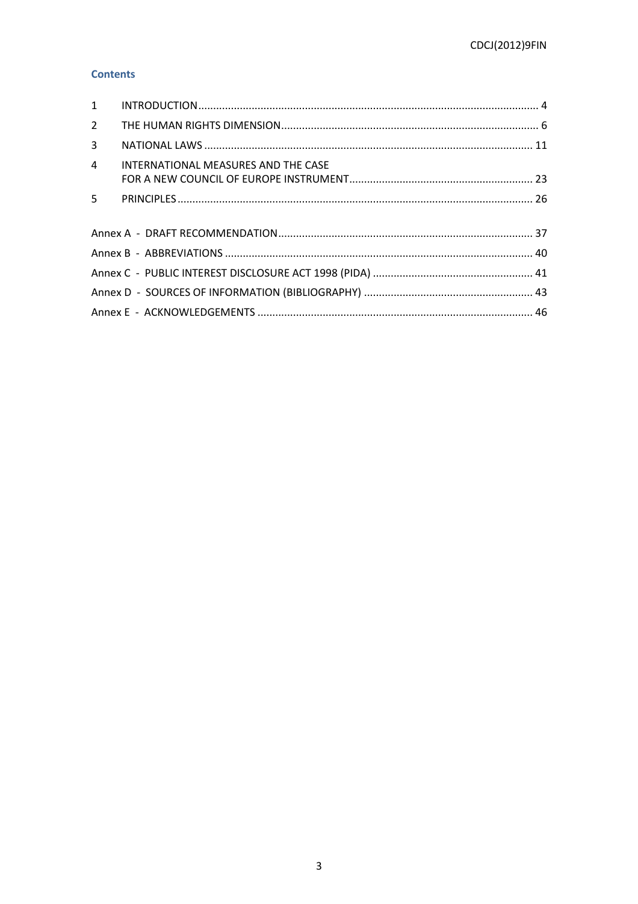## Contents

| | | |
|---|---|---|
| 1 | INTRODUCTION | 4 |
| 2 | THE HUMAN RIGHTS DIMENSION | 6 |
| 3 | NATIONAL LAWS | 11 |
| 4 | INTERNATIONAL MEASURES AND THE CASE FOR A NEW COUNCIL OF EUROPE INSTRUMENT | 23 |
| 5 | PRINCIPLES | 26 |

| | |
|---|---|
| Annex A - DRAFT RECOMMENDATION | 37 |
| Annex B - ABBREVIATIONS | 40 |
| Annex C - PUBLIC INTEREST DISCLOSURE ACT 1998 (PIDA) | 41 |
| Annex D - SOURCES OF INFORMATION (BIBLIOGRAPHY) | 43 |
| Annex E - ACKNOWLEDGEMENTS | 46 |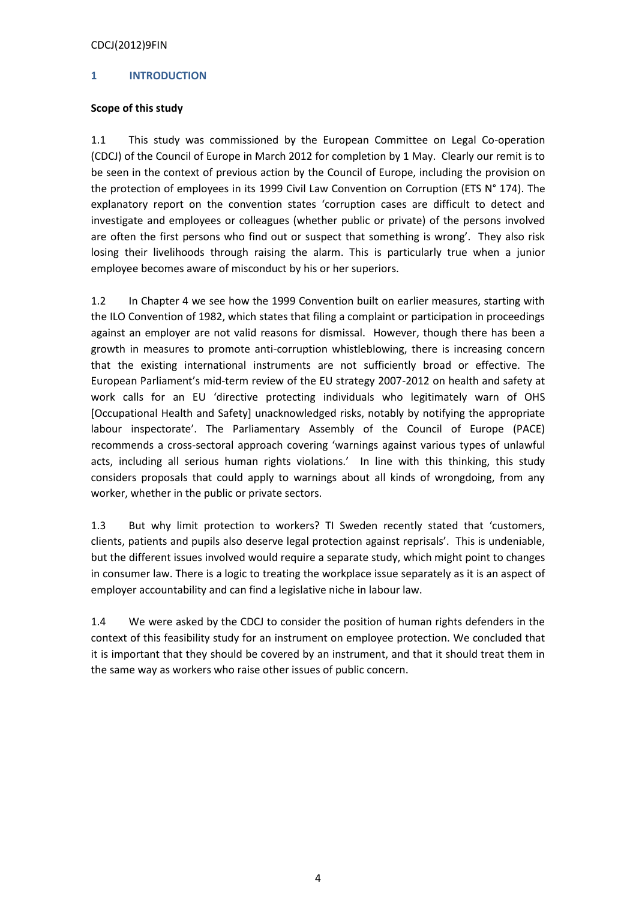## 1 INTRODUCTION

**Scope of this study**

1.1 This study was commissioned by the European Committee on Legal Co-operation (CDCJ) of the Council of Europe in March 2012 for completion by 1 May. Clearly our remit is to be seen in the context of previous action by the Council of Europe, including the provision on the protection of employees in its 1999 Civil Law Convention on Corruption (ETS N° 174). The explanatory report on the convention states 'corruption cases are difficult to detect and investigate and employees or colleagues (whether public or private) of the persons involved are often the first persons who find out or suspect that something is wrong'. They also risk losing their livelihoods through raising the alarm. This is particularly true when a junior employee becomes aware of misconduct by his or her superiors.

1.2 In Chapter 4 we see how the 1999 Convention built on earlier measures, starting with the ILO Convention of 1982, which states that filing a complaint or participation in proceedings against an employer are not valid reasons for dismissal. However, though there has been a growth in measures to promote anti-corruption whistleblowing, there is increasing concern that the existing international instruments are not sufficiently broad or effective. The European Parliament's mid-term review of the EU strategy 2007-2012 on health and safety at work calls for an EU 'directive protecting individuals who legitimately warn of OHS [Occupational Health and Safety] unacknowledged risks, notably by notifying the appropriate labour inspectorate'. The Parliamentary Assembly of the Council of Europe (PACE) recommends a cross-sectoral approach covering 'warnings against various types of unlawful acts, including all serious human rights violations.' In line with this thinking, this study considers proposals that could apply to warnings about all kinds of wrongdoing, from any worker, whether in the public or private sectors.

1.3 But why limit protection to workers? TI Sweden recently stated that 'customers, clients, patients and pupils also deserve legal protection against reprisals'. This is undeniable, but the different issues involved would require a separate study, which might point to changes in consumer law. There is a logic to treating the workplace issue separately as it is an aspect of employer accountability and can find a legislative niche in labour law.

1.4 We were asked by the CDCJ to consider the position of human rights defenders in the context of this feasibility study for an instrument on employee protection. We concluded that it is important that they should be covered by an instrument, and that it should treat them in the same way as workers who raise other issues of public concern.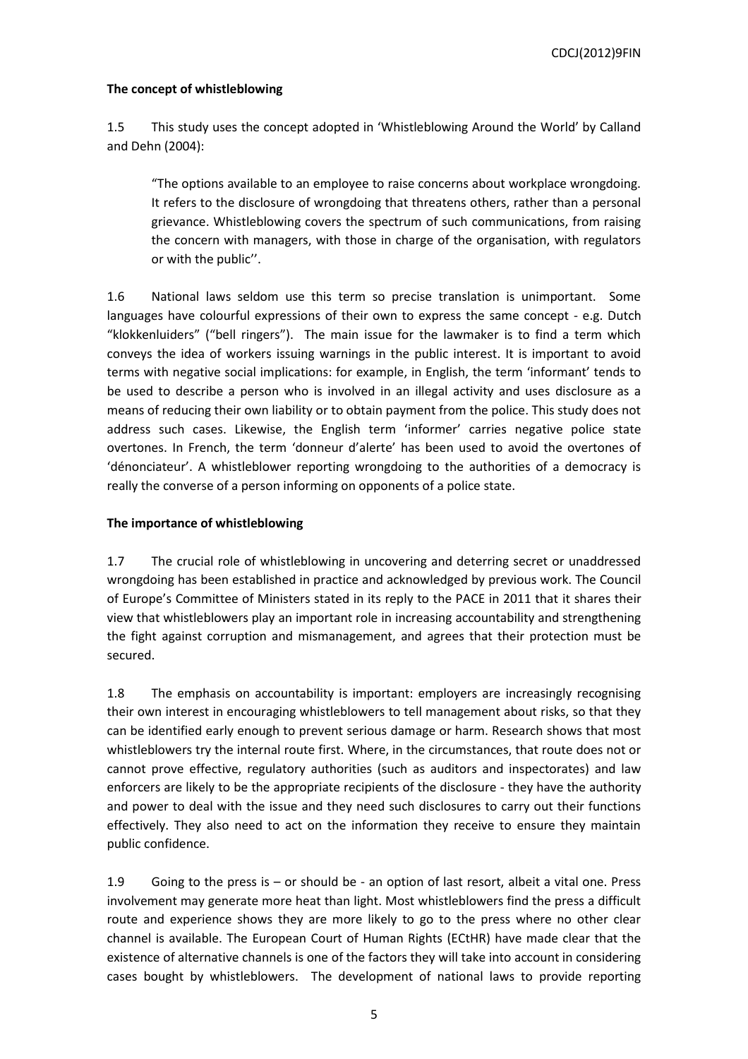**The concept of whistleblowing**

1.5 This study uses the concept adopted in 'Whistleblowing Around the World' by Calland and Dehn (2004):

> "The options available to an employee to raise concerns about workplace wrongdoing. It refers to the disclosure of wrongdoing that threatens others, rather than a personal grievance. Whistleblowing covers the spectrum of such communications, from raising the concern with managers, with those in charge of the organisation, with regulators or with the public''.

1.6 National laws seldom use this term so precise translation is unimportant. Some languages have colourful expressions of their own to express the same concept - e.g. Dutch "klokkenluiders" ("bell ringers"). The main issue for the lawmaker is to find a term which conveys the idea of workers issuing warnings in the public interest. It is important to avoid terms with negative social implications: for example, in English, the term 'informant' tends to be used to describe a person who is involved in an illegal activity and uses disclosure as a means of reducing their own liability or to obtain payment from the police. This study does not address such cases. Likewise, the English term 'informer' carries negative police state overtones. In French, the term 'donneur d'alerte' has been used to avoid the overtones of 'dénonciateur'. A whistleblower reporting wrongdoing to the authorities of a democracy is really the converse of a person informing on opponents of a police state.

**The importance of whistleblowing**

1.7 The crucial role of whistleblowing in uncovering and deterring secret or unaddressed wrongdoing has been established in practice and acknowledged by previous work. The Council of Europe's Committee of Ministers stated in its reply to the PACE in 2011 that it shares their view that whistleblowers play an important role in increasing accountability and strengthening the fight against corruption and mismanagement, and agrees that their protection must be secured.

1.8 The emphasis on accountability is important: employers are increasingly recognising their own interest in encouraging whistleblowers to tell management about risks, so that they can be identified early enough to prevent serious damage or harm. Research shows that most whistleblowers try the internal route first. Where, in the circumstances, that route does not or cannot prove effective, regulatory authorities (such as auditors and inspectorates) and law enforcers are likely to be the appropriate recipients of the disclosure - they have the authority and power to deal with the issue and they need such disclosures to carry out their functions effectively. They also need to act on the information they receive to ensure they maintain public confidence.

1.9 Going to the press is – or should be - an option of last resort, albeit a vital one. Press involvement may generate more heat than light. Most whistleblowers find the press a difficult route and experience shows they are more likely to go to the press where no other clear channel is available. The European Court of Human Rights (ECtHR) have made clear that the existence of alternative channels is one of the factors they will take into account in considering cases bought by whistleblowers. The development of national laws to provide reporting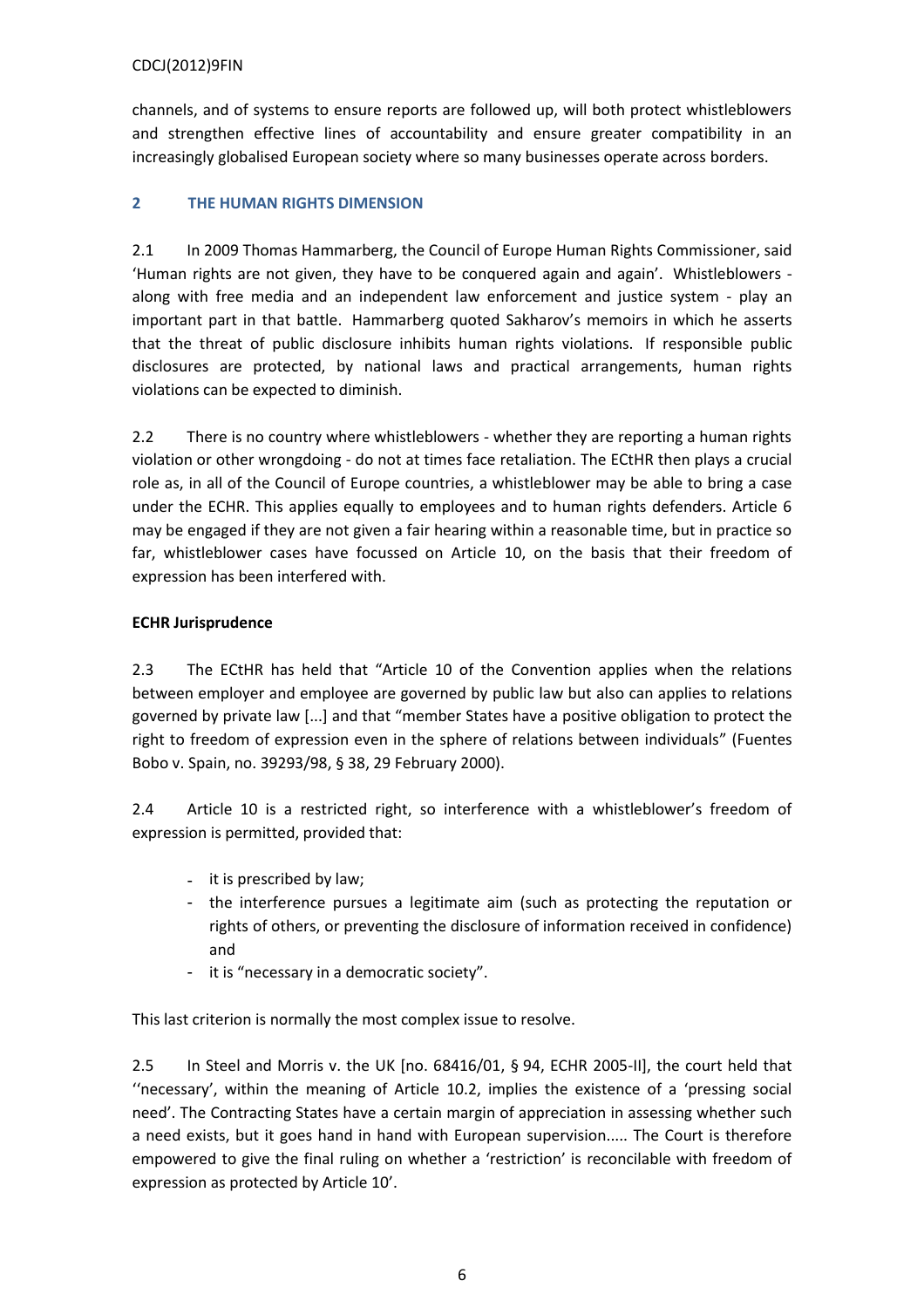channels, and of systems to ensure reports are followed up, will both protect whistleblowers and strengthen effective lines of accountability and ensure greater compatibility in an increasingly globalised European society where so many businesses operate across borders.

## 2 THE HUMAN RIGHTS DIMENSION

2.1 In 2009 Thomas Hammarberg, the Council of Europe Human Rights Commissioner, said 'Human rights are not given, they have to be conquered again and again'. Whistleblowers - along with free media and an independent law enforcement and justice system - play an important part in that battle. Hammarberg quoted Sakharov's memoirs in which he asserts that the threat of public disclosure inhibits human rights violations. If responsible public disclosures are protected, by national laws and practical arrangements, human rights violations can be expected to diminish.

2.2 There is no country where whistleblowers - whether they are reporting a human rights violation or other wrongdoing - do not at times face retaliation. The ECtHR then plays a crucial role as, in all of the Council of Europe countries, a whistleblower may be able to bring a case under the ECHR. This applies equally to employees and to human rights defenders. Article 6 may be engaged if they are not given a fair hearing within a reasonable time, but in practice so far, whistleblower cases have focussed on Article 10, on the basis that their freedom of expression has been interfered with.

### ECHR Jurisprudence

2.3 The ECtHR has held that "Article 10 of the Convention applies when the relations between employer and employee are governed by public law but also can applies to relations governed by private law [...] and that "member States have a positive obligation to protect the right to freedom of expression even in the sphere of relations between individuals" (Fuentes Bobo v. Spain, no. 39293/98, § 38, 29 February 2000).

2.4 Article 10 is a restricted right, so interference with a whistleblower's freedom of expression is permitted, provided that:

- it is prescribed by law;
- the interference pursues a legitimate aim (such as protecting the reputation or rights of others, or preventing the disclosure of information received in confidence) and
- it is "necessary in a democratic society".

This last criterion is normally the most complex issue to resolve.

2.5 In Steel and Morris v. the UK [no. 68416/01, § 94, ECHR 2005-II], the court held that ''necessary', within the meaning of Article 10.2, implies the existence of a 'pressing social need'. The Contracting States have a certain margin of appreciation in assessing whether such a need exists, but it goes hand in hand with European supervision..... The Court is therefore empowered to give the final ruling on whether a 'restriction' is reconcilable with freedom of expression as protected by Article 10'.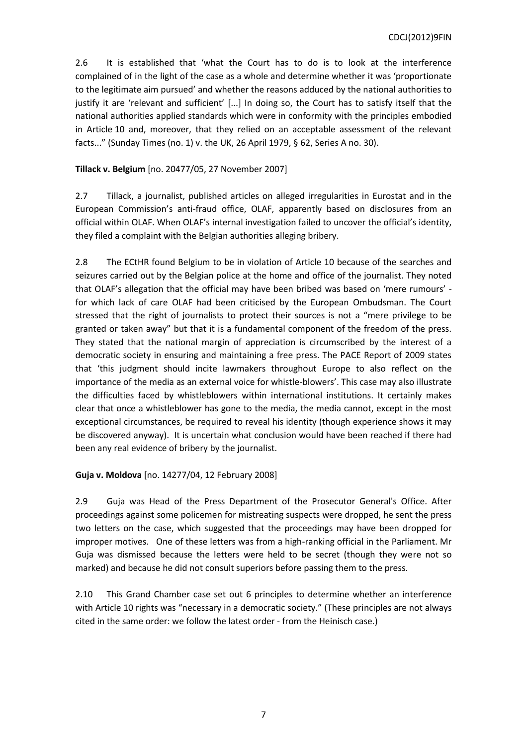2.6 It is established that 'what the Court has to do is to look at the interference complained of in the light of the case as a whole and determine whether it was 'proportionate to the legitimate aim pursued' and whether the reasons adduced by the national authorities to justify it are 'relevant and sufficient' [...] In doing so, the Court has to satisfy itself that the national authorities applied standards which were in conformity with the principles embodied in Article 10 and, moreover, that they relied on an acceptable assessment of the relevant facts..." (Sunday Times (no. 1) v. the UK, 26 April 1979, § 62, Series A no. 30).

**Tillack v. Belgium** [no. 20477/05, 27 November 2007]

2.7 Tillack, a journalist, published articles on alleged irregularities in Eurostat and in the European Commission's anti-fraud office, OLAF, apparently based on disclosures from an official within OLAF. When OLAF's internal investigation failed to uncover the official's identity, they filed a complaint with the Belgian authorities alleging bribery.

2.8 The ECtHR found Belgium to be in violation of Article 10 because of the searches and seizures carried out by the Belgian police at the home and office of the journalist. They noted that OLAF's allegation that the official may have been bribed was based on 'mere rumours' - for which lack of care OLAF had been criticised by the European Ombudsman. The Court stressed that the right of journalists to protect their sources is not a "mere privilege to be granted or taken away" but that it is a fundamental component of the freedom of the press. They stated that the national margin of appreciation is circumscribed by the interest of a democratic society in ensuring and maintaining a free press. The PACE Report of 2009 states that 'this judgment should incite lawmakers throughout Europe to also reflect on the importance of the media as an external voice for whistle-blowers'. This case may also illustrate the difficulties faced by whistleblowers within international institutions. It certainly makes clear that once a whistleblower has gone to the media, the media cannot, except in the most exceptional circumstances, be required to reveal his identity (though experience shows it may be discovered anyway). It is uncertain what conclusion would have been reached if there had been any real evidence of bribery by the journalist.

**Guja v. Moldova** [no. 14277/04, 12 February 2008]

2.9 Guja was Head of the Press Department of the Prosecutor General's Office. After proceedings against some policemen for mistreating suspects were dropped, he sent the press two letters on the case, which suggested that the proceedings may have been dropped for improper motives. One of these letters was from a high-ranking official in the Parliament. Mr Guja was dismissed because the letters were held to be secret (though they were not so marked) and because he did not consult superiors before passing them to the press.

2.10 This Grand Chamber case set out 6 principles to determine whether an interference with Article 10 rights was "necessary in a democratic society." (These principles are not always cited in the same order: we follow the latest order - from the Heinisch case.)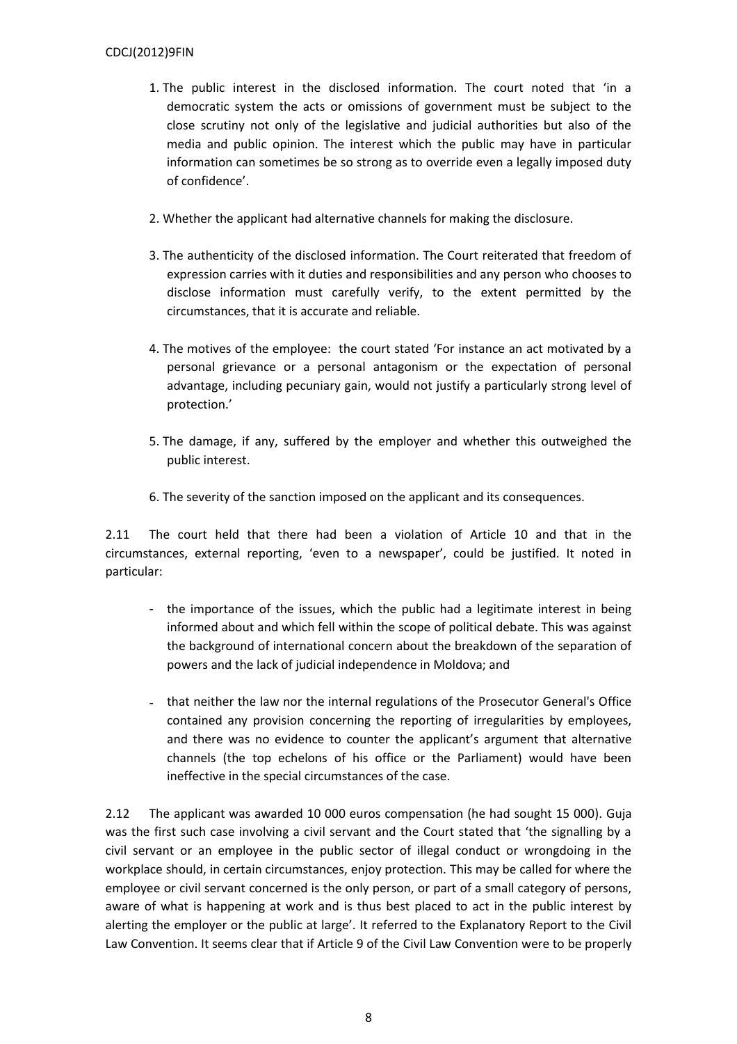1. The public interest in the disclosed information. The court noted that 'in a democratic system the acts or omissions of government must be subject to the close scrutiny not only of the legislative and judicial authorities but also of the media and public opinion. The interest which the public may have in particular information can sometimes be so strong as to override even a legally imposed duty of confidence'.

2. Whether the applicant had alternative channels for making the disclosure.

3. The authenticity of the disclosed information. The Court reiterated that freedom of expression carries with it duties and responsibilities and any person who chooses to disclose information must carefully verify, to the extent permitted by the circumstances, that it is accurate and reliable.

4. The motives of the employee: the court stated 'For instance an act motivated by a personal grievance or a personal antagonism or the expectation of personal advantage, including pecuniary gain, would not justify a particularly strong level of protection.'

5. The damage, if any, suffered by the employer and whether this outweighed the public interest.

6. The severity of the sanction imposed on the applicant and its consequences.

2.11 The court held that there had been a violation of Article 10 and that in the circumstances, external reporting, 'even to a newspaper', could be justified. It noted in particular:

- the importance of the issues, which the public had a legitimate interest in being informed about and which fell within the scope of political debate. This was against the background of international concern about the breakdown of the separation of powers and the lack of judicial independence in Moldova; and
- that neither the law nor the internal regulations of the Prosecutor General's Office contained any provision concerning the reporting of irregularities by employees, and there was no evidence to counter the applicant's argument that alternative channels (the top echelons of his office or the Parliament) would have been ineffective in the special circumstances of the case.

2.12 The applicant was awarded 10 000 euros compensation (he had sought 15 000). Guja was the first such case involving a civil servant and the Court stated that 'the signalling by a civil servant or an employee in the public sector of illegal conduct or wrongdoing in the workplace should, in certain circumstances, enjoy protection. This may be called for where the employee or civil servant concerned is the only person, or part of a small category of persons, aware of what is happening at work and is thus best placed to act in the public interest by alerting the employer or the public at large'. It referred to the Explanatory Report to the Civil Law Convention. It seems clear that if Article 9 of the Civil Law Convention were to be properly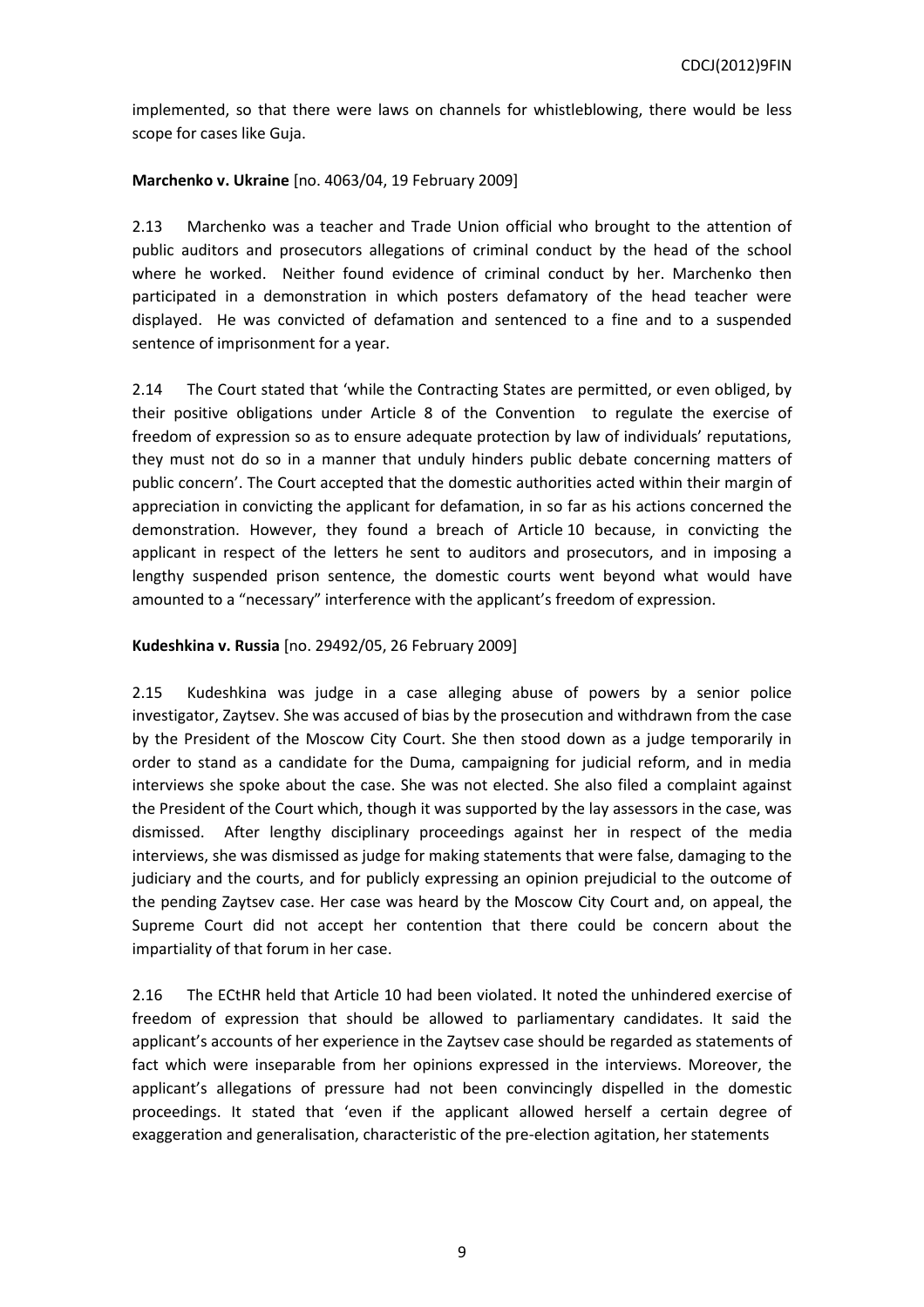implemented, so that there were laws on channels for whistleblowing, there would be less scope for cases like Guja.

**Marchenko v. Ukraine** [no. 4063/04, 19 February 2009]

2.13 Marchenko was a teacher and Trade Union official who brought to the attention of public auditors and prosecutors allegations of criminal conduct by the head of the school where he worked. Neither found evidence of criminal conduct by her. Marchenko then participated in a demonstration in which posters defamatory of the head teacher were displayed. He was convicted of defamation and sentenced to a fine and to a suspended sentence of imprisonment for a year.

2.14 The Court stated that 'while the Contracting States are permitted, or even obliged, by their positive obligations under Article 8 of the Convention to regulate the exercise of freedom of expression so as to ensure adequate protection by law of individuals' reputations, they must not do so in a manner that unduly hinders public debate concerning matters of public concern'. The Court accepted that the domestic authorities acted within their margin of appreciation in convicting the applicant for defamation, in so far as his actions concerned the demonstration. However, they found a breach of Article 10 because, in convicting the applicant in respect of the letters he sent to auditors and prosecutors, and in imposing a lengthy suspended prison sentence, the domestic courts went beyond what would have amounted to a "necessary" interference with the applicant's freedom of expression.

**Kudeshkina v. Russia** [no. 29492/05, 26 February 2009]

2.15 Kudeshkina was judge in a case alleging abuse of powers by a senior police investigator, Zaytsev. She was accused of bias by the prosecution and withdrawn from the case by the President of the Moscow City Court. She then stood down as a judge temporarily in order to stand as a candidate for the Duma, campaigning for judicial reform, and in media interviews she spoke about the case. She was not elected. She also filed a complaint against the President of the Court which, though it was supported by the lay assessors in the case, was dismissed. After lengthy disciplinary proceedings against her in respect of the media interviews, she was dismissed as judge for making statements that were false, damaging to the judiciary and the courts, and for publicly expressing an opinion prejudicial to the outcome of the pending Zaytsev case. Her case was heard by the Moscow City Court and, on appeal, the Supreme Court did not accept her contention that there could be concern about the impartiality of that forum in her case.

2.16 The ECtHR held that Article 10 had been violated. It noted the unhindered exercise of freedom of expression that should be allowed to parliamentary candidates. It said the applicant's accounts of her experience in the Zaytsev case should be regarded as statements of fact which were inseparable from her opinions expressed in the interviews. Moreover, the applicant's allegations of pressure had not been convincingly dispelled in the domestic proceedings. It stated that 'even if the applicant allowed herself a certain degree of exaggeration and generalisation, characteristic of the pre-election agitation, her statements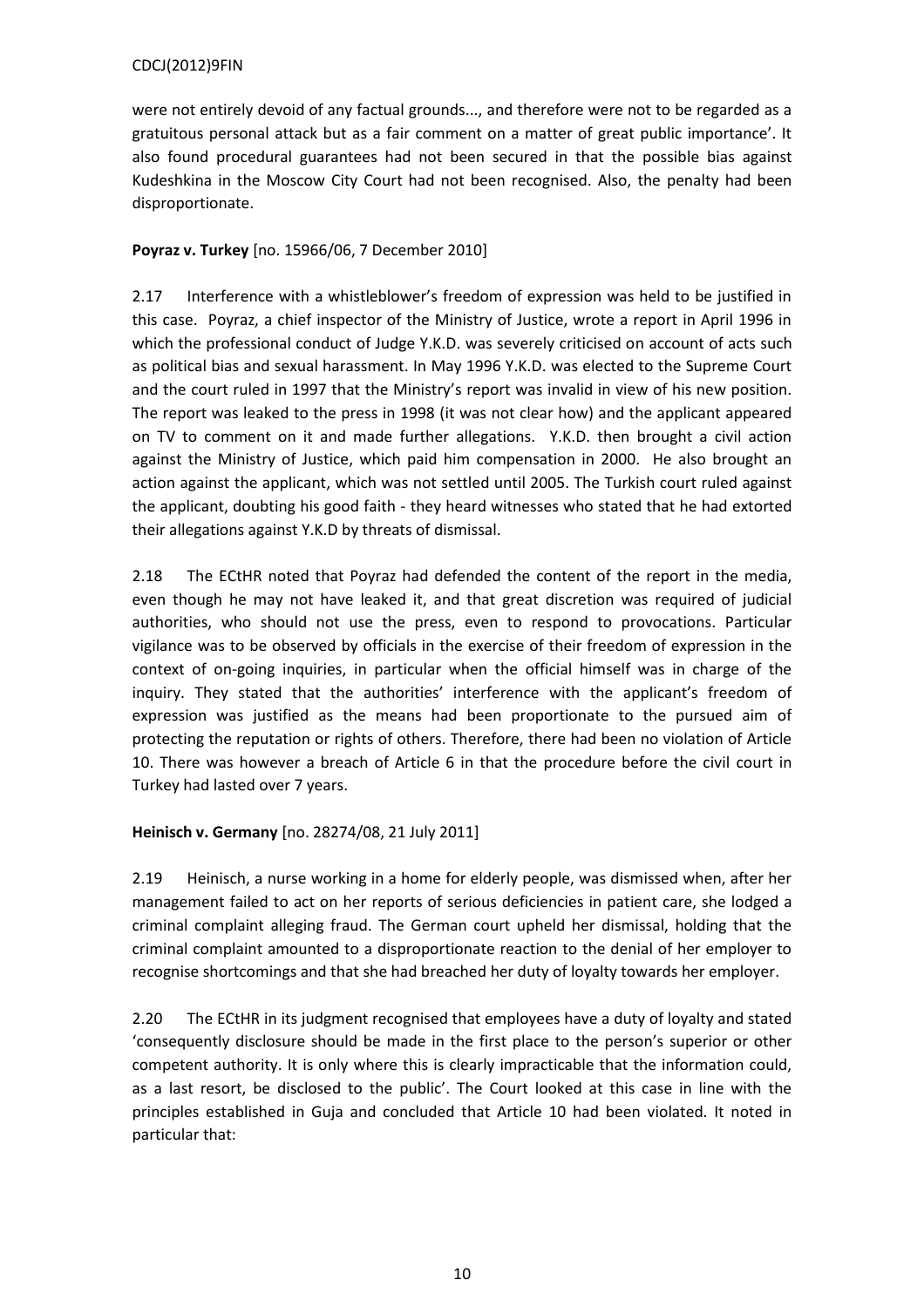were not entirely devoid of any factual grounds..., and therefore were not to be regarded as a gratuitous personal attack but as a fair comment on a matter of great public importance'. It also found procedural guarantees had not been secured in that the possible bias against Kudeshkina in the Moscow City Court had not been recognised. Also, the penalty had been disproportionate.

**Poyraz v. Turkey** [no. 15966/06, 7 December 2010]

2.17 Interference with a whistleblower's freedom of expression was held to be justified in this case. Poyraz, a chief inspector of the Ministry of Justice, wrote a report in April 1996 in which the professional conduct of Judge Y.K.D. was severely criticised on account of acts such as political bias and sexual harassment. In May 1996 Y.K.D. was elected to the Supreme Court and the court ruled in 1997 that the Ministry's report was invalid in view of his new position. The report was leaked to the press in 1998 (it was not clear how) and the applicant appeared on TV to comment on it and made further allegations. Y.K.D. then brought a civil action against the Ministry of Justice, which paid him compensation in 2000. He also brought an action against the applicant, which was not settled until 2005. The Turkish court ruled against the applicant, doubting his good faith - they heard witnesses who stated that he had extorted their allegations against Y.K.D by threats of dismissal.

2.18 The ECtHR noted that Poyraz had defended the content of the report in the media, even though he may not have leaked it, and that great discretion was required of judicial authorities, who should not use the press, even to respond to provocations. Particular vigilance was to be observed by officials in the exercise of their freedom of expression in the context of on-going inquiries, in particular when the official himself was in charge of the inquiry. They stated that the authorities' interference with the applicant's freedom of expression was justified as the means had been proportionate to the pursued aim of protecting the reputation or rights of others. Therefore, there had been no violation of Article 10. There was however a breach of Article 6 in that the procedure before the civil court in Turkey had lasted over 7 years.

**Heinisch v. Germany** [no. 28274/08, 21 July 2011]

2.19 Heinisch, a nurse working in a home for elderly people, was dismissed when, after her management failed to act on her reports of serious deficiencies in patient care, she lodged a criminal complaint alleging fraud. The German court upheld her dismissal, holding that the criminal complaint amounted to a disproportionate reaction to the denial of her employer to recognise shortcomings and that she had breached her duty of loyalty towards her employer.

2.20 The ECtHR in its judgment recognised that employees have a duty of loyalty and stated 'consequently disclosure should be made in the first place to the person's superior or other competent authority. It is only where this is clearly impracticable that the information could, as a last resort, be disclosed to the public'. The Court looked at this case in line with the principles established in Guja and concluded that Article 10 had been violated. It noted in particular that: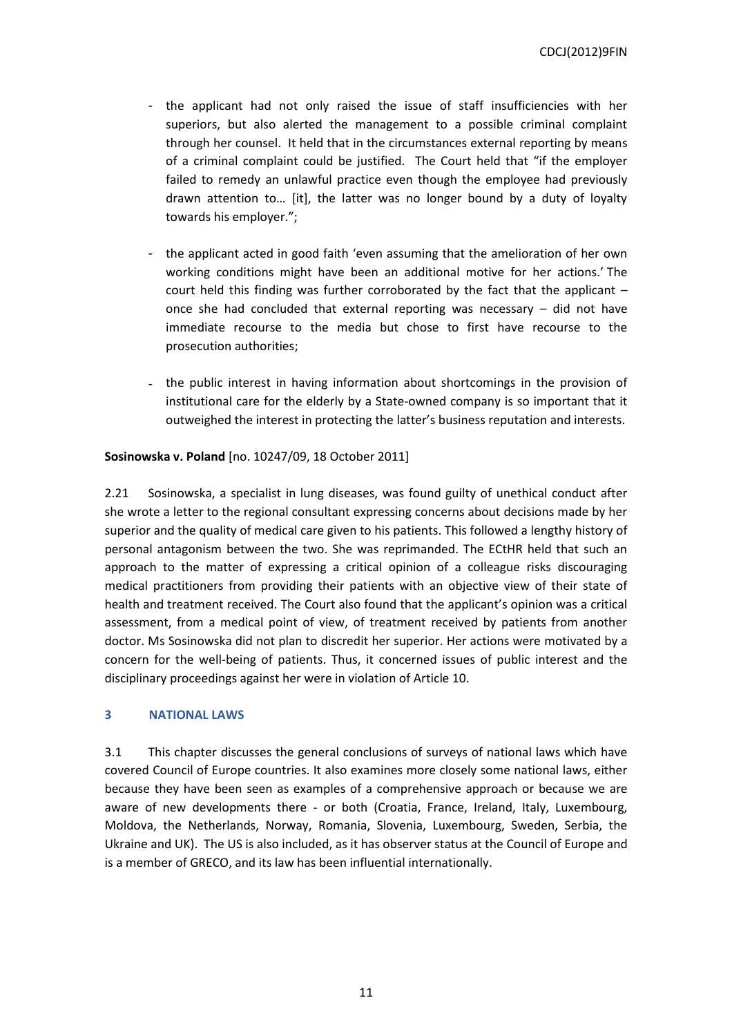- the applicant had not only raised the issue of staff insufficiencies with her superiors, but also alerted the management to a possible criminal complaint through her counsel. It held that in the circumstances external reporting by means of a criminal complaint could be justified. The Court held that "if the employer failed to remedy an unlawful practice even though the employee had previously drawn attention to… [it], the latter was no longer bound by a duty of loyalty towards his employer.";

- the applicant acted in good faith 'even assuming that the amelioration of her own working conditions might have been an additional motive for her actions.' The court held this finding was further corroborated by the fact that the applicant – once she had concluded that external reporting was necessary – did not have immediate recourse to the media but chose to first have recourse to the prosecution authorities;

- the public interest in having information about shortcomings in the provision of institutional care for the elderly by a State-owned company is so important that it outweighed the interest in protecting the latter's business reputation and interests.

**Sosinowska v. Poland** [no. 10247/09, 18 October 2011]

2.21 Sosinowska, a specialist in lung diseases, was found guilty of unethical conduct after she wrote a letter to the regional consultant expressing concerns about decisions made by her superior and the quality of medical care given to his patients. This followed a lengthy history of personal antagonism between the two. She was reprimanded. The ECtHR held that such an approach to the matter of expressing a critical opinion of a colleague risks discouraging medical practitioners from providing their patients with an objective view of their state of health and treatment received. The Court also found that the applicant's opinion was a critical assessment, from a medical point of view, of treatment received by patients from another doctor. Ms Sosinowska did not plan to discredit her superior. Her actions were motivated by a concern for the well-being of patients. Thus, it concerned issues of public interest and the disciplinary proceedings against her were in violation of Article 10.

## 3 NATIONAL LAWS

3.1 This chapter discusses the general conclusions of surveys of national laws which have covered Council of Europe countries. It also examines more closely some national laws, either because they have been seen as examples of a comprehensive approach or because we are aware of new developments there - or both (Croatia, France, Ireland, Italy, Luxembourg, Moldova, the Netherlands, Norway, Romania, Slovenia, Luxembourg, Sweden, Serbia, the Ukraine and UK). The US is also included, as it has observer status at the Council of Europe and is a member of GRECO, and its law has been influential internationally.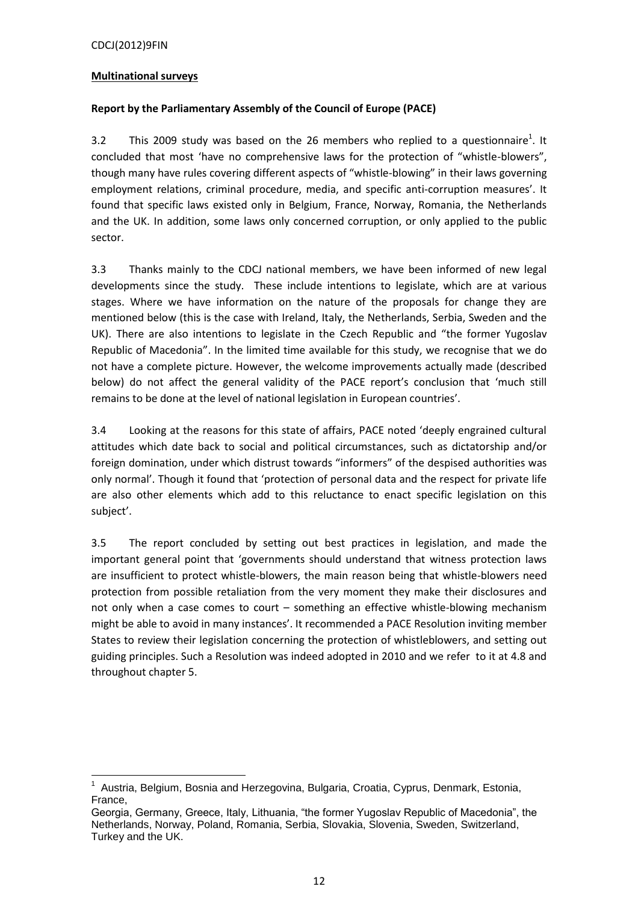**Multinational surveys**

**Report by the Parliamentary Assembly of the Council of Europe (PACE)**

3.2 This 2009 study was based on the 26 members who replied to a questionnaire[1]. It concluded that most 'have no comprehensive laws for the protection of "whistle-blowers", though many have rules covering different aspects of "whistle-blowing" in their laws governing employment relations, criminal procedure, media, and specific anti-corruption measures'. It found that specific laws existed only in Belgium, France, Norway, Romania, the Netherlands and the UK. In addition, some laws only concerned corruption, or only applied to the public sector.

3.3 Thanks mainly to the CDCJ national members, we have been informed of new legal developments since the study. These include intentions to legislate, which are at various stages. Where we have information on the nature of the proposals for change they are mentioned below (this is the case with Ireland, Italy, the Netherlands, Serbia, Sweden and the UK). There are also intentions to legislate in the Czech Republic and "the former Yugoslav Republic of Macedonia". In the limited time available for this study, we recognise that we do not have a complete picture. However, the welcome improvements actually made (described below) do not affect the general validity of the PACE report's conclusion that 'much still remains to be done at the level of national legislation in European countries'.

3.4 Looking at the reasons for this state of affairs, PACE noted 'deeply engrained cultural attitudes which date back to social and political circumstances, such as dictatorship and/or foreign domination, under which distrust towards "informers" of the despised authorities was only normal'. Though it found that 'protection of personal data and the respect for private life are also other elements which add to this reluctance to enact specific legislation on this subject'.

3.5 The report concluded by setting out best practices in legislation, and made the important general point that 'governments should understand that witness protection laws are insufficient to protect whistle-blowers, the main reason being that whistle-blowers need protection from possible retaliation from the very moment they make their disclosures and not only when a case comes to court – something an effective whistle-blowing mechanism might be able to avoid in many instances'. It recommended a PACE Resolution inviting member States to review their legislation concerning the protection of whistleblowers, and setting out guiding principles. Such a Resolution was indeed adopted in 2010 and we refer to it at 4.8 and throughout chapter 5.

[1] Austria, Belgium, Bosnia and Herzegovina, Bulgaria, Croatia, Cyprus, Denmark, Estonia, France, Georgia, Germany, Greece, Italy, Lithuania, "the former Yugoslav Republic of Macedonia", the Netherlands, Norway, Poland, Romania, Serbia, Slovakia, Slovenia, Sweden, Switzerland, Turkey and the UK.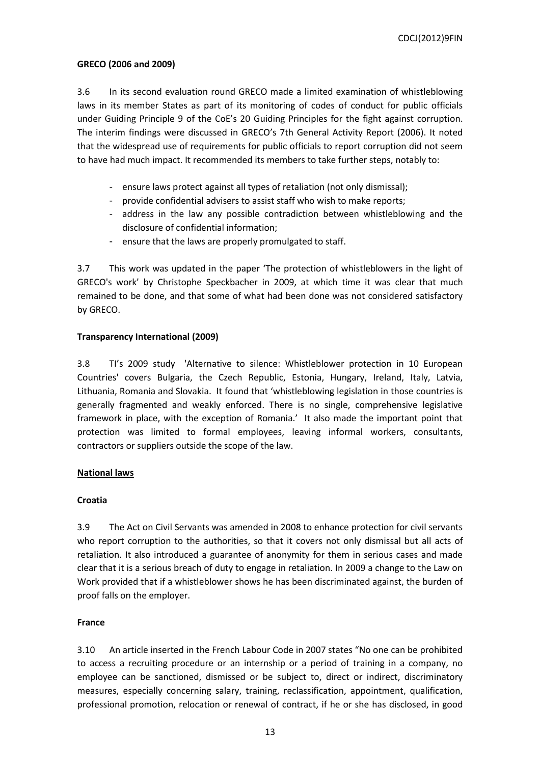**GRECO (2006 and 2009)**

3.6 In its second evaluation round GRECO made a limited examination of whistleblowing laws in its member States as part of its monitoring of codes of conduct for public officials under Guiding Principle 9 of the CoE's 20 Guiding Principles for the fight against corruption. The interim findings were discussed in GRECO's 7th General Activity Report (2006). It noted that the widespread use of requirements for public officials to report corruption did not seem to have had much impact. It recommended its members to take further steps, notably to:

- ensure laws protect against all types of retaliation (not only dismissal);
- provide confidential advisers to assist staff who wish to make reports;
- address in the law any possible contradiction between whistleblowing and the disclosure of confidential information;
- ensure that the laws are properly promulgated to staff.

3.7 This work was updated in the paper 'The protection of whistleblowers in the light of GRECO's work' by Christophe Speckbacher in 2009, at which time it was clear that much remained to be done, and that some of what had been done was not considered satisfactory by GRECO.

**Transparency International (2009)**

3.8 TI's 2009 study 'Alternative to silence: Whistleblower protection in 10 European Countries' covers Bulgaria, the Czech Republic, Estonia, Hungary, Ireland, Italy, Latvia, Lithuania, Romania and Slovakia. It found that 'whistleblowing legislation in those countries is generally fragmented and weakly enforced. There is no single, comprehensive legislative framework in place, with the exception of Romania.' It also made the important point that protection was limited to formal employees, leaving informal workers, consultants, contractors or suppliers outside the scope of the law.

**National laws**

**Croatia**

3.9 The Act on Civil Servants was amended in 2008 to enhance protection for civil servants who report corruption to the authorities, so that it covers not only dismissal but all acts of retaliation. It also introduced a guarantee of anonymity for them in serious cases and made clear that it is a serious breach of duty to engage in retaliation. In 2009 a change to the Law on Work provided that if a whistleblower shows he has been discriminated against, the burden of proof falls on the employer.

**France**

3.10 An article inserted in the French Labour Code in 2007 states "No one can be prohibited to access a recruiting procedure or an internship or a period of training in a company, no employee can be sanctioned, dismissed or be subject to, direct or indirect, discriminatory measures, especially concerning salary, training, reclassification, appointment, qualification, professional promotion, relocation or renewal of contract, if he or she has disclosed, in good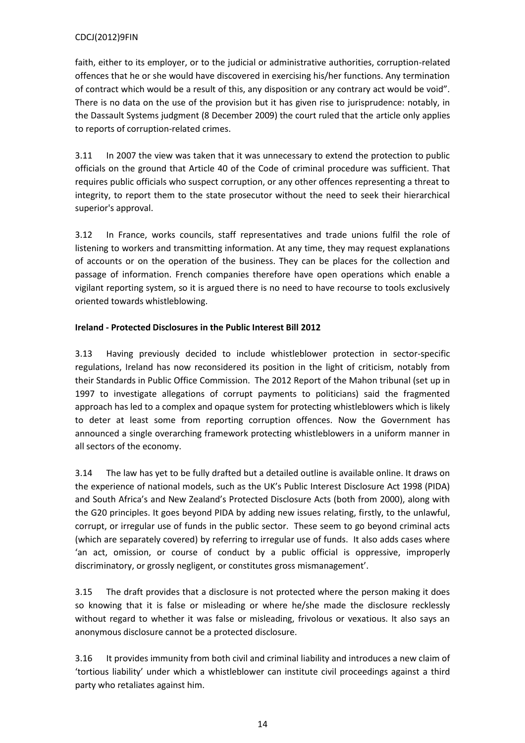faith, either to its employer, or to the judicial or administrative authorities, corruption-related offences that he or she would have discovered in exercising his/her functions. Any termination of contract which would be a result of this, any disposition or any contrary act would be void". There is no data on the use of the provision but it has given rise to jurisprudence: notably, in the Dassault Systems judgment (8 December 2009) the court ruled that the article only applies to reports of corruption-related crimes.

3.11 In 2007 the view was taken that it was unnecessary to extend the protection to public officials on the ground that Article 40 of the Code of criminal procedure was sufficient. That requires public officials who suspect corruption, or any other offences representing a threat to integrity, to report them to the state prosecutor without the need to seek their hierarchical superior's approval.

3.12 In France, works councils, staff representatives and trade unions fulfil the role of listening to workers and transmitting information. At any time, they may request explanations of accounts or on the operation of the business. They can be places for the collection and passage of information. French companies therefore have open operations which enable a vigilant reporting system, so it is argued there is no need to have recourse to tools exclusively oriented towards whistleblowing.

**Ireland - Protected Disclosures in the Public Interest Bill 2012**

3.13 Having previously decided to include whistleblower protection in sector-specific regulations, Ireland has now reconsidered its position in the light of criticism, notably from their Standards in Public Office Commission. The 2012 Report of the Mahon tribunal (set up in 1997 to investigate allegations of corrupt payments to politicians) said the fragmented approach has led to a complex and opaque system for protecting whistleblowers which is likely to deter at least some from reporting corruption offences. Now the Government has announced a single overarching framework protecting whistleblowers in a uniform manner in all sectors of the economy.

3.14 The law has yet to be fully drafted but a detailed outline is available online. It draws on the experience of national models, such as the UK's Public Interest Disclosure Act 1998 (PIDA) and South Africa's and New Zealand's Protected Disclosure Acts (both from 2000), along with the G20 principles. It goes beyond PIDA by adding new issues relating, firstly, to the unlawful, corrupt, or irregular use of funds in the public sector. These seem to go beyond criminal acts (which are separately covered) by referring to irregular use of funds. It also adds cases where 'an act, omission, or course of conduct by a public official is oppressive, improperly discriminatory, or grossly negligent, or constitutes gross mismanagement'.

3.15 The draft provides that a disclosure is not protected where the person making it does so knowing that it is false or misleading or where he/she made the disclosure recklessly without regard to whether it was false or misleading, frivolous or vexatious. It also says an anonymous disclosure cannot be a protected disclosure.

3.16 It provides immunity from both civil and criminal liability and introduces a new claim of 'tortious liability' under which a whistleblower can institute civil proceedings against a third party who retaliates against him.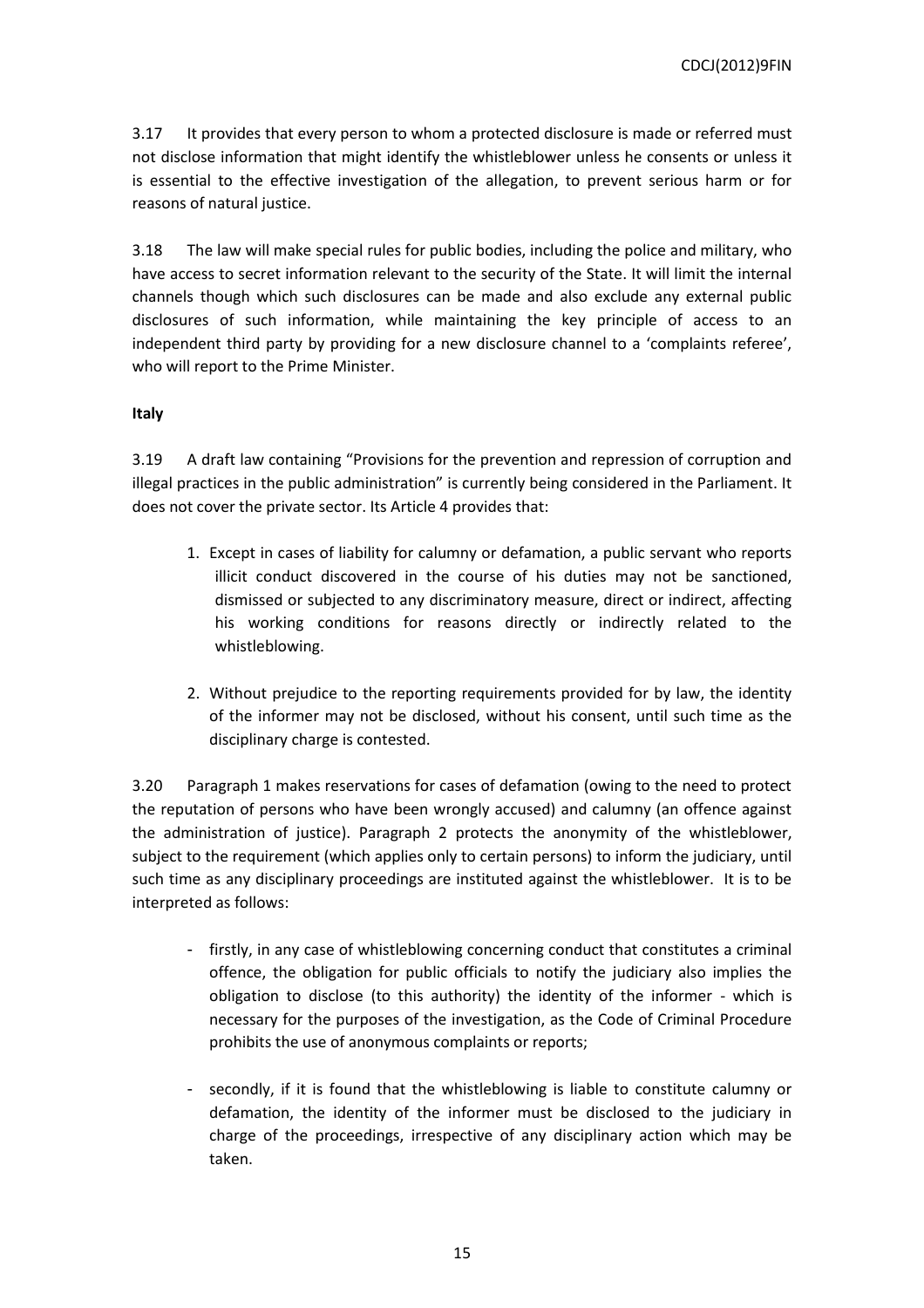3.17 It provides that every person to whom a protected disclosure is made or referred must not disclose information that might identify the whistleblower unless he consents or unless it is essential to the effective investigation of the allegation, to prevent serious harm or for reasons of natural justice.

3.18 The law will make special rules for public bodies, including the police and military, who have access to secret information relevant to the security of the State. It will limit the internal channels though which such disclosures can be made and also exclude any external public disclosures of such information, while maintaining the key principle of access to an independent third party by providing for a new disclosure channel to a 'complaints referee', who will report to the Prime Minister.

**Italy**

3.19 A draft law containing "Provisions for the prevention and repression of corruption and illegal practices in the public administration" is currently being considered in the Parliament. It does not cover the private sector. Its Article 4 provides that:

1. Except in cases of liability for calumny or defamation, a public servant who reports illicit conduct discovered in the course of his duties may not be sanctioned, dismissed or subjected to any discriminatory measure, direct or indirect, affecting his working conditions for reasons directly or indirectly related to the whistleblowing.
2. Without prejudice to the reporting requirements provided for by law, the identity of the informer may not be disclosed, without his consent, until such time as the disciplinary charge is contested.

3.20 Paragraph 1 makes reservations for cases of defamation (owing to the need to protect the reputation of persons who have been wrongly accused) and calumny (an offence against the administration of justice). Paragraph 2 protects the anonymity of the whistleblower, subject to the requirement (which applies only to certain persons) to inform the judiciary, until such time as any disciplinary proceedings are instituted against the whistleblower. It is to be interpreted as follows:

- firstly, in any case of whistleblowing concerning conduct that constitutes a criminal offence, the obligation for public officials to notify the judiciary also implies the obligation to disclose (to this authority) the identity of the informer - which is necessary for the purposes of the investigation, as the Code of Criminal Procedure prohibits the use of anonymous complaints or reports;
- secondly, if it is found that the whistleblowing is liable to constitute calumny or defamation, the identity of the informer must be disclosed to the judiciary in charge of the proceedings, irrespective of any disciplinary action which may be taken.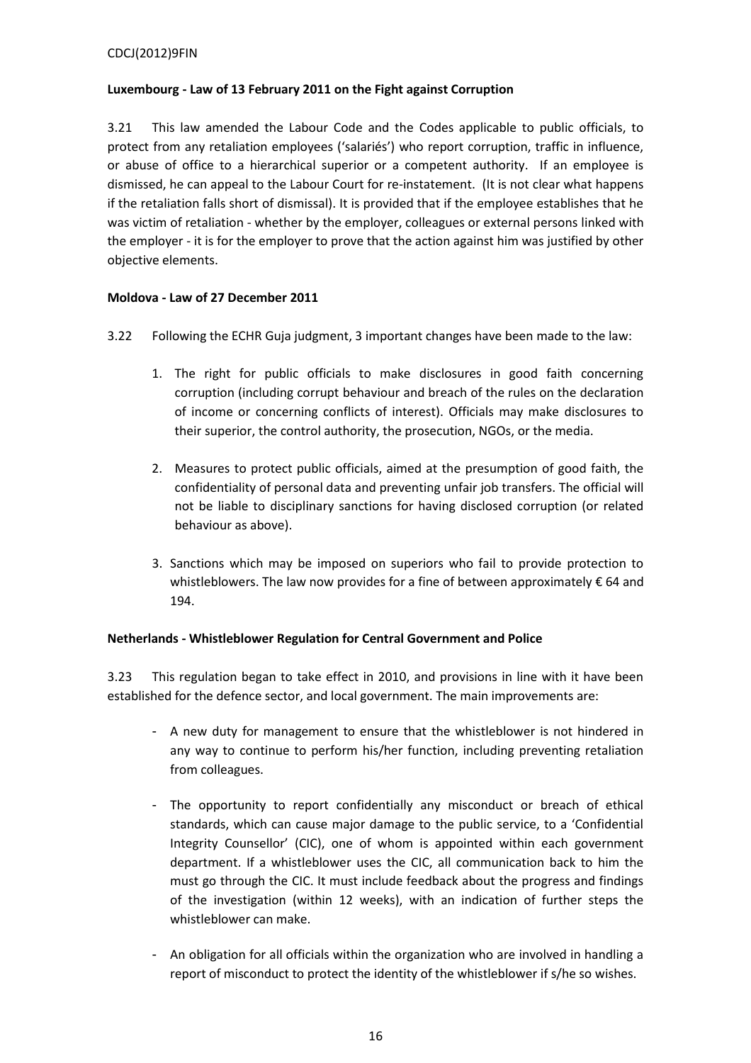**Luxembourg - Law of 13 February 2011 on the Fight against Corruption**

3.21 This law amended the Labour Code and the Codes applicable to public officials, to protect from any retaliation employees ('salariés') who report corruption, traffic in influence, or abuse of office to a hierarchical superior or a competent authority. If an employee is dismissed, he can appeal to the Labour Court for re-instatement. (It is not clear what happens if the retaliation falls short of dismissal). It is provided that if the employee establishes that he was victim of retaliation - whether by the employer, colleagues or external persons linked with the employer - it is for the employer to prove that the action against him was justified by other objective elements.

**Moldova - Law of 27 December 2011**

3.22 Following the ECHR Guja judgment, 3 important changes have been made to the law:

1. The right for public officials to make disclosures in good faith concerning corruption (including corrupt behaviour and breach of the rules on the declaration of income or concerning conflicts of interest). Officials may make disclosures to their superior, the control authority, the prosecution, NGOs, or the media.

2. Measures to protect public officials, aimed at the presumption of good faith, the confidentiality of personal data and preventing unfair job transfers. The official will not be liable to disciplinary sanctions for having disclosed corruption (or related behaviour as above).

3. Sanctions which may be imposed on superiors who fail to provide protection to whistleblowers. The law now provides for a fine of between approximately € 64 and 194.

**Netherlands - Whistleblower Regulation for Central Government and Police**

3.23 This regulation began to take effect in 2010, and provisions in line with it have been established for the defence sector, and local government. The main improvements are:

- A new duty for management to ensure that the whistleblower is not hindered in any way to continue to perform his/her function, including preventing retaliation from colleagues.

- The opportunity to report confidentially any misconduct or breach of ethical standards, which can cause major damage to the public service, to a 'Confidential Integrity Counsellor' (CIC), one of whom is appointed within each government department. If a whistleblower uses the CIC, all communication back to him the must go through the CIC. It must include feedback about the progress and findings of the investigation (within 12 weeks), with an indication of further steps the whistleblower can make.

- An obligation for all officials within the organization who are involved in handling a report of misconduct to protect the identity of the whistleblower if s/he so wishes.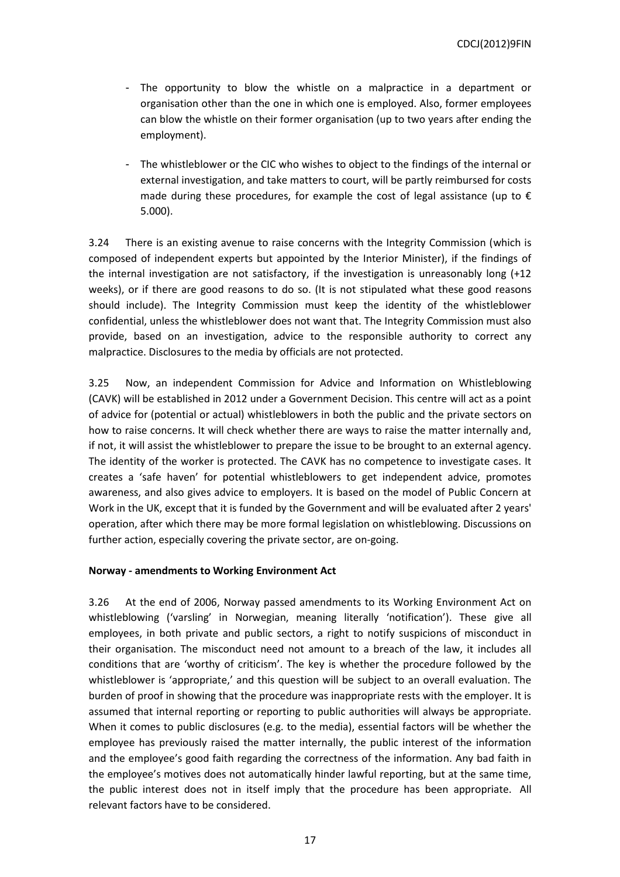- The opportunity to blow the whistle on a malpractice in a department or organisation other than the one in which one is employed. Also, former employees can blow the whistle on their former organisation (up to two years after ending the employment).

- The whistleblower or the CIC who wishes to object to the findings of the internal or external investigation, and take matters to court, will be partly reimbursed for costs made during these procedures, for example the cost of legal assistance (up to € 5.000).

3.24 There is an existing avenue to raise concerns with the Integrity Commission (which is composed of independent experts but appointed by the Interior Minister), if the findings of the internal investigation are not satisfactory, if the investigation is unreasonably long (+12 weeks), or if there are good reasons to do so. (It is not stipulated what these good reasons should include). The Integrity Commission must keep the identity of the whistleblower confidential, unless the whistleblower does not want that. The Integrity Commission must also provide, based on an investigation, advice to the responsible authority to correct any malpractice. Disclosures to the media by officials are not protected.

3.25 Now, an independent Commission for Advice and Information on Whistleblowing (CAVK) will be established in 2012 under a Government Decision. This centre will act as a point of advice for (potential or actual) whistleblowers in both the public and the private sectors on how to raise concerns. It will check whether there are ways to raise the matter internally and, if not, it will assist the whistleblower to prepare the issue to be brought to an external agency. The identity of the worker is protected. The CAVK has no competence to investigate cases. It creates a 'safe haven' for potential whistleblowers to get independent advice, promotes awareness, and also gives advice to employers. It is based on the model of Public Concern at Work in the UK, except that it is funded by the Government and will be evaluated after 2 years' operation, after which there may be more formal legislation on whistleblowing. Discussions on further action, especially covering the private sector, are on-going.

**Norway - amendments to Working Environment Act**

3.26 At the end of 2006, Norway passed amendments to its Working Environment Act on whistleblowing ('varsling' in Norwegian, meaning literally 'notification'). These give all employees, in both private and public sectors, a right to notify suspicions of misconduct in their organisation. The misconduct need not amount to a breach of the law, it includes all conditions that are 'worthy of criticism'. The key is whether the procedure followed by the whistleblower is 'appropriate,' and this question will be subject to an overall evaluation. The burden of proof in showing that the procedure was inappropriate rests with the employer. It is assumed that internal reporting or reporting to public authorities will always be appropriate. When it comes to public disclosures (e.g. to the media), essential factors will be whether the employee has previously raised the matter internally, the public interest of the information and the employee's good faith regarding the correctness of the information. Any bad faith in the employee's motives does not automatically hinder lawful reporting, but at the same time, the public interest does not in itself imply that the procedure has been appropriate. All relevant factors have to be considered.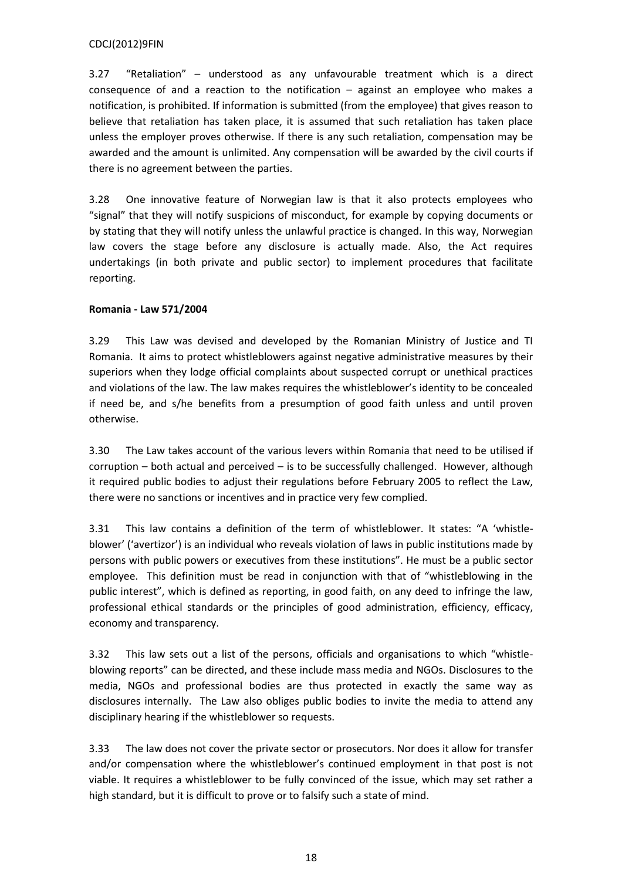3.27 "Retaliation" – understood as any unfavourable treatment which is a direct consequence of and a reaction to the notification – against an employee who makes a notification, is prohibited. If information is submitted (from the employee) that gives reason to believe that retaliation has taken place, it is assumed that such retaliation has taken place unless the employer proves otherwise. If there is any such retaliation, compensation may be awarded and the amount is unlimited. Any compensation will be awarded by the civil courts if there is no agreement between the parties.

3.28 One innovative feature of Norwegian law is that it also protects employees who "signal" that they will notify suspicions of misconduct, for example by copying documents or by stating that they will notify unless the unlawful practice is changed. In this way, Norwegian law covers the stage before any disclosure is actually made. Also, the Act requires undertakings (in both private and public sector) to implement procedures that facilitate reporting.

**Romania - Law 571/2004**

3.29 This Law was devised and developed by the Romanian Ministry of Justice and TI Romania. It aims to protect whistleblowers against negative administrative measures by their superiors when they lodge official complaints about suspected corrupt or unethical practices and violations of the law. The law makes requires the whistleblower's identity to be concealed if need be, and s/he benefits from a presumption of good faith unless and until proven otherwise.

3.30 The Law takes account of the various levers within Romania that need to be utilised if corruption – both actual and perceived – is to be successfully challenged. However, although it required public bodies to adjust their regulations before February 2005 to reflect the Law, there were no sanctions or incentives and in practice very few complied.

3.31 This law contains a definition of the term of whistleblower. It states: "A 'whistle-blower' ('avertizor') is an individual who reveals violation of laws in public institutions made by persons with public powers or executives from these institutions". He must be a public sector employee. This definition must be read in conjunction with that of "whistleblowing in the public interest", which is defined as reporting, in good faith, on any deed to infringe the law, professional ethical standards or the principles of good administration, efficiency, efficacy, economy and transparency.

3.32 This law sets out a list of the persons, officials and organisations to which "whistle-blowing reports" can be directed, and these include mass media and NGOs. Disclosures to the media, NGOs and professional bodies are thus protected in exactly the same way as disclosures internally. The Law also obliges public bodies to invite the media to attend any disciplinary hearing if the whistleblower so requests.

3.33 The law does not cover the private sector or prosecutors. Nor does it allow for transfer and/or compensation where the whistleblower's continued employment in that post is not viable. It requires a whistleblower to be fully convinced of the issue, which may set rather a high standard, but it is difficult to prove or to falsify such a state of mind.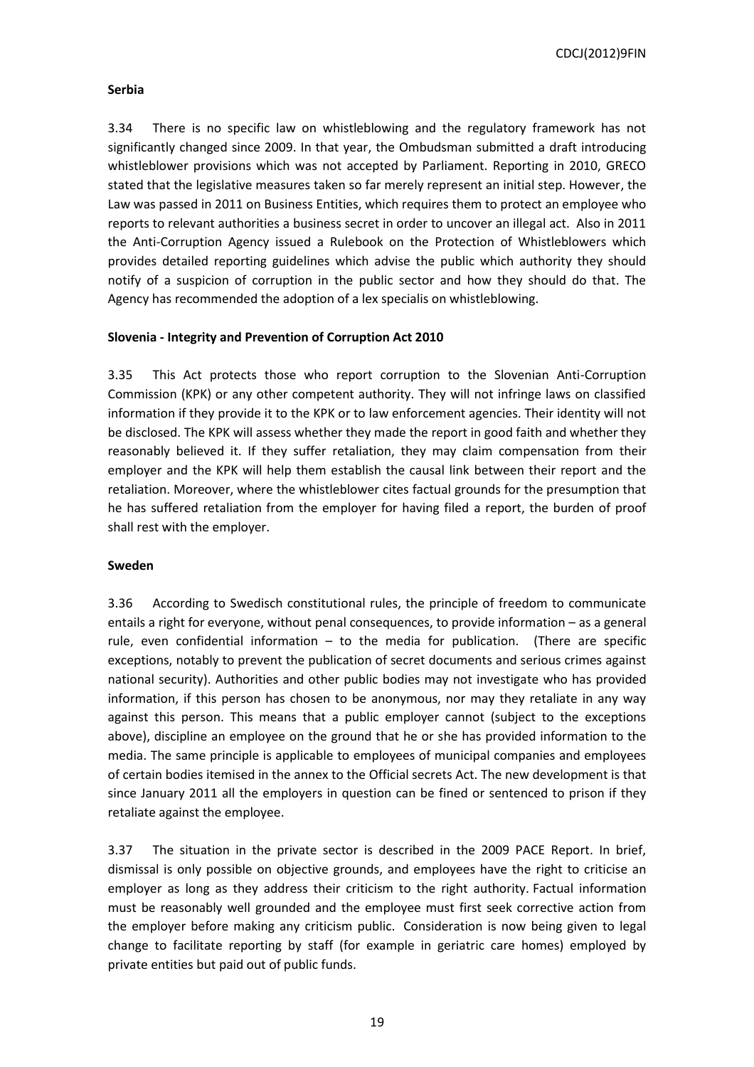**Serbia**

3.34 There is no specific law on whistleblowing and the regulatory framework has not significantly changed since 2009. In that year, the Ombudsman submitted a draft introducing whistleblower provisions which was not accepted by Parliament. Reporting in 2010, GRECO stated that the legislative measures taken so far merely represent an initial step. However, the Law was passed in 2011 on Business Entities, which requires them to protect an employee who reports to relevant authorities a business secret in order to uncover an illegal act. Also in 2011 the Anti-Corruption Agency issued a Rulebook on the Protection of Whistleblowers which provides detailed reporting guidelines which advise the public which authority they should notify of a suspicion of corruption in the public sector and how they should do that. The Agency has recommended the adoption of a lex specialis on whistleblowing.

**Slovenia - Integrity and Prevention of Corruption Act 2010**

3.35 This Act protects those who report corruption to the Slovenian Anti-Corruption Commission (KPK) or any other competent authority. They will not infringe laws on classified information if they provide it to the KPK or to law enforcement agencies. Their identity will not be disclosed. The KPK will assess whether they made the report in good faith and whether they reasonably believed it. If they suffer retaliation, they may claim compensation from their employer and the KPK will help them establish the causal link between their report and the retaliation. Moreover, where the whistleblower cites factual grounds for the presumption that he has suffered retaliation from the employer for having filed a report, the burden of proof shall rest with the employer.

**Sweden**

3.36 According to Swedisch constitutional rules, the principle of freedom to communicate entails a right for everyone, without penal consequences, to provide information – as a general rule, even confidential information – to the media for publication. (There are specific exceptions, notably to prevent the publication of secret documents and serious crimes against national security). Authorities and other public bodies may not investigate who has provided information, if this person has chosen to be anonymous, nor may they retaliate in any way against this person. This means that a public employer cannot (subject to the exceptions above), discipline an employee on the ground that he or she has provided information to the media. The same principle is applicable to employees of municipal companies and employees of certain bodies itemised in the annex to the Official secrets Act. The new development is that since January 2011 all the employers in question can be fined or sentenced to prison if they retaliate against the employee.

3.37 The situation in the private sector is described in the 2009 PACE Report. In brief, dismissal is only possible on objective grounds, and employees have the right to criticise an employer as long as they address their criticism to the right authority. Factual information must be reasonably well grounded and the employee must first seek corrective action from the employer before making any criticism public. Consideration is now being given to legal change to facilitate reporting by staff (for example in geriatric care homes) employed by private entities but paid out of public funds.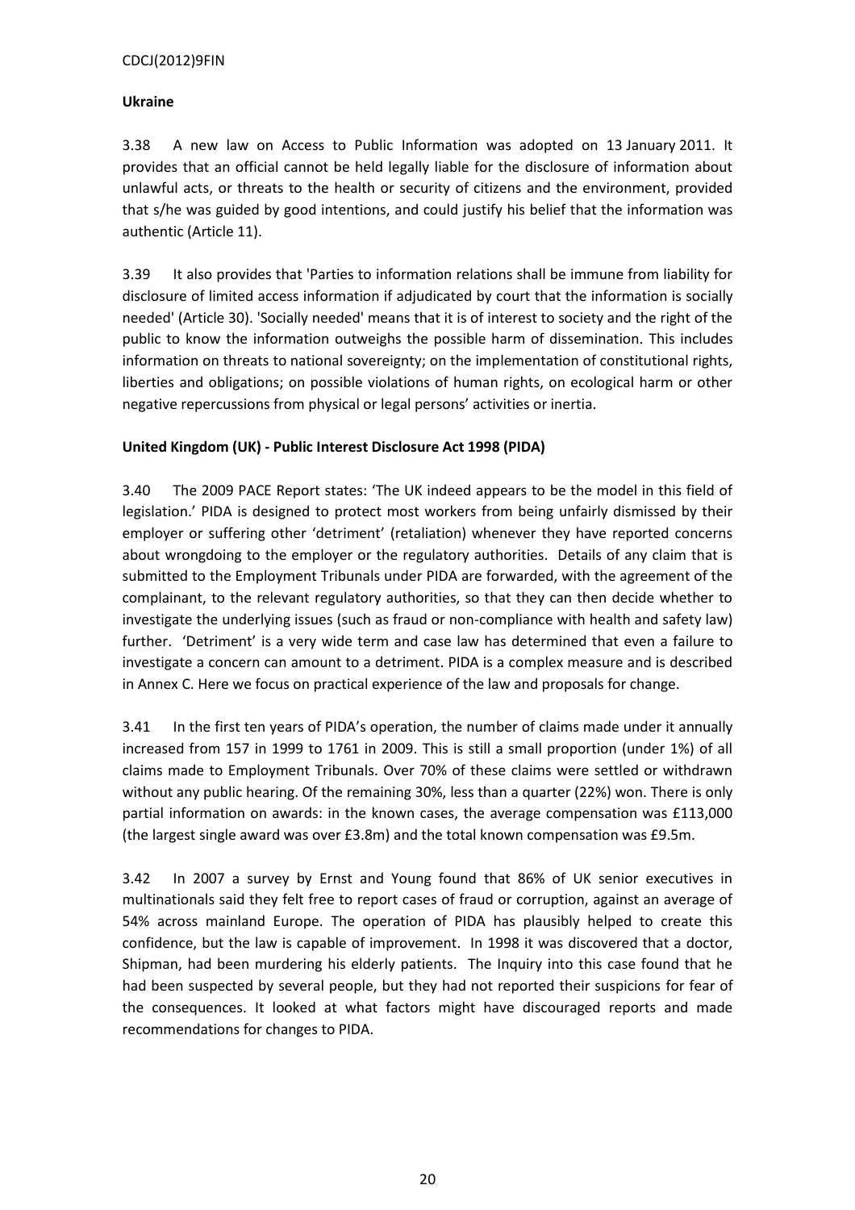**Ukraine**

3.38 A new law on Access to Public Information was adopted on 13 January 2011. It provides that an official cannot be held legally liable for the disclosure of information about unlawful acts, or threats to the health or security of citizens and the environment, provided that s/he was guided by good intentions, and could justify his belief that the information was authentic (Article 11).

3.39 It also provides that 'Parties to information relations shall be immune from liability for disclosure of limited access information if adjudicated by court that the information is socially needed' (Article 30). 'Socially needed' means that it is of interest to society and the right of the public to know the information outweighs the possible harm of dissemination. This includes information on threats to national sovereignty; on the implementation of constitutional rights, liberties and obligations; on possible violations of human rights, on ecological harm or other negative repercussions from physical or legal persons' activities or inertia.

**United Kingdom (UK) - Public Interest Disclosure Act 1998 (PIDA)**

3.40 The 2009 PACE Report states: 'The UK indeed appears to be the model in this field of legislation.' PIDA is designed to protect most workers from being unfairly dismissed by their employer or suffering other 'detriment' (retaliation) whenever they have reported concerns about wrongdoing to the employer or the regulatory authorities. Details of any claim that is submitted to the Employment Tribunals under PIDA are forwarded, with the agreement of the complainant, to the relevant regulatory authorities, so that they can then decide whether to investigate the underlying issues (such as fraud or non-compliance with health and safety law) further. 'Detriment' is a very wide term and case law has determined that even a failure to investigate a concern can amount to a detriment. PIDA is a complex measure and is described in Annex C. Here we focus on practical experience of the law and proposals for change.

3.41 In the first ten years of PIDA's operation, the number of claims made under it annually increased from 157 in 1999 to 1761 in 2009. This is still a small proportion (under 1%) of all claims made to Employment Tribunals. Over 70% of these claims were settled or withdrawn without any public hearing. Of the remaining 30%, less than a quarter (22%) won. There is only partial information on awards: in the known cases, the average compensation was £113,000 (the largest single award was over £3.8m) and the total known compensation was £9.5m.

3.42 In 2007 a survey by Ernst and Young found that 86% of UK senior executives in multinationals said they felt free to report cases of fraud or corruption, against an average of 54% across mainland Europe. The operation of PIDA has plausibly helped to create this confidence, but the law is capable of improvement. In 1998 it was discovered that a doctor, Shipman, had been murdering his elderly patients. The Inquiry into this case found that he had been suspected by several people, but they had not reported their suspicions for fear of the consequences. It looked at what factors might have discouraged reports and made recommendations for changes to PIDA.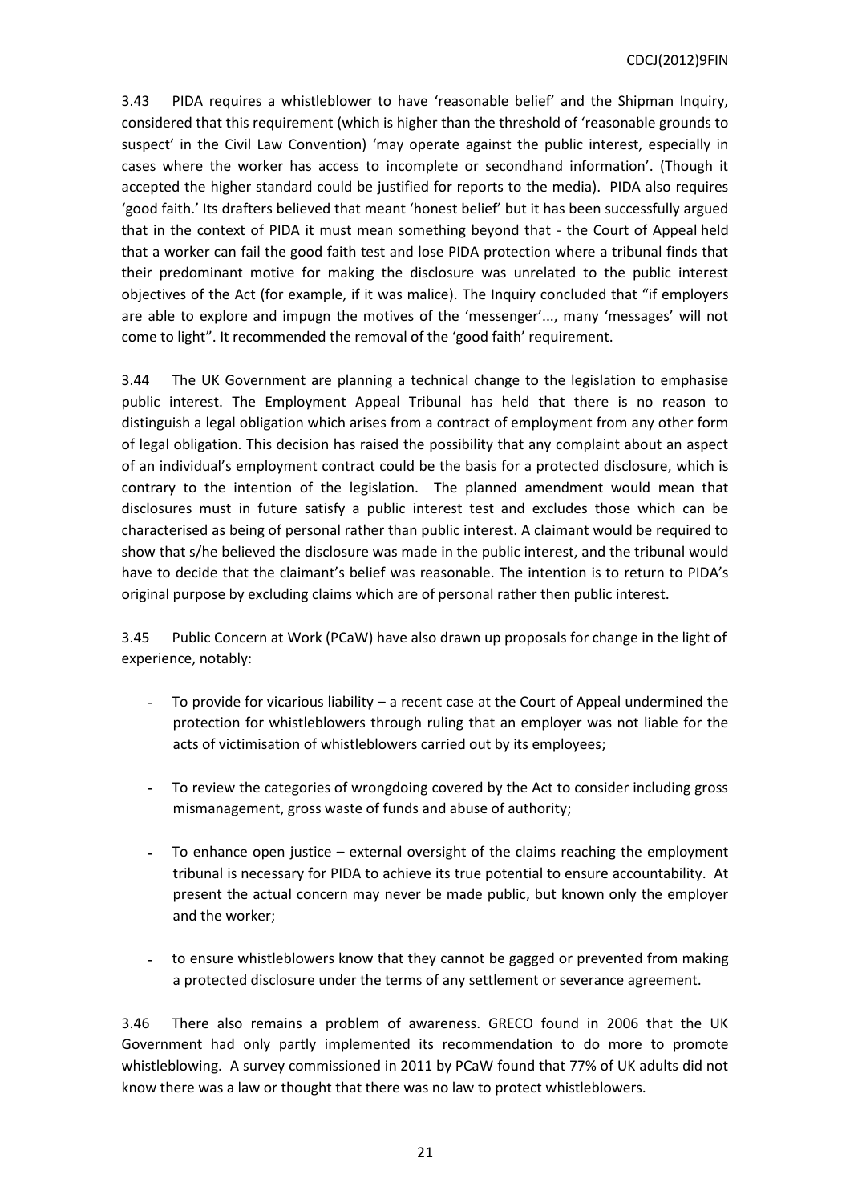3.43 PIDA requires a whistleblower to have 'reasonable belief' and the Shipman Inquiry, considered that this requirement (which is higher than the threshold of 'reasonable grounds to suspect' in the Civil Law Convention) 'may operate against the public interest, especially in cases where the worker has access to incomplete or secondhand information'. (Though it accepted the higher standard could be justified for reports to the media). PIDA also requires 'good faith.' Its drafters believed that meant 'honest belief' but it has been successfully argued that in the context of PIDA it must mean something beyond that - the Court of Appeal held that a worker can fail the good faith test and lose PIDA protection where a tribunal finds that their predominant motive for making the disclosure was unrelated to the public interest objectives of the Act (for example, if it was malice). The Inquiry concluded that "if employers are able to explore and impugn the motives of the 'messenger'..., many 'messages' will not come to light". It recommended the removal of the 'good faith' requirement.

3.44 The UK Government are planning a technical change to the legislation to emphasise public interest. The Employment Appeal Tribunal has held that there is no reason to distinguish a legal obligation which arises from a contract of employment from any other form of legal obligation. This decision has raised the possibility that any complaint about an aspect of an individual's employment contract could be the basis for a protected disclosure, which is contrary to the intention of the legislation. The planned amendment would mean that disclosures must in future satisfy a public interest test and excludes those which can be characterised as being of personal rather than public interest. A claimant would be required to show that s/he believed the disclosure was made in the public interest, and the tribunal would have to decide that the claimant's belief was reasonable. The intention is to return to PIDA's original purpose by excluding claims which are of personal rather then public interest.

3.45 Public Concern at Work (PCaW) have also drawn up proposals for change in the light of experience, notably:

- To provide for vicarious liability – a recent case at the Court of Appeal undermined the protection for whistleblowers through ruling that an employer was not liable for the acts of victimisation of whistleblowers carried out by its employees;
- To review the categories of wrongdoing covered by the Act to consider including gross mismanagement, gross waste of funds and abuse of authority;
- To enhance open justice – external oversight of the claims reaching the employment tribunal is necessary for PIDA to achieve its true potential to ensure accountability. At present the actual concern may never be made public, but known only the employer and the worker;
- to ensure whistleblowers know that they cannot be gagged or prevented from making a protected disclosure under the terms of any settlement or severance agreement.

3.46 There also remains a problem of awareness. GRECO found in 2006 that the UK Government had only partly implemented its recommendation to do more to promote whistleblowing. A survey commissioned in 2011 by PCaW found that 77% of UK adults did not know there was a law or thought that there was no law to protect whistleblowers.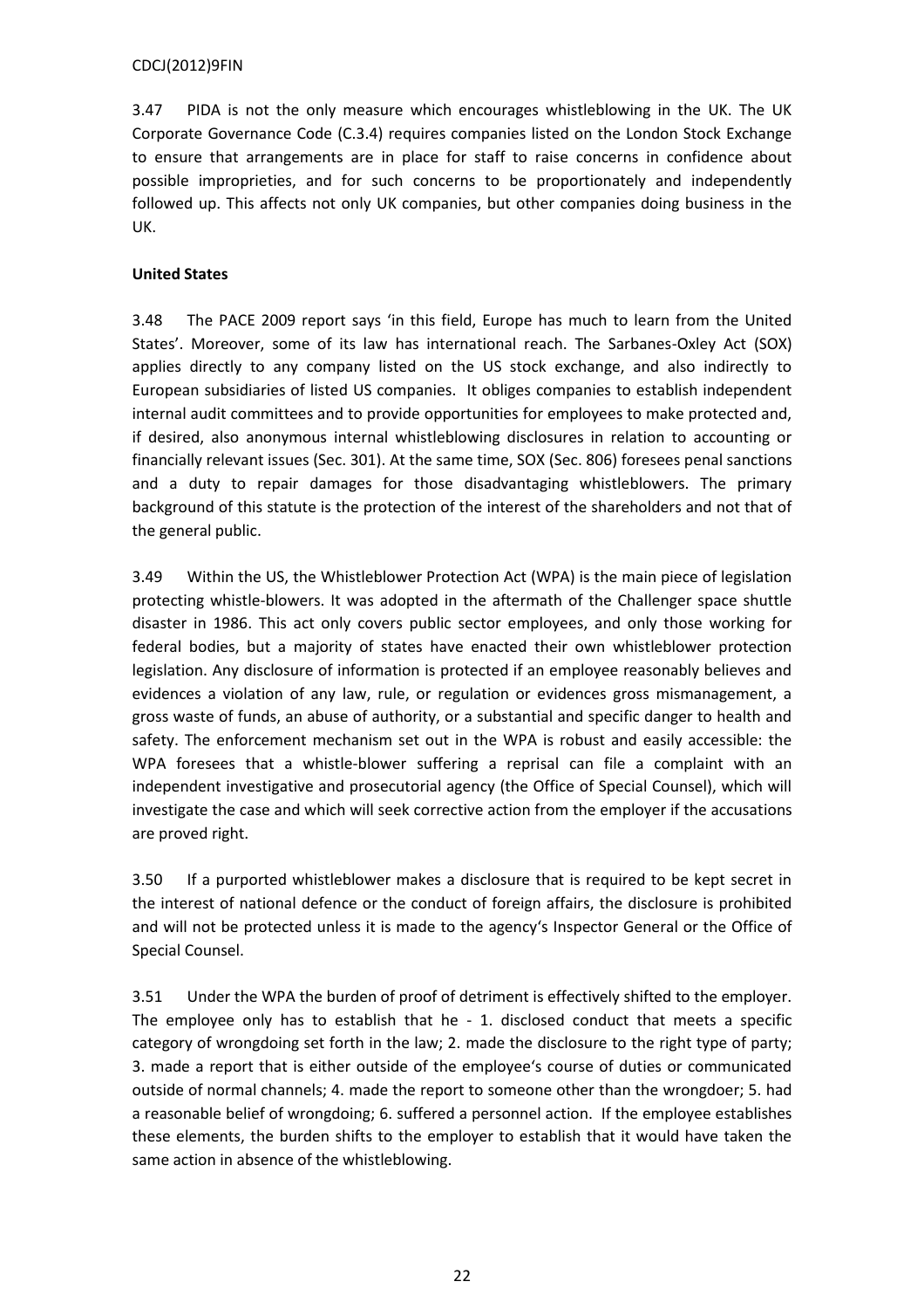3.47 PIDA is not the only measure which encourages whistleblowing in the UK. The UK Corporate Governance Code (C.3.4) requires companies listed on the London Stock Exchange to ensure that arrangements are in place for staff to raise concerns in confidence about possible improprieties, and for such concerns to be proportionately and independently followed up. This affects not only UK companies, but other companies doing business in the UK.

**United States**

3.48 The PACE 2009 report says 'in this field, Europe has much to learn from the United States'. Moreover, some of its law has international reach. The Sarbanes-Oxley Act (SOX) applies directly to any company listed on the US stock exchange, and also indirectly to European subsidiaries of listed US companies. It obliges companies to establish independent internal audit committees and to provide opportunities for employees to make protected and, if desired, also anonymous internal whistleblowing disclosures in relation to accounting or financially relevant issues (Sec. 301). At the same time, SOX (Sec. 806) foresees penal sanctions and a duty to repair damages for those disadvantaging whistleblowers. The primary background of this statute is the protection of the interest of the shareholders and not that of the general public.

3.49 Within the US, the Whistleblower Protection Act (WPA) is the main piece of legislation protecting whistle-blowers. It was adopted in the aftermath of the Challenger space shuttle disaster in 1986. This act only covers public sector employees, and only those working for federal bodies, but a majority of states have enacted their own whistleblower protection legislation. Any disclosure of information is protected if an employee reasonably believes and evidences a violation of any law, rule, or regulation or evidences gross mismanagement, a gross waste of funds, an abuse of authority, or a substantial and specific danger to health and safety. The enforcement mechanism set out in the WPA is robust and easily accessible: the WPA foresees that a whistle-blower suffering a reprisal can file a complaint with an independent investigative and prosecutorial agency (the Office of Special Counsel), which will investigate the case and which will seek corrective action from the employer if the accusations are proved right.

3.50 If a purported whistleblower makes a disclosure that is required to be kept secret in the interest of national defence or the conduct of foreign affairs, the disclosure is prohibited and will not be protected unless it is made to the agency's Inspector General or the Office of Special Counsel.

3.51 Under the WPA the burden of proof of detriment is effectively shifted to the employer. The employee only has to establish that he - 1. disclosed conduct that meets a specific category of wrongdoing set forth in the law; 2. made the disclosure to the right type of party; 3. made a report that is either outside of the employee's course of duties or communicated outside of normal channels; 4. made the report to someone other than the wrongdoer; 5. had a reasonable belief of wrongdoing; 6. suffered a personnel action. If the employee establishes these elements, the burden shifts to the employer to establish that it would have taken the same action in absence of the whistleblowing.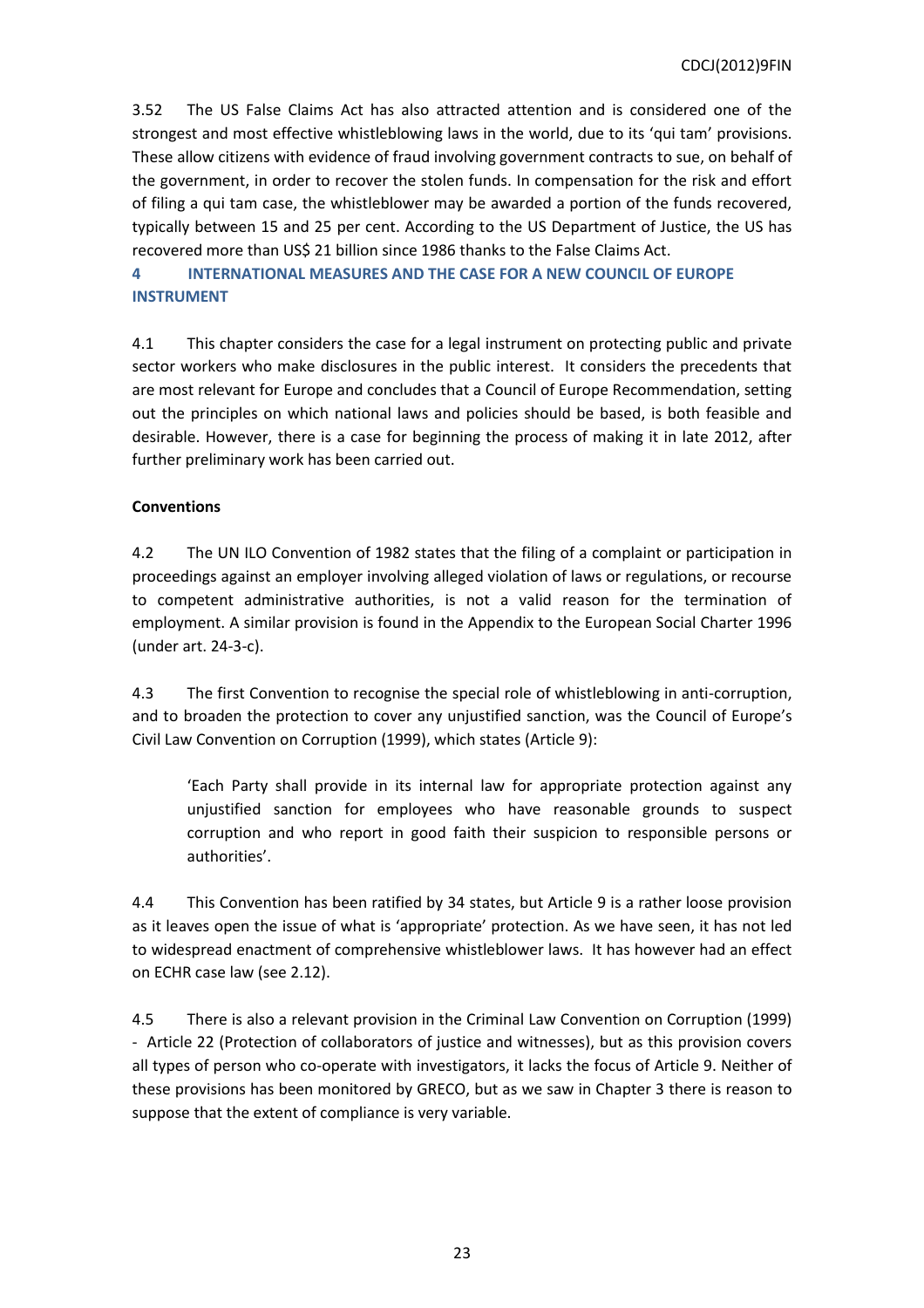3.52 The US False Claims Act has also attracted attention and is considered one of the strongest and most effective whistleblowing laws in the world, due to its 'qui tam' provisions. These allow citizens with evidence of fraud involving government contracts to sue, on behalf of the government, in order to recover the stolen funds. In compensation for the risk and effort of filing a qui tam case, the whistleblower may be awarded a portion of the funds recovered, typically between 15 and 25 per cent. According to the US Department of Justice, the US has recovered more than US$ 21 billion since 1986 thanks to the False Claims Act.

## 4 INTERNATIONAL MEASURES AND THE CASE FOR A NEW COUNCIL OF EUROPE INSTRUMENT

4.1 This chapter considers the case for a legal instrument on protecting public and private sector workers who make disclosures in the public interest. It considers the precedents that are most relevant for Europe and concludes that a Council of Europe Recommendation, setting out the principles on which national laws and policies should be based, is both feasible and desirable. However, there is a case for beginning the process of making it in late 2012, after further preliminary work has been carried out.

**Conventions**

4.2 The UN ILO Convention of 1982 states that the filing of a complaint or participation in proceedings against an employer involving alleged violation of laws or regulations, or recourse to competent administrative authorities, is not a valid reason for the termination of employment. A similar provision is found in the Appendix to the European Social Charter 1996 (under art. 24-3-c).

4.3 The first Convention to recognise the special role of whistleblowing in anti-corruption, and to broaden the protection to cover any unjustified sanction, was the Council of Europe's Civil Law Convention on Corruption (1999), which states (Article 9):

> 'Each Party shall provide in its internal law for appropriate protection against any unjustified sanction for employees who have reasonable grounds to suspect corruption and who report in good faith their suspicion to responsible persons or authorities'.

4.4 This Convention has been ratified by 34 states, but Article 9 is a rather loose provision as it leaves open the issue of what is 'appropriate' protection. As we have seen, it has not led to widespread enactment of comprehensive whistleblower laws. It has however had an effect on ECHR case law (see 2.12).

4.5 There is also a relevant provision in the Criminal Law Convention on Corruption (1999) - Article 22 (Protection of collaborators of justice and witnesses), but as this provision covers all types of person who co-operate with investigators, it lacks the focus of Article 9. Neither of these provisions has been monitored by GRECO, but as we saw in Chapter 3 there is reason to suppose that the extent of compliance is very variable.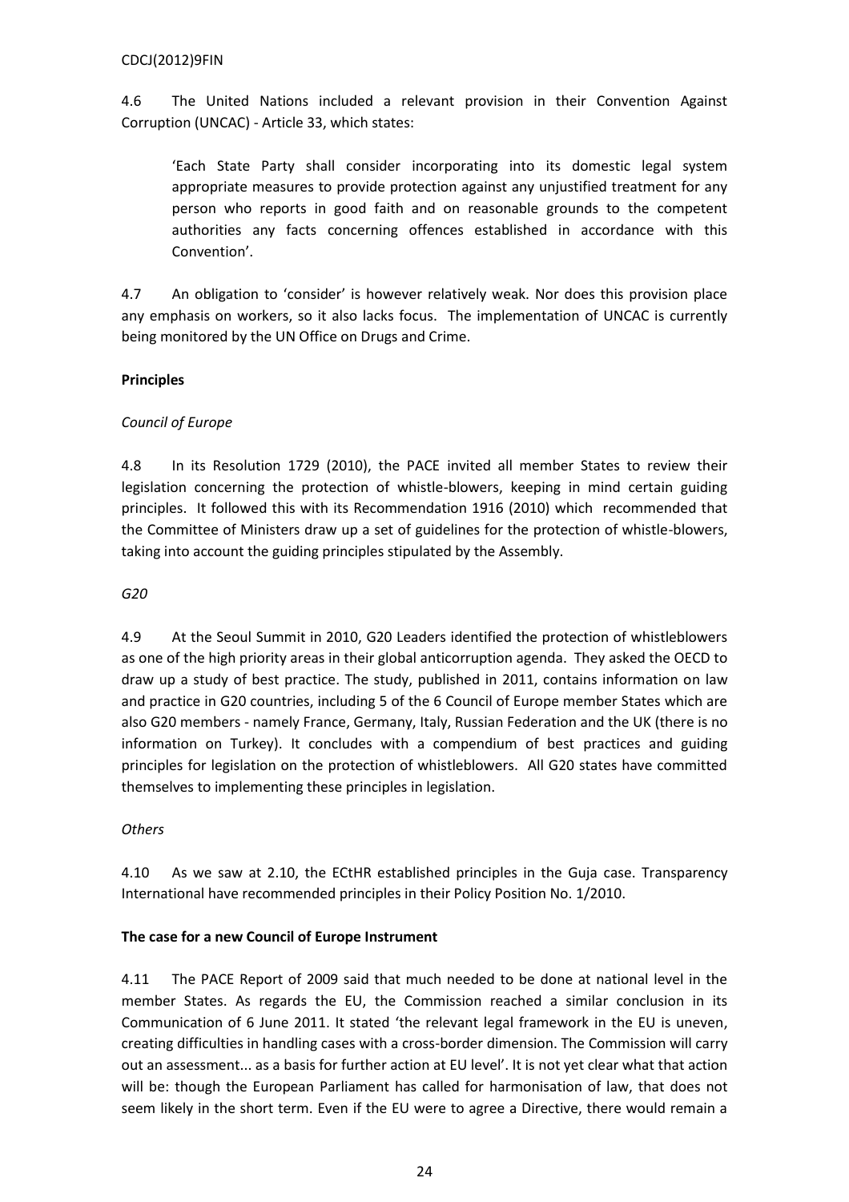4.6 The United Nations included a relevant provision in their Convention Against Corruption (UNCAC) - Article 33, which states:

> 'Each State Party shall consider incorporating into its domestic legal system appropriate measures to provide protection against any unjustified treatment for any person who reports in good faith and on reasonable grounds to the competent authorities any facts concerning offences established in accordance with this Convention'.

4.7 An obligation to 'consider' is however relatively weak. Nor does this provision place any emphasis on workers, so it also lacks focus. The implementation of UNCAC is currently being monitored by the UN Office on Drugs and Crime.

**Principles**

*Council of Europe*

4.8 In its Resolution 1729 (2010), the PACE invited all member States to review their legislation concerning the protection of whistle-blowers, keeping in mind certain guiding principles. It followed this with its Recommendation 1916 (2010) which recommended that the Committee of Ministers draw up a set of guidelines for the protection of whistle-blowers, taking into account the guiding principles stipulated by the Assembly.

*G20*

4.9 At the Seoul Summit in 2010, G20 Leaders identified the protection of whistleblowers as one of the high priority areas in their global anticorruption agenda. They asked the OECD to draw up a study of best practice. The study, published in 2011, contains information on law and practice in G20 countries, including 5 of the 6 Council of Europe member States which are also G20 members - namely France, Germany, Italy, Russian Federation and the UK (there is no information on Turkey). It concludes with a compendium of best practices and guiding principles for legislation on the protection of whistleblowers. All G20 states have committed themselves to implementing these principles in legislation.

*Others*

4.10 As we saw at 2.10, the ECtHR established principles in the Guja case. Transparency International have recommended principles in their Policy Position No. 1/2010.

**The case for a new Council of Europe Instrument**

4.11 The PACE Report of 2009 said that much needed to be done at national level in the member States. As regards the EU, the Commission reached a similar conclusion in its Communication of 6 June 2011. It stated 'the relevant legal framework in the EU is uneven, creating difficulties in handling cases with a cross-border dimension. The Commission will carry out an assessment... as a basis for further action at EU level'. It is not yet clear what that action will be: though the European Parliament has called for harmonisation of law, that does not seem likely in the short term. Even if the EU were to agree a Directive, there would remain a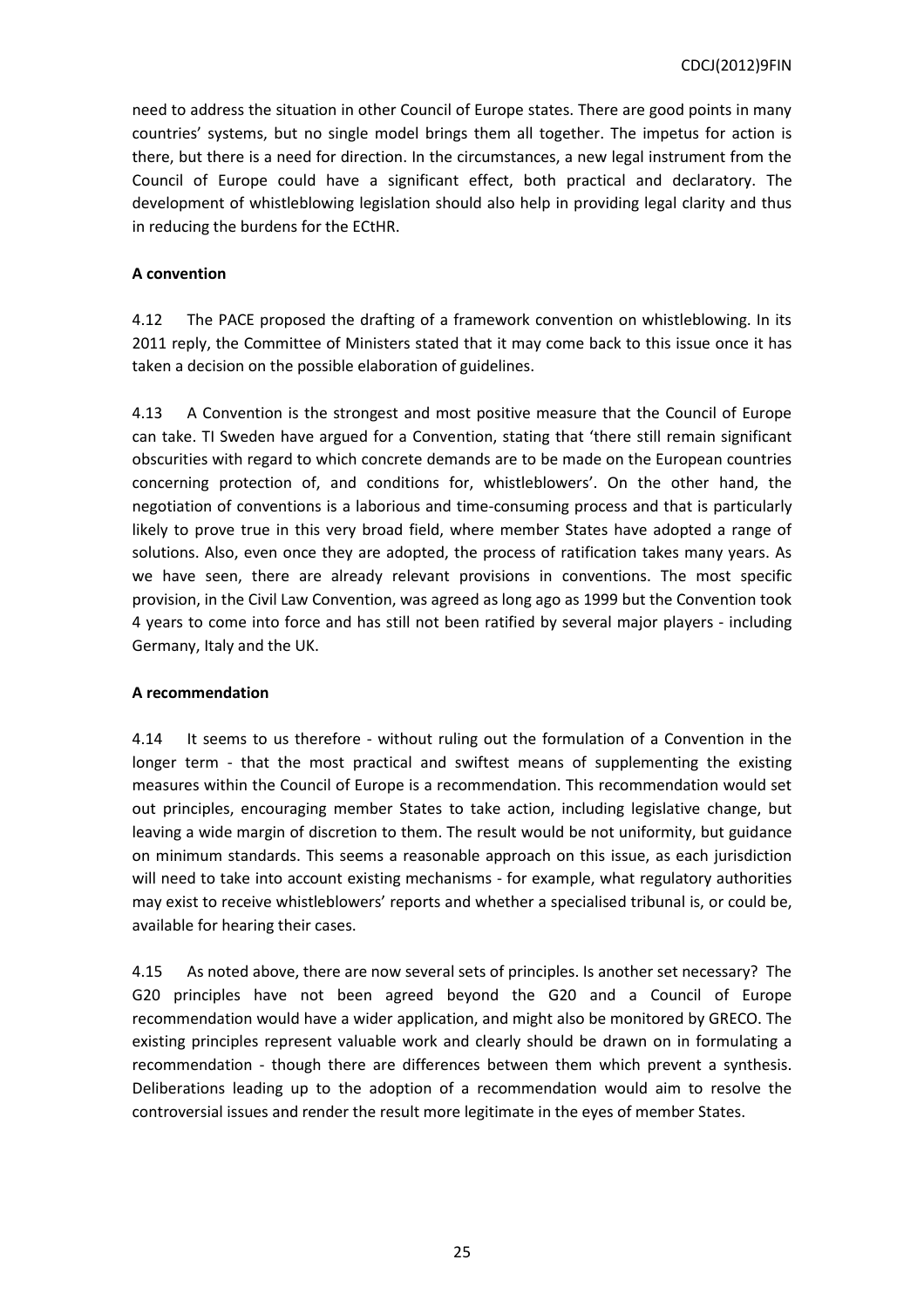need to address the situation in other Council of Europe states. There are good points in many countries' systems, but no single model brings them all together. The impetus for action is there, but there is a need for direction. In the circumstances, a new legal instrument from the Council of Europe could have a significant effect, both practical and declaratory. The development of whistleblowing legislation should also help in providing legal clarity and thus in reducing the burdens for the ECtHR.

**A convention**

4.12 The PACE proposed the drafting of a framework convention on whistleblowing. In its 2011 reply, the Committee of Ministers stated that it may come back to this issue once it has taken a decision on the possible elaboration of guidelines.

4.13 A Convention is the strongest and most positive measure that the Council of Europe can take. TI Sweden have argued for a Convention, stating that 'there still remain significant obscurities with regard to which concrete demands are to be made on the European countries concerning protection of, and conditions for, whistleblowers'. On the other hand, the negotiation of conventions is a laborious and time-consuming process and that is particularly likely to prove true in this very broad field, where member States have adopted a range of solutions. Also, even once they are adopted, the process of ratification takes many years. As we have seen, there are already relevant provisions in conventions. The most specific provision, in the Civil Law Convention, was agreed as long ago as 1999 but the Convention took 4 years to come into force and has still not been ratified by several major players - including Germany, Italy and the UK.

**A recommendation**

4.14 It seems to us therefore - without ruling out the formulation of a Convention in the longer term - that the most practical and swiftest means of supplementing the existing measures within the Council of Europe is a recommendation. This recommendation would set out principles, encouraging member States to take action, including legislative change, but leaving a wide margin of discretion to them. The result would be not uniformity, but guidance on minimum standards. This seems a reasonable approach on this issue, as each jurisdiction will need to take into account existing mechanisms - for example, what regulatory authorities may exist to receive whistleblowers' reports and whether a specialised tribunal is, or could be, available for hearing their cases.

4.15 As noted above, there are now several sets of principles. Is another set necessary? The G20 principles have not been agreed beyond the G20 and a Council of Europe recommendation would have a wider application, and might also be monitored by GRECO. The existing principles represent valuable work and clearly should be drawn on in formulating a recommendation - though there are differences between them which prevent a synthesis. Deliberations leading up to the adoption of a recommendation would aim to resolve the controversial issues and render the result more legitimate in the eyes of member States.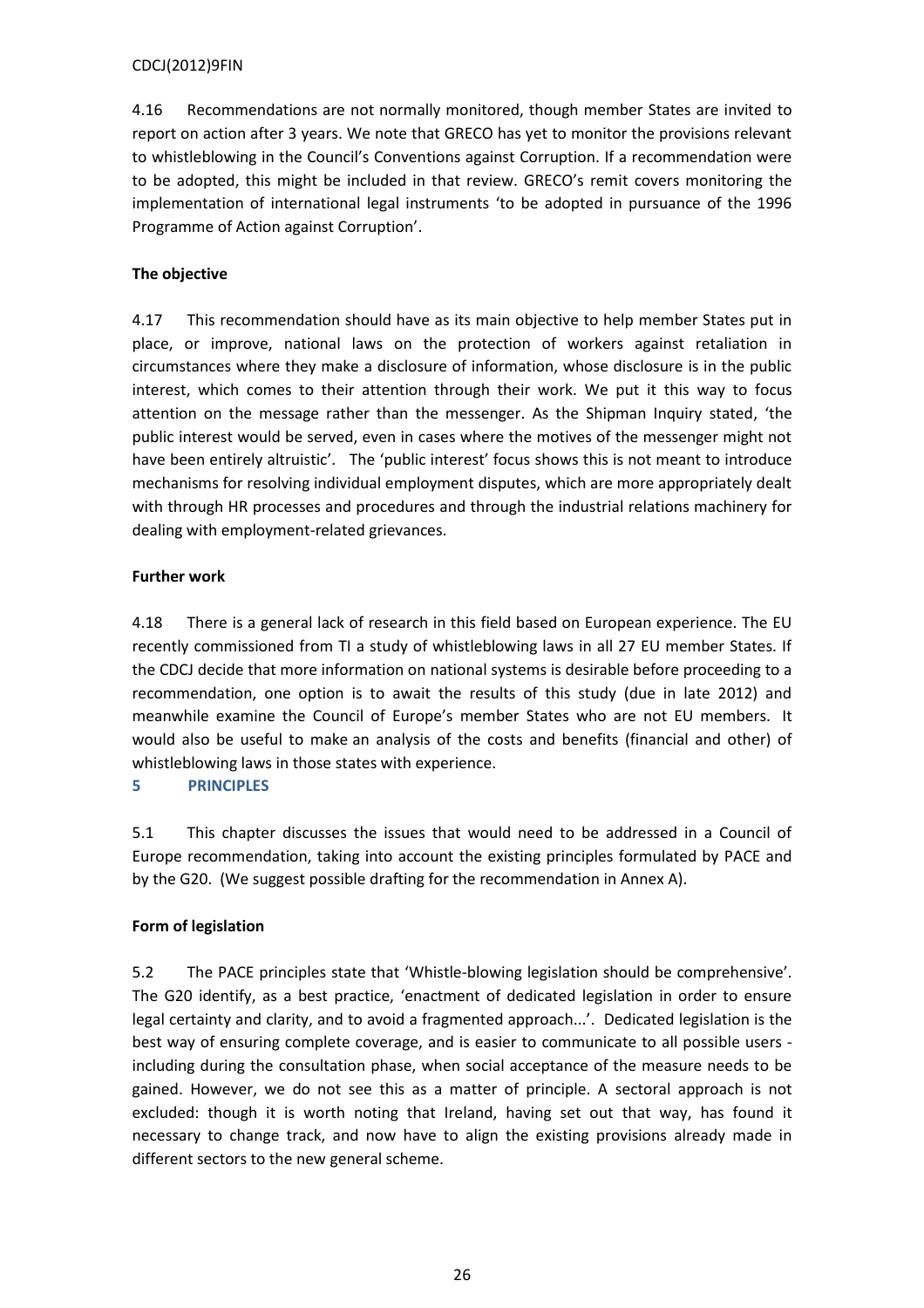4.16 Recommendations are not normally monitored, though member States are invited to report on action after 3 years. We note that GRECO has yet to monitor the provisions relevant to whistleblowing in the Council's Conventions against Corruption. If a recommendation were to be adopted, this might be included in that review. GRECO's remit covers monitoring the implementation of international legal instruments 'to be adopted in pursuance of the 1996 Programme of Action against Corruption'.

**The objective**

4.17 This recommendation should have as its main objective to help member States put in place, or improve, national laws on the protection of workers against retaliation in circumstances where they make a disclosure of information, whose disclosure is in the public interest, which comes to their attention through their work. We put it this way to focus attention on the message rather than the messenger. As the Shipman Inquiry stated, 'the public interest would be served, even in cases where the motives of the messenger might not have been entirely altruistic'. The 'public interest' focus shows this is not meant to introduce mechanisms for resolving individual employment disputes, which are more appropriately dealt with through HR processes and procedures and through the industrial relations machinery for dealing with employment-related grievances.

**Further work**

4.18 There is a general lack of research in this field based on European experience. The EU recently commissioned from TI a study of whistleblowing laws in all 27 EU member States. If the CDCJ decide that more information on national systems is desirable before proceeding to a recommendation, one option is to await the results of this study (due in late 2012) and meanwhile examine the Council of Europe's member States who are not EU members. It would also be useful to make an analysis of the costs and benefits (financial and other) of whistleblowing laws in those states with experience.

## 5 PRINCIPLES

5.1 This chapter discusses the issues that would need to be addressed in a Council of Europe recommendation, taking into account the existing principles formulated by PACE and by the G20. (We suggest possible drafting for the recommendation in Annex A).

**Form of legislation**

5.2 The PACE principles state that 'Whistle-blowing legislation should be comprehensive'. The G20 identify, as a best practice, 'enactment of dedicated legislation in order to ensure legal certainty and clarity, and to avoid a fragmented approach...'. Dedicated legislation is the best way of ensuring complete coverage, and is easier to communicate to all possible users - including during the consultation phase, when social acceptance of the measure needs to be gained. However, we do not see this as a matter of principle. A sectoral approach is not excluded: though it is worth noting that Ireland, having set out that way, has found it necessary to change track, and now have to align the existing provisions already made in different sectors to the new general scheme.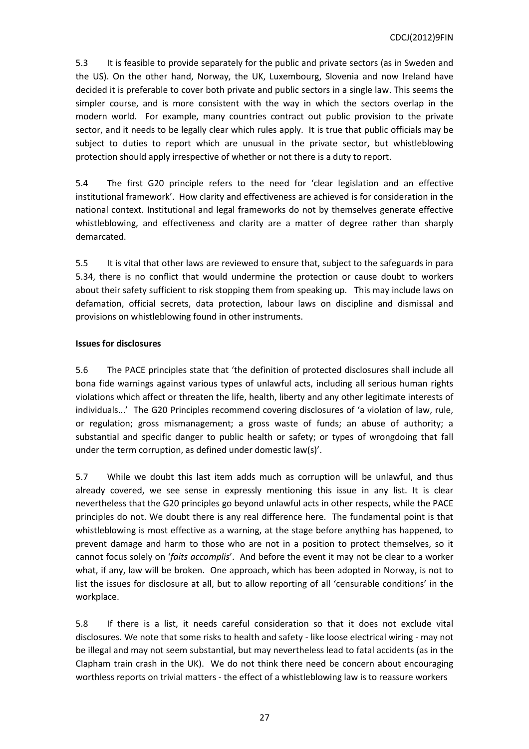5.3 It is feasible to provide separately for the public and private sectors (as in Sweden and the US). On the other hand, Norway, the UK, Luxembourg, Slovenia and now Ireland have decided it is preferable to cover both private and public sectors in a single law. This seems the simpler course, and is more consistent with the way in which the sectors overlap in the modern world. For example, many countries contract out public provision to the private sector, and it needs to be legally clear which rules apply. It is true that public officials may be subject to duties to report which are unusual in the private sector, but whistleblowing protection should apply irrespective of whether or not there is a duty to report.

5.4 The first G20 principle refers to the need for 'clear legislation and an effective institutional framework'. How clarity and effectiveness are achieved is for consideration in the national context. Institutional and legal frameworks do not by themselves generate effective whistleblowing, and effectiveness and clarity are a matter of degree rather than sharply demarcated.

5.5 It is vital that other laws are reviewed to ensure that, subject to the safeguards in para 5.34, there is no conflict that would undermine the protection or cause doubt to workers about their safety sufficient to risk stopping them from speaking up. This may include laws on defamation, official secrets, data protection, labour laws on discipline and dismissal and provisions on whistleblowing found in other instruments.

**Issues for disclosures**

5.6 The PACE principles state that 'the definition of protected disclosures shall include all bona fide warnings against various types of unlawful acts, including all serious human rights violations which affect or threaten the life, health, liberty and any other legitimate interests of individuals...' The G20 Principles recommend covering disclosures of 'a violation of law, rule, or regulation; gross mismanagement; a gross waste of funds; an abuse of authority; a substantial and specific danger to public health or safety; or types of wrongdoing that fall under the term corruption, as defined under domestic law(s)'.

5.7 While we doubt this last item adds much as corruption will be unlawful, and thus already covered, we see sense in expressly mentioning this issue in any list. It is clear nevertheless that the G20 principles go beyond unlawful acts in other respects, while the PACE principles do not. We doubt there is any real difference here. The fundamental point is that whistleblowing is most effective as a warning, at the stage before anything has happened, to prevent damage and harm to those who are not in a position to protect themselves, so it cannot focus solely on '*faits accomplis*'. And before the event it may not be clear to a worker what, if any, law will be broken. One approach, which has been adopted in Norway, is not to list the issues for disclosure at all, but to allow reporting of all 'censurable conditions' in the workplace.

5.8 If there is a list, it needs careful consideration so that it does not exclude vital disclosures. We note that some risks to health and safety - like loose electrical wiring - may not be illegal and may not seem substantial, but may nevertheless lead to fatal accidents (as in the Clapham train crash in the UK). We do not think there need be concern about encouraging worthless reports on trivial matters - the effect of a whistleblowing law is to reassure workers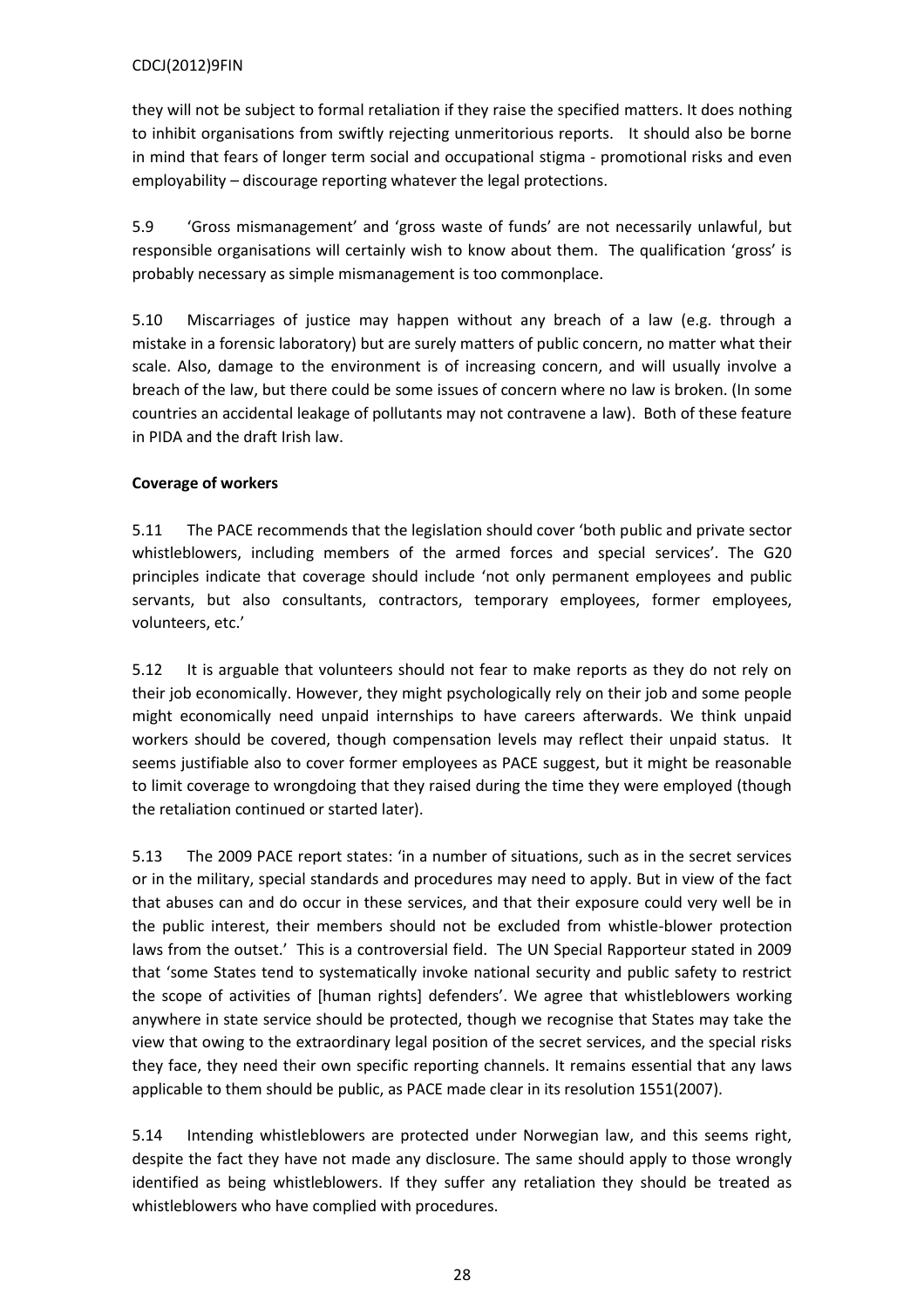they will not be subject to formal retaliation if they raise the specified matters. It does nothing to inhibit organisations from swiftly rejecting unmeritorious reports. It should also be borne in mind that fears of longer term social and occupational stigma - promotional risks and even employability – discourage reporting whatever the legal protections.

5.9 'Gross mismanagement' and 'gross waste of funds' are not necessarily unlawful, but responsible organisations will certainly wish to know about them. The qualification 'gross' is probably necessary as simple mismanagement is too commonplace.

5.10 Miscarriages of justice may happen without any breach of a law (e.g. through a mistake in a forensic laboratory) but are surely matters of public concern, no matter what their scale. Also, damage to the environment is of increasing concern, and will usually involve a breach of the law, but there could be some issues of concern where no law is broken. (In some countries an accidental leakage of pollutants may not contravene a law). Both of these feature in PIDA and the draft Irish law.

**Coverage of workers**

5.11 The PACE recommends that the legislation should cover 'both public and private sector whistleblowers, including members of the armed forces and special services'. The G20 principles indicate that coverage should include 'not only permanent employees and public servants, but also consultants, contractors, temporary employees, former employees, volunteers, etc.'

5.12 It is arguable that volunteers should not fear to make reports as they do not rely on their job economically. However, they might psychologically rely on their job and some people might economically need unpaid internships to have careers afterwards. We think unpaid workers should be covered, though compensation levels may reflect their unpaid status. It seems justifiable also to cover former employees as PACE suggest, but it might be reasonable to limit coverage to wrongdoing that they raised during the time they were employed (though the retaliation continued or started later).

5.13 The 2009 PACE report states: 'in a number of situations, such as in the secret services or in the military, special standards and procedures may need to apply. But in view of the fact that abuses can and do occur in these services, and that their exposure could very well be in the public interest, their members should not be excluded from whistle-blower protection laws from the outset.' This is a controversial field. The UN Special Rapporteur stated in 2009 that 'some States tend to systematically invoke national security and public safety to restrict the scope of activities of [human rights] defenders'. We agree that whistleblowers working anywhere in state service should be protected, though we recognise that States may take the view that owing to the extraordinary legal position of the secret services, and the special risks they face, they need their own specific reporting channels. It remains essential that any laws applicable to them should be public, as PACE made clear in its resolution 1551(2007).

5.14 Intending whistleblowers are protected under Norwegian law, and this seems right, despite the fact they have not made any disclosure. The same should apply to those wrongly identified as being whistleblowers. If they suffer any retaliation they should be treated as whistleblowers who have complied with procedures.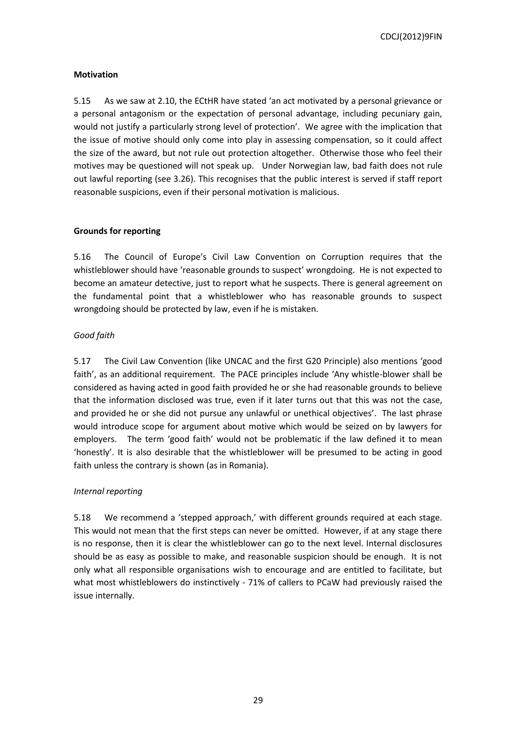**Motivation**

5.15 As we saw at 2.10, the ECtHR have stated 'an act motivated by a personal grievance or a personal antagonism or the expectation of personal advantage, including pecuniary gain, would not justify a particularly strong level of protection'. We agree with the implication that the issue of motive should only come into play in assessing compensation, so it could affect the size of the award, but not rule out protection altogether. Otherwise those who feel their motives may be questioned will not speak up. Under Norwegian law, bad faith does not rule out lawful reporting (see 3.26). This recognises that the public interest is served if staff report reasonable suspicions, even if their personal motivation is malicious.

**Grounds for reporting**

5.16 The Council of Europe's Civil Law Convention on Corruption requires that the whistleblower should have 'reasonable grounds to suspect' wrongdoing. He is not expected to become an amateur detective, just to report what he suspects. There is general agreement on the fundamental point that a whistleblower who has reasonable grounds to suspect wrongdoing should be protected by law, even if he is mistaken.

*Good faith*

5.17 The Civil Law Convention (like UNCAC and the first G20 Principle) also mentions 'good faith', as an additional requirement. The PACE principles include 'Any whistle-blower shall be considered as having acted in good faith provided he or she had reasonable grounds to believe that the information disclosed was true, even if it later turns out that this was not the case, and provided he or she did not pursue any unlawful or unethical objectives'. The last phrase would introduce scope for argument about motive which would be seized on by lawyers for employers. The term 'good faith' would not be problematic if the law defined it to mean 'honestly'. It is also desirable that the whistleblower will be presumed to be acting in good faith unless the contrary is shown (as in Romania).

*Internal reporting*

5.18 We recommend a 'stepped approach,' with different grounds required at each stage. This would not mean that the first steps can never be omitted. However, if at any stage there is no response, then it is clear the whistleblower can go to the next level. Internal disclosures should be as easy as possible to make, and reasonable suspicion should be enough. It is not only what all responsible organisations wish to encourage and are entitled to facilitate, but what most whistleblowers do instinctively - 71% of callers to PCaW had previously raised the issue internally.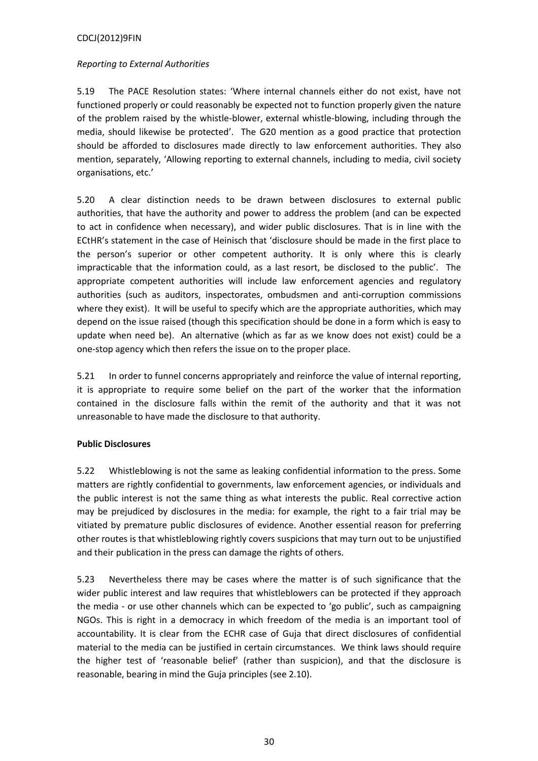*Reporting to External Authorities*

5.19 The PACE Resolution states: 'Where internal channels either do not exist, have not functioned properly or could reasonably be expected not to function properly given the nature of the problem raised by the whistle-blower, external whistle-blowing, including through the media, should likewise be protected'. The G20 mention as a good practice that protection should be afforded to disclosures made directly to law enforcement authorities. They also mention, separately, 'Allowing reporting to external channels, including to media, civil society organisations, etc.'

5.20 A clear distinction needs to be drawn between disclosures to external public authorities, that have the authority and power to address the problem (and can be expected to act in confidence when necessary), and wider public disclosures. That is in line with the ECtHR's statement in the case of Heinisch that 'disclosure should be made in the first place to the person's superior or other competent authority. It is only where this is clearly impracticable that the information could, as a last resort, be disclosed to the public'. The appropriate competent authorities will include law enforcement agencies and regulatory authorities (such as auditors, inspectorates, ombudsmen and anti-corruption commissions where they exist). It will be useful to specify which are the appropriate authorities, which may depend on the issue raised (though this specification should be done in a form which is easy to update when need be). An alternative (which as far as we know does not exist) could be a one-stop agency which then refers the issue on to the proper place.

5.21 In order to funnel concerns appropriately and reinforce the value of internal reporting, it is appropriate to require some belief on the part of the worker that the information contained in the disclosure falls within the remit of the authority and that it was not unreasonable to have made the disclosure to that authority.

**Public Disclosures**

5.22 Whistleblowing is not the same as leaking confidential information to the press. Some matters are rightly confidential to governments, law enforcement agencies, or individuals and the public interest is not the same thing as what interests the public. Real corrective action may be prejudiced by disclosures in the media: for example, the right to a fair trial may be vitiated by premature public disclosures of evidence. Another essential reason for preferring other routes is that whistleblowing rightly covers suspicions that may turn out to be unjustified and their publication in the press can damage the rights of others.

5.23 Nevertheless there may be cases where the matter is of such significance that the wider public interest and law requires that whistleblowers can be protected if they approach the media - or use other channels which can be expected to 'go public', such as campaigning NGOs. This is right in a democracy in which freedom of the media is an important tool of accountability. It is clear from the ECHR case of Guja that direct disclosures of confidential material to the media can be justified in certain circumstances. We think laws should require the higher test of 'reasonable belief' (rather than suspicion), and that the disclosure is reasonable, bearing in mind the Guja principles (see 2.10).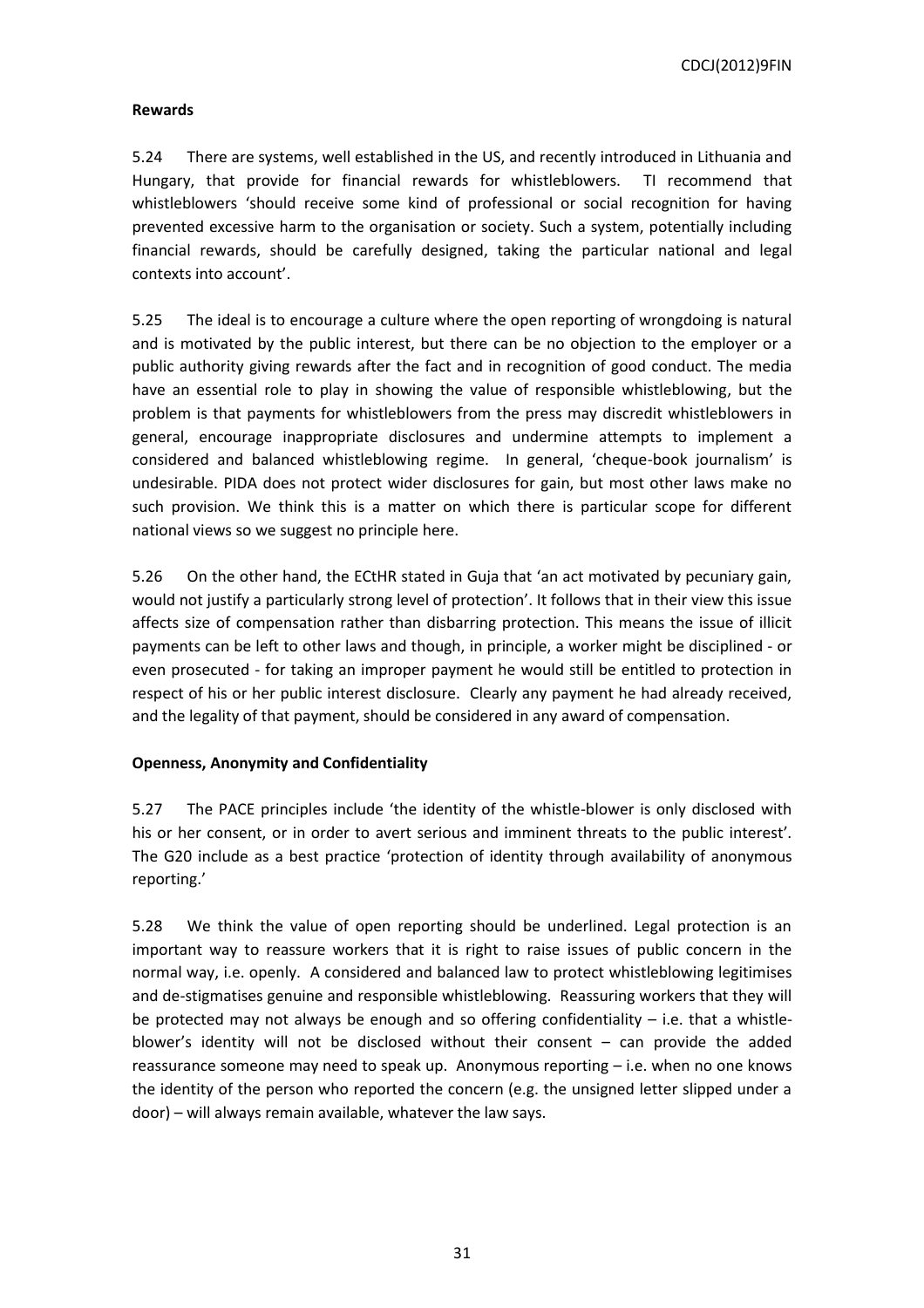**Rewards**

5.24 There are systems, well established in the US, and recently introduced in Lithuania and Hungary, that provide for financial rewards for whistleblowers. TI recommend that whistleblowers 'should receive some kind of professional or social recognition for having prevented excessive harm to the organisation or society. Such a system, potentially including financial rewards, should be carefully designed, taking the particular national and legal contexts into account'.

5.25 The ideal is to encourage a culture where the open reporting of wrongdoing is natural and is motivated by the public interest, but there can be no objection to the employer or a public authority giving rewards after the fact and in recognition of good conduct. The media have an essential role to play in showing the value of responsible whistleblowing, but the problem is that payments for whistleblowers from the press may discredit whistleblowers in general, encourage inappropriate disclosures and undermine attempts to implement a considered and balanced whistleblowing regime. In general, 'cheque-book journalism' is undesirable. PIDA does not protect wider disclosures for gain, but most other laws make no such provision. We think this is a matter on which there is particular scope for different national views so we suggest no principle here.

5.26 On the other hand, the ECtHR stated in Guja that 'an act motivated by pecuniary gain, would not justify a particularly strong level of protection'. It follows that in their view this issue affects size of compensation rather than disbarring protection. This means the issue of illicit payments can be left to other laws and though, in principle, a worker might be disciplined - or even prosecuted - for taking an improper payment he would still be entitled to protection in respect of his or her public interest disclosure. Clearly any payment he had already received, and the legality of that payment, should be considered in any award of compensation.

**Openness, Anonymity and Confidentiality**

5.27 The PACE principles include 'the identity of the whistle-blower is only disclosed with his or her consent, or in order to avert serious and imminent threats to the public interest'. The G20 include as a best practice 'protection of identity through availability of anonymous reporting.'

5.28 We think the value of open reporting should be underlined. Legal protection is an important way to reassure workers that it is right to raise issues of public concern in the normal way, i.e. openly. A considered and balanced law to protect whistleblowing legitimises and de-stigmatises genuine and responsible whistleblowing. Reassuring workers that they will be protected may not always be enough and so offering confidentiality – i.e. that a whistle-blower's identity will not be disclosed without their consent – can provide the added reassurance someone may need to speak up. Anonymous reporting – i.e. when no one knows the identity of the person who reported the concern (e.g. the unsigned letter slipped under a door) – will always remain available, whatever the law says.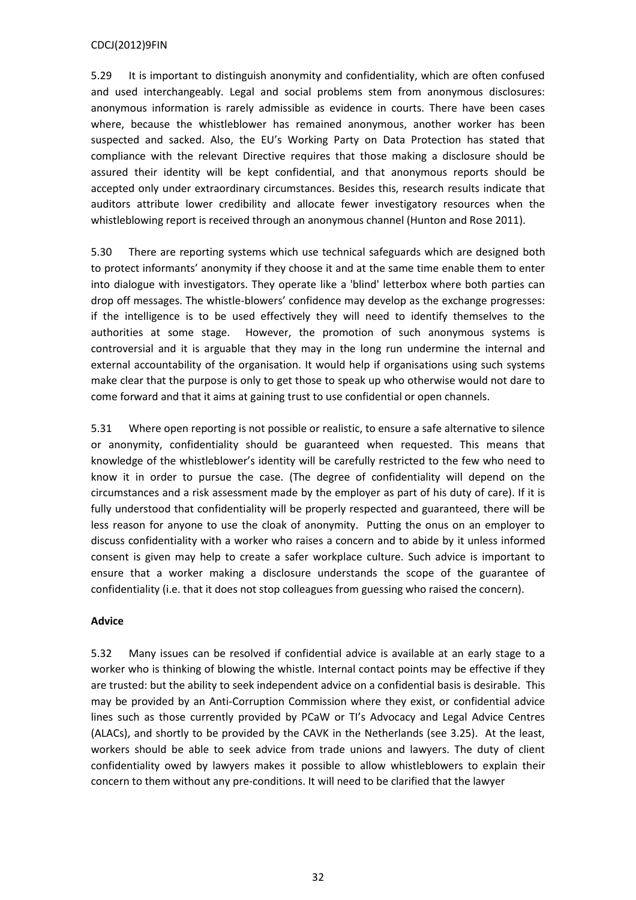5.29 It is important to distinguish anonymity and confidentiality, which are often confused and used interchangeably. Legal and social problems stem from anonymous disclosures: anonymous information is rarely admissible as evidence in courts. There have been cases where, because the whistleblower has remained anonymous, another worker has been suspected and sacked. Also, the EU's Working Party on Data Protection has stated that compliance with the relevant Directive requires that those making a disclosure should be assured their identity will be kept confidential, and that anonymous reports should be accepted only under extraordinary circumstances. Besides this, research results indicate that auditors attribute lower credibility and allocate fewer investigatory resources when the whistleblowing report is received through an anonymous channel (Hunton and Rose 2011).

5.30 There are reporting systems which use technical safeguards which are designed both to protect informants' anonymity if they choose it and at the same time enable them to enter into dialogue with investigators. They operate like a 'blind' letterbox where both parties can drop off messages. The whistle-blowers' confidence may develop as the exchange progresses: if the intelligence is to be used effectively they will need to identify themselves to the authorities at some stage. However, the promotion of such anonymous systems is controversial and it is arguable that they may in the long run undermine the internal and external accountability of the organisation. It would help if organisations using such systems make clear that the purpose is only to get those to speak up who otherwise would not dare to come forward and that it aims at gaining trust to use confidential or open channels.

5.31 Where open reporting is not possible or realistic, to ensure a safe alternative to silence or anonymity, confidentiality should be guaranteed when requested. This means that knowledge of the whistleblower's identity will be carefully restricted to the few who need to know it in order to pursue the case. (The degree of confidentiality will depend on the circumstances and a risk assessment made by the employer as part of his duty of care). If it is fully understood that confidentiality will be properly respected and guaranteed, there will be less reason for anyone to use the cloak of anonymity. Putting the onus on an employer to discuss confidentiality with a worker who raises a concern and to abide by it unless informed consent is given may help to create a safer workplace culture. Such advice is important to ensure that a worker making a disclosure understands the scope of the guarantee of confidentiality (i.e. that it does not stop colleagues from guessing who raised the concern).

**Advice**

5.32 Many issues can be resolved if confidential advice is available at an early stage to a worker who is thinking of blowing the whistle. Internal contact points may be effective if they are trusted: but the ability to seek independent advice on a confidential basis is desirable. This may be provided by an Anti-Corruption Commission where they exist, or confidential advice lines such as those currently provided by PCaW or TI's Advocacy and Legal Advice Centres (ALACs), and shortly to be provided by the CAVK in the Netherlands (see 3.25). At the least, workers should be able to seek advice from trade unions and lawyers. The duty of client confidentiality owed by lawyers makes it possible to allow whistleblowers to explain their concern to them without any pre-conditions. It will need to be clarified that the lawyer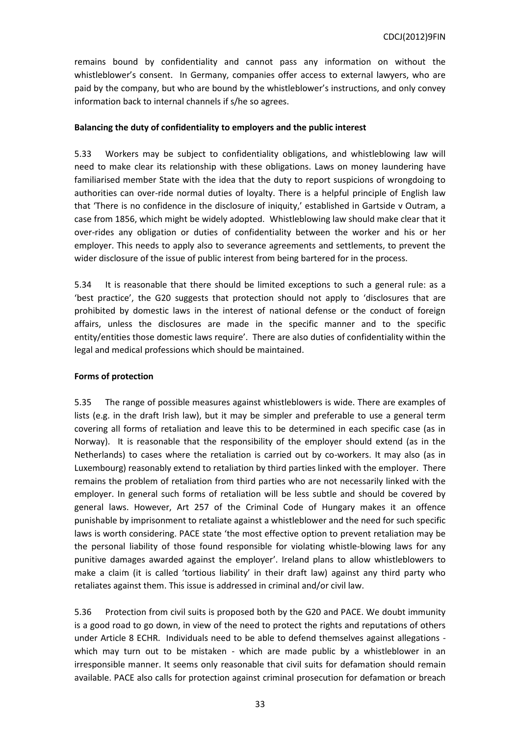remains bound by confidentiality and cannot pass any information on without the whistleblower's consent. In Germany, companies offer access to external lawyers, who are paid by the company, but who are bound by the whistleblower's instructions, and only convey information back to internal channels if s/he so agrees.

**Balancing the duty of confidentiality to employers and the public interest**

5.33 Workers may be subject to confidentiality obligations, and whistleblowing law will need to make clear its relationship with these obligations. Laws on money laundering have familiarised member State with the idea that the duty to report suspicions of wrongdoing to authorities can over-ride normal duties of loyalty. There is a helpful principle of English law that 'There is no confidence in the disclosure of iniquity,' established in Gartside v Outram, a case from 1856, which might be widely adopted. Whistleblowing law should make clear that it over-rides any obligation or duties of confidentiality between the worker and his or her employer. This needs to apply also to severance agreements and settlements, to prevent the wider disclosure of the issue of public interest from being bartered for in the process.

5.34 It is reasonable that there should be limited exceptions to such a general rule: as a 'best practice', the G20 suggests that protection should not apply to 'disclosures that are prohibited by domestic laws in the interest of national defense or the conduct of foreign affairs, unless the disclosures are made in the specific manner and to the specific entity/entities those domestic laws require'. There are also duties of confidentiality within the legal and medical professions which should be maintained.

**Forms of protection**

5.35 The range of possible measures against whistleblowers is wide. There are examples of lists (e.g. in the draft Irish law), but it may be simpler and preferable to use a general term covering all forms of retaliation and leave this to be determined in each specific case (as in Norway). It is reasonable that the responsibility of the employer should extend (as in the Netherlands) to cases where the retaliation is carried out by co-workers. It may also (as in Luxembourg) reasonably extend to retaliation by third parties linked with the employer. There remains the problem of retaliation from third parties who are not necessarily linked with the employer. In general such forms of retaliation will be less subtle and should be covered by general laws. However, Art 257 of the Criminal Code of Hungary makes it an offence punishable by imprisonment to retaliate against a whistleblower and the need for such specific laws is worth considering. PACE state 'the most effective option to prevent retaliation may be the personal liability of those found responsible for violating whistle-blowing laws for any punitive damages awarded against the employer'. Ireland plans to allow whistleblowers to make a claim (it is called 'tortious liability' in their draft law) against any third party who retaliates against them. This issue is addressed in criminal and/or civil law.

5.36 Protection from civil suits is proposed both by the G20 and PACE. We doubt immunity is a good road to go down, in view of the need to protect the rights and reputations of others under Article 8 ECHR. Individuals need to be able to defend themselves against allegations - which may turn out to be mistaken - which are made public by a whistleblower in an irresponsible manner. It seems only reasonable that civil suits for defamation should remain available. PACE also calls for protection against criminal prosecution for defamation or breach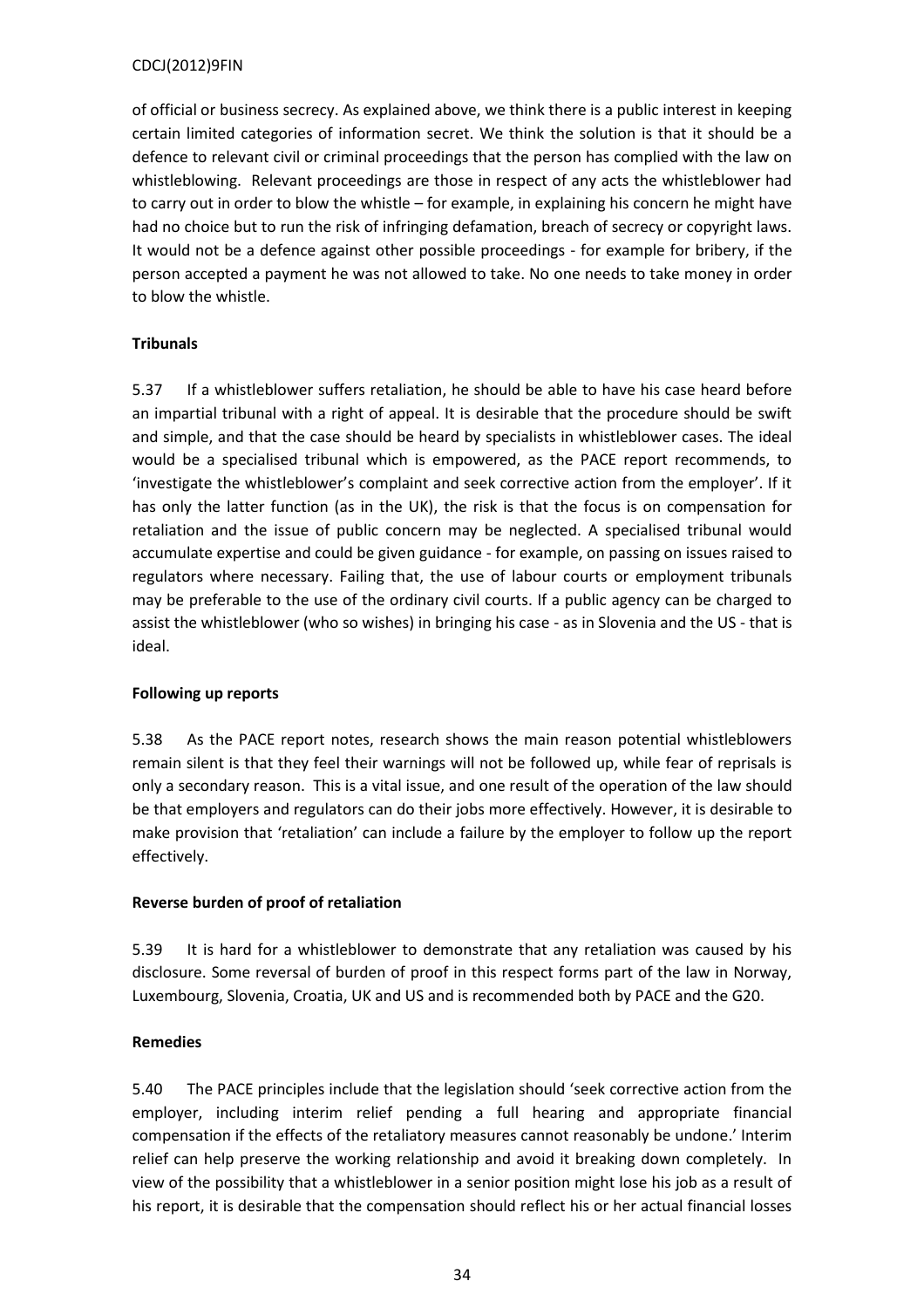of official or business secrecy. As explained above, we think there is a public interest in keeping certain limited categories of information secret. We think the solution is that it should be a defence to relevant civil or criminal proceedings that the person has complied with the law on whistleblowing. Relevant proceedings are those in respect of any acts the whistleblower had to carry out in order to blow the whistle – for example, in explaining his concern he might have had no choice but to run the risk of infringing defamation, breach of secrecy or copyright laws. It would not be a defence against other possible proceedings - for example for bribery, if the person accepted a payment he was not allowed to take. No one needs to take money in order to blow the whistle.

**Tribunals**

5.37 If a whistleblower suffers retaliation, he should be able to have his case heard before an impartial tribunal with a right of appeal. It is desirable that the procedure should be swift and simple, and that the case should be heard by specialists in whistleblower cases. The ideal would be a specialised tribunal which is empowered, as the PACE report recommends, to 'investigate the whistleblower's complaint and seek corrective action from the employer'. If it has only the latter function (as in the UK), the risk is that the focus is on compensation for retaliation and the issue of public concern may be neglected. A specialised tribunal would accumulate expertise and could be given guidance - for example, on passing on issues raised to regulators where necessary. Failing that, the use of labour courts or employment tribunals may be preferable to the use of the ordinary civil courts. If a public agency can be charged to assist the whistleblower (who so wishes) in bringing his case - as in Slovenia and the US - that is ideal.

**Following up reports**

5.38 As the PACE report notes, research shows the main reason potential whistleblowers remain silent is that they feel their warnings will not be followed up, while fear of reprisals is only a secondary reason. This is a vital issue, and one result of the operation of the law should be that employers and regulators can do their jobs more effectively. However, it is desirable to make provision that 'retaliation' can include a failure by the employer to follow up the report effectively.

**Reverse burden of proof of retaliation**

5.39 It is hard for a whistleblower to demonstrate that any retaliation was caused by his disclosure. Some reversal of burden of proof in this respect forms part of the law in Norway, Luxembourg, Slovenia, Croatia, UK and US and is recommended both by PACE and the G20.

**Remedies**

5.40 The PACE principles include that the legislation should 'seek corrective action from the employer, including interim relief pending a full hearing and appropriate financial compensation if the effects of the retaliatory measures cannot reasonably be undone.' Interim relief can help preserve the working relationship and avoid it breaking down completely. In view of the possibility that a whistleblower in a senior position might lose his job as a result of his report, it is desirable that the compensation should reflect his or her actual financial losses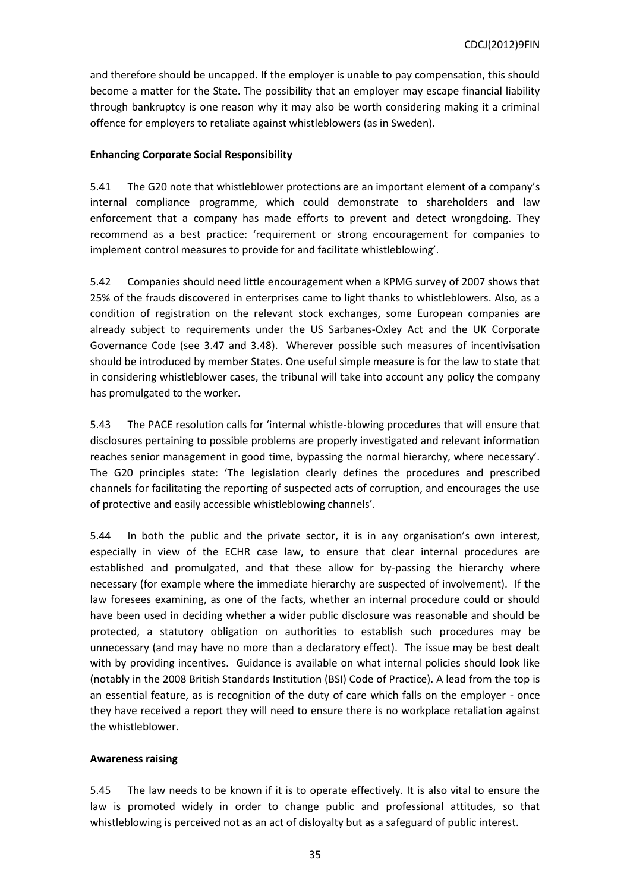and therefore should be uncapped. If the employer is unable to pay compensation, this should become a matter for the State. The possibility that an employer may escape financial liability through bankruptcy is one reason why it may also be worth considering making it a criminal offence for employers to retaliate against whistleblowers (as in Sweden).

**Enhancing Corporate Social Responsibility**

5.41 The G20 note that whistleblower protections are an important element of a company's internal compliance programme, which could demonstrate to shareholders and law enforcement that a company has made efforts to prevent and detect wrongdoing. They recommend as a best practice: 'requirement or strong encouragement for companies to implement control measures to provide for and facilitate whistleblowing'.

5.42 Companies should need little encouragement when a KPMG survey of 2007 shows that 25% of the frauds discovered in enterprises came to light thanks to whistleblowers. Also, as a condition of registration on the relevant stock exchanges, some European companies are already subject to requirements under the US Sarbanes-Oxley Act and the UK Corporate Governance Code (see 3.47 and 3.48). Wherever possible such measures of incentivisation should be introduced by member States. One useful simple measure is for the law to state that in considering whistleblower cases, the tribunal will take into account any policy the company has promulgated to the worker.

5.43 The PACE resolution calls for 'internal whistle-blowing procedures that will ensure that disclosures pertaining to possible problems are properly investigated and relevant information reaches senior management in good time, bypassing the normal hierarchy, where necessary'. The G20 principles state: 'The legislation clearly defines the procedures and prescribed channels for facilitating the reporting of suspected acts of corruption, and encourages the use of protective and easily accessible whistleblowing channels'.

5.44 In both the public and the private sector, it is in any organisation's own interest, especially in view of the ECHR case law, to ensure that clear internal procedures are established and promulgated, and that these allow for by-passing the hierarchy where necessary (for example where the immediate hierarchy are suspected of involvement). If the law foresees examining, as one of the facts, whether an internal procedure could or should have been used in deciding whether a wider public disclosure was reasonable and should be protected, a statutory obligation on authorities to establish such procedures may be unnecessary (and may have no more than a declaratory effect). The issue may be best dealt with by providing incentives. Guidance is available on what internal policies should look like (notably in the 2008 British Standards Institution (BSI) Code of Practice). A lead from the top is an essential feature, as is recognition of the duty of care which falls on the employer - once they have received a report they will need to ensure there is no workplace retaliation against the whistleblower.

**Awareness raising**

5.45 The law needs to be known if it is to operate effectively. It is also vital to ensure the law is promoted widely in order to change public and professional attitudes, so that whistleblowing is perceived not as an act of disloyalty but as a safeguard of public interest.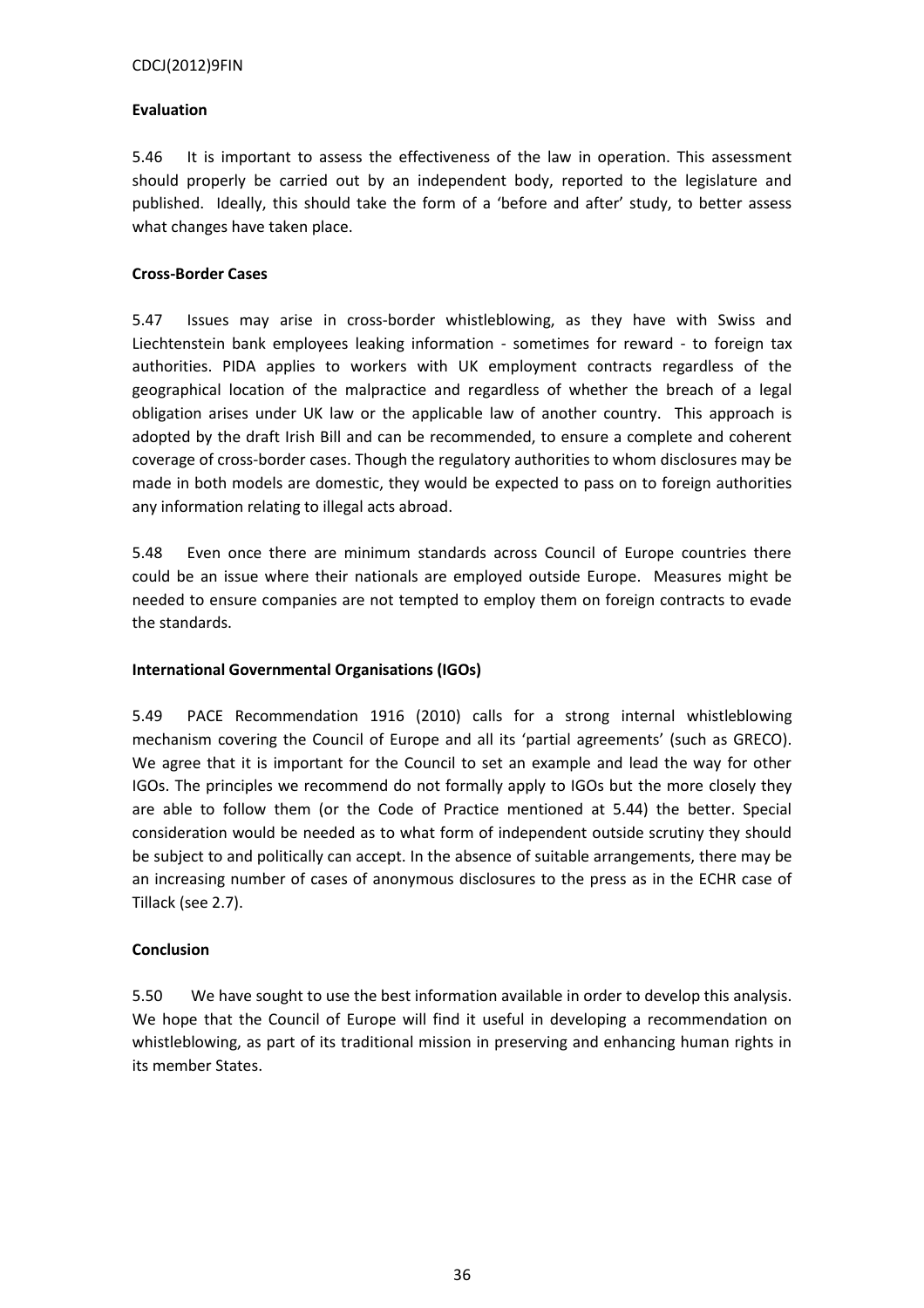**Evaluation**

5.46 It is important to assess the effectiveness of the law in operation. This assessment should properly be carried out by an independent body, reported to the legislature and published. Ideally, this should take the form of a 'before and after' study, to better assess what changes have taken place.

**Cross-Border Cases**

5.47 Issues may arise in cross-border whistleblowing, as they have with Swiss and Liechtenstein bank employees leaking information - sometimes for reward - to foreign tax authorities. PIDA applies to workers with UK employment contracts regardless of the geographical location of the malpractice and regardless of whether the breach of a legal obligation arises under UK law or the applicable law of another country. This approach is adopted by the draft Irish Bill and can be recommended, to ensure a complete and coherent coverage of cross-border cases. Though the regulatory authorities to whom disclosures may be made in both models are domestic, they would be expected to pass on to foreign authorities any information relating to illegal acts abroad.

5.48 Even once there are minimum standards across Council of Europe countries there could be an issue where their nationals are employed outside Europe. Measures might be needed to ensure companies are not tempted to employ them on foreign contracts to evade the standards.

**International Governmental Organisations (IGOs)**

5.49 PACE Recommendation 1916 (2010) calls for a strong internal whistleblowing mechanism covering the Council of Europe and all its 'partial agreements' (such as GRECO). We agree that it is important for the Council to set an example and lead the way for other IGOs. The principles we recommend do not formally apply to IGOs but the more closely they are able to follow them (or the Code of Practice mentioned at 5.44) the better. Special consideration would be needed as to what form of independent outside scrutiny they should be subject to and politically can accept. In the absence of suitable arrangements, there may be an increasing number of cases of anonymous disclosures to the press as in the ECHR case of Tillack (see 2.7).

**Conclusion**

5.50 We have sought to use the best information available in order to develop this analysis. We hope that the Council of Europe will find it useful in developing a recommendation on whistleblowing, as part of its traditional mission in preserving and enhancing human rights in its member States.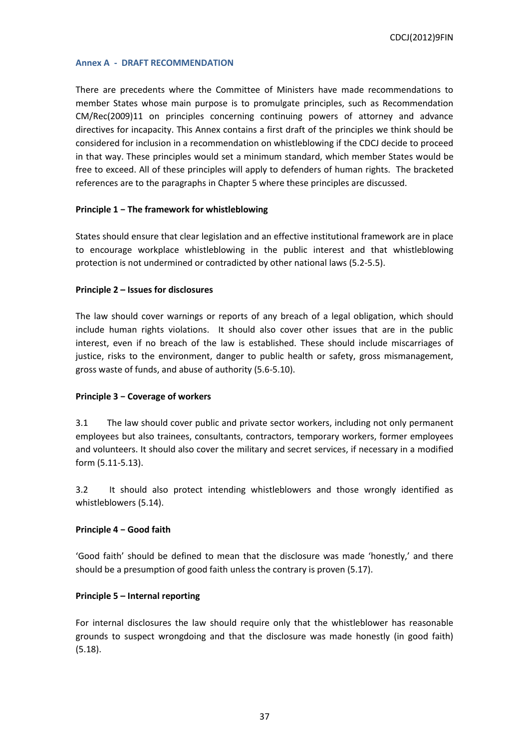## Annex A - DRAFT RECOMMENDATION

There are precedents where the Committee of Ministers have made recommendations to member States whose main purpose is to promulgate principles, such as Recommendation CM/Rec(2009)11 on principles concerning continuing powers of attorney and advance directives for incapacity. This Annex contains a first draft of the principles we think should be considered for inclusion in a recommendation on whistleblowing if the CDCJ decide to proceed in that way. These principles would set a minimum standard, which member States would be free to exceed. All of these principles will apply to defenders of human rights. The bracketed references are to the paragraphs in Chapter 5 where these principles are discussed.

**Principle 1 – The framework for whistleblowing**

States should ensure that clear legislation and an effective institutional framework are in place to encourage workplace whistleblowing in the public interest and that whistleblowing protection is not undermined or contradicted by other national laws (5.2-5.5).

**Principle 2 – Issues for disclosures**

The law should cover warnings or reports of any breach of a legal obligation, which should include human rights violations. It should also cover other issues that are in the public interest, even if no breach of the law is established. These should include miscarriages of justice, risks to the environment, danger to public health or safety, gross mismanagement, gross waste of funds, and abuse of authority (5.6-5.10).

**Principle 3 – Coverage of workers**

3.1 The law should cover public and private sector workers, including not only permanent employees but also trainees, consultants, contractors, temporary workers, former employees and volunteers. It should also cover the military and secret services, if necessary in a modified form (5.11-5.13).

3.2 It should also protect intending whistleblowers and those wrongly identified as whistleblowers (5.14).

**Principle 4 – Good faith**

'Good faith' should be defined to mean that the disclosure was made 'honestly,' and there should be a presumption of good faith unless the contrary is proven (5.17).

**Principle 5 – Internal reporting**

For internal disclosures the law should require only that the whistleblower has reasonable grounds to suspect wrongdoing and that the disclosure was made honestly (in good faith) (5.18).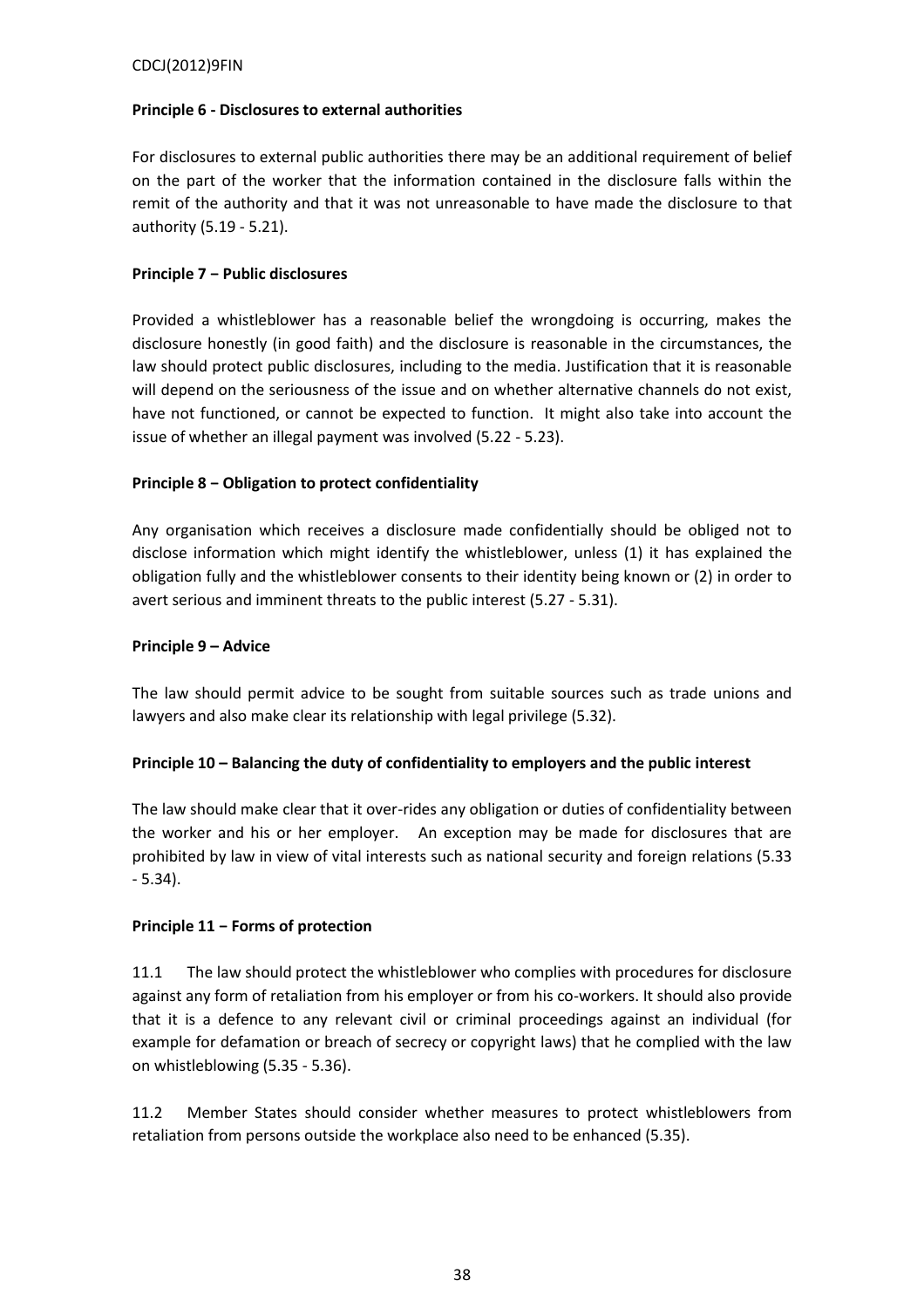**Principle 6 - Disclosures to external authorities**

For disclosures to external public authorities there may be an additional requirement of belief on the part of the worker that the information contained in the disclosure falls within the remit of the authority and that it was not unreasonable to have made the disclosure to that authority (5.19 - 5.21).

**Principle 7 – Public disclosures**

Provided a whistleblower has a reasonable belief the wrongdoing is occurring, makes the disclosure honestly (in good faith) and the disclosure is reasonable in the circumstances, the law should protect public disclosures, including to the media. Justification that it is reasonable will depend on the seriousness of the issue and on whether alternative channels do not exist, have not functioned, or cannot be expected to function. It might also take into account the issue of whether an illegal payment was involved (5.22 - 5.23).

**Principle 8 – Obligation to protect confidentiality**

Any organisation which receives a disclosure made confidentially should be obliged not to disclose information which might identify the whistleblower, unless (1) it has explained the obligation fully and the whistleblower consents to their identity being known or (2) in order to avert serious and imminent threats to the public interest (5.27 - 5.31).

**Principle 9 – Advice**

The law should permit advice to be sought from suitable sources such as trade unions and lawyers and also make clear its relationship with legal privilege (5.32).

**Principle 10 – Balancing the duty of confidentiality to employers and the public interest**

The law should make clear that it over-rides any obligation or duties of confidentiality between the worker and his or her employer. An exception may be made for disclosures that are prohibited by law in view of vital interests such as national security and foreign relations (5.33 - 5.34).

**Principle 11 – Forms of protection**

11.1 The law should protect the whistleblower who complies with procedures for disclosure against any form of retaliation from his employer or from his co-workers. It should also provide that it is a defence to any relevant civil or criminal proceedings against an individual (for example for defamation or breach of secrecy or copyright laws) that he complied with the law on whistleblowing (5.35 - 5.36).

11.2 Member States should consider whether measures to protect whistleblowers from retaliation from persons outside the workplace also need to be enhanced (5.35).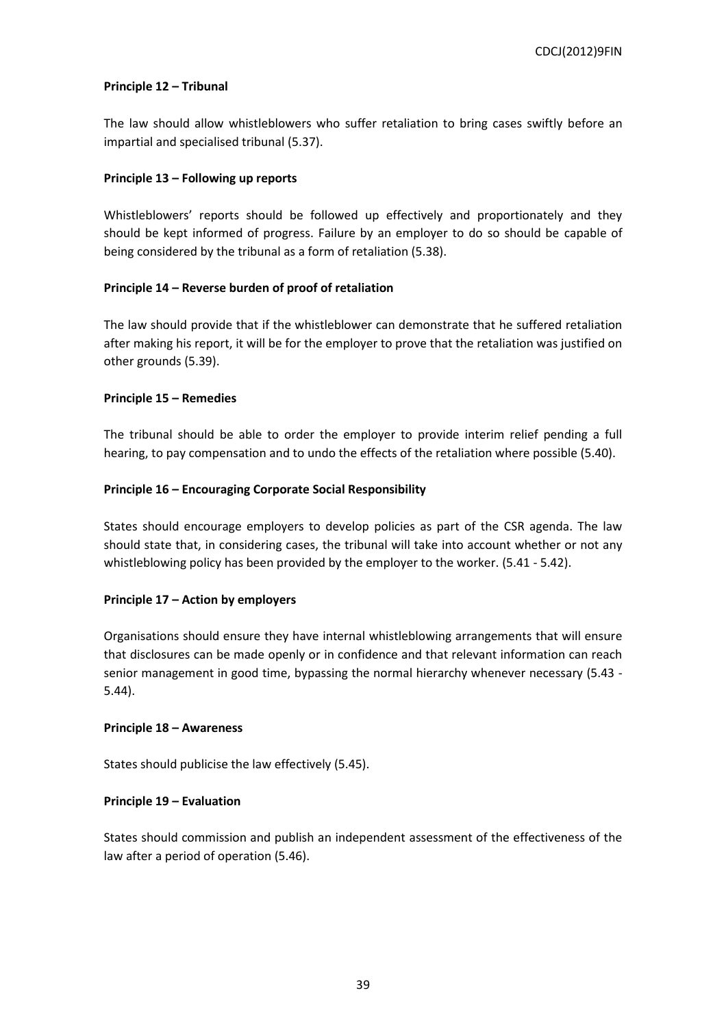**Principle 12 – Tribunal**

The law should allow whistleblowers who suffer retaliation to bring cases swiftly before an impartial and specialised tribunal (5.37).

**Principle 13 – Following up reports**

Whistleblowers' reports should be followed up effectively and proportionately and they should be kept informed of progress. Failure by an employer to do so should be capable of being considered by the tribunal as a form of retaliation (5.38).

**Principle 14 – Reverse burden of proof of retaliation**

The law should provide that if the whistleblower can demonstrate that he suffered retaliation after making his report, it will be for the employer to prove that the retaliation was justified on other grounds (5.39).

**Principle 15 – Remedies**

The tribunal should be able to order the employer to provide interim relief pending a full hearing, to pay compensation and to undo the effects of the retaliation where possible (5.40).

**Principle 16 – Encouraging Corporate Social Responsibility**

States should encourage employers to develop policies as part of the CSR agenda. The law should state that, in considering cases, the tribunal will take into account whether or not any whistleblowing policy has been provided by the employer to the worker. (5.41 - 5.42).

**Principle 17 – Action by employers**

Organisations should ensure they have internal whistleblowing arrangements that will ensure that disclosures can be made openly or in confidence and that relevant information can reach senior management in good time, bypassing the normal hierarchy whenever necessary (5.43 - 5.44).

**Principle 18 – Awareness**

States should publicise the law effectively (5.45).

**Principle 19 – Evaluation**

States should commission and publish an independent assessment of the effectiveness of the law after a period of operation (5.46).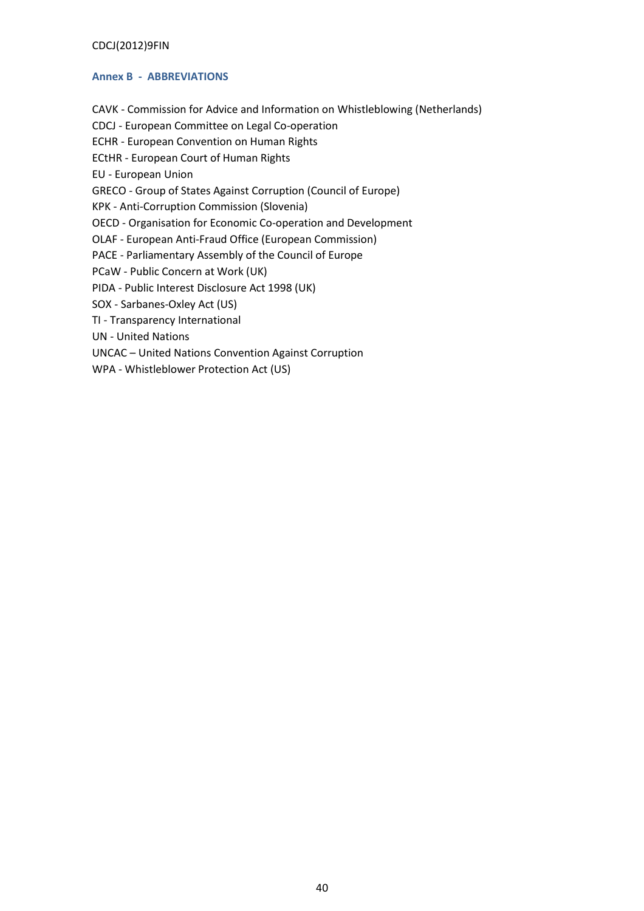## Annex B - ABBREVIATIONS

CAVK - Commission for Advice and Information on Whistleblowing (Netherlands)
CDCJ - European Committee on Legal Co-operation
ECHR - European Convention on Human Rights
ECtHR - European Court of Human Rights
EU - European Union
GRECO - Group of States Against Corruption (Council of Europe)
KPK - Anti-Corruption Commission (Slovenia)
OECD - Organisation for Economic Co-operation and Development
OLAF - European Anti-Fraud Office (European Commission)
PACE - Parliamentary Assembly of the Council of Europe
PCaW - Public Concern at Work (UK)
PIDA - Public Interest Disclosure Act 1998 (UK)
SOX - Sarbanes-Oxley Act (US)
TI - Transparency International
UN - United Nations
UNCAC – United Nations Convention Against Corruption
WPA - Whistleblower Protection Act (US)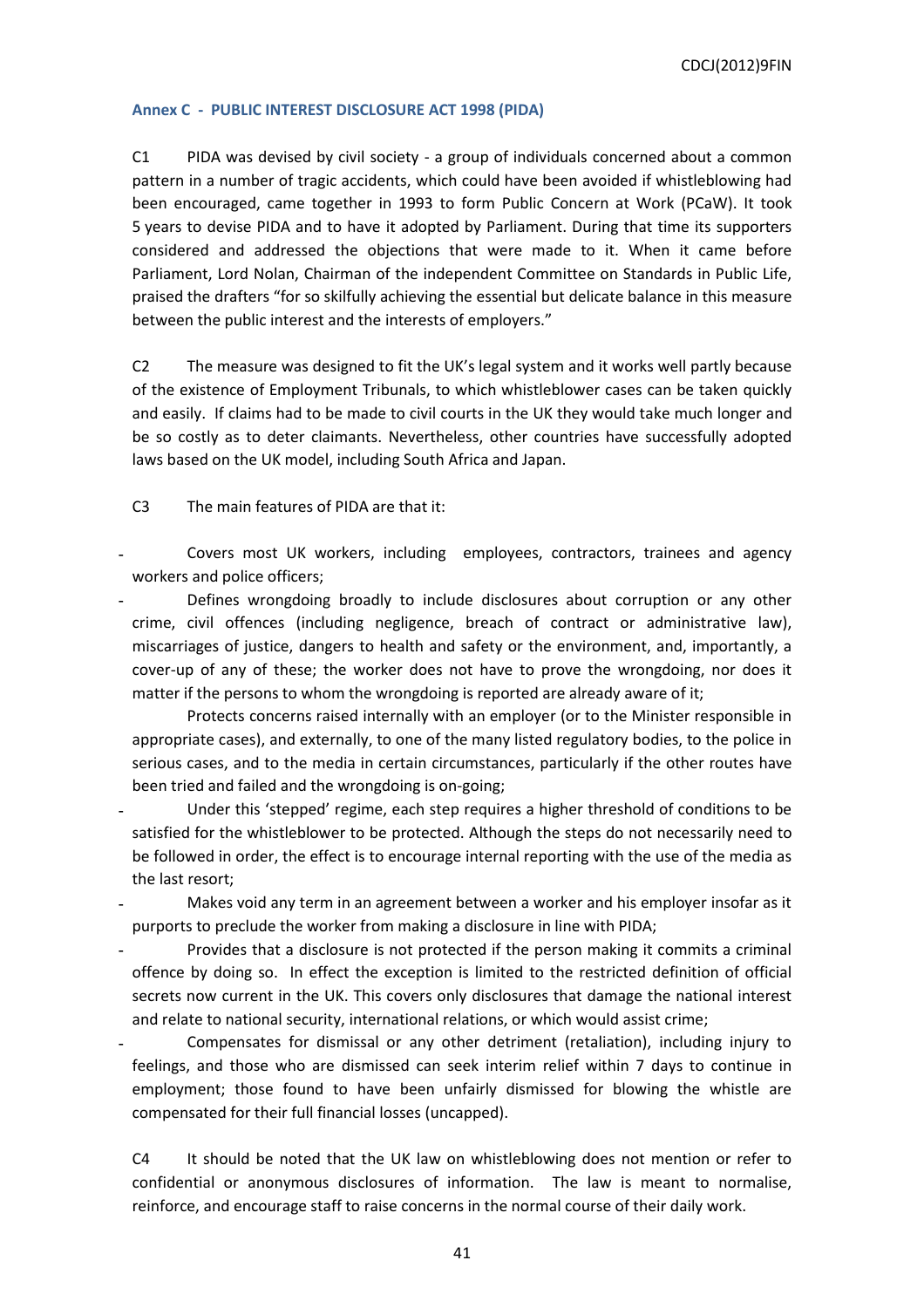### Annex C - PUBLIC INTEREST DISCLOSURE ACT 1998 (PIDA)

C1 PIDA was devised by civil society - a group of individuals concerned about a common pattern in a number of tragic accidents, which could have been avoided if whistleblowing had been encouraged, came together in 1993 to form Public Concern at Work (PCaW). It took 5 years to devise PIDA and to have it adopted by Parliament. During that time its supporters considered and addressed the objections that were made to it. When it came before Parliament, Lord Nolan, Chairman of the independent Committee on Standards in Public Life, praised the drafters "for so skilfully achieving the essential but delicate balance in this measure between the public interest and the interests of employers."

C2 The measure was designed to fit the UK's legal system and it works well partly because of the existence of Employment Tribunals, to which whistleblower cases can be taken quickly and easily. If claims had to be made to civil courts in the UK they would take much longer and be so costly as to deter claimants. Nevertheless, other countries have successfully adopted laws based on the UK model, including South Africa and Japan.

C3 The main features of PIDA are that it:

- Covers most UK workers, including employees, contractors, trainees and agency workers and police officers;
- Defines wrongdoing broadly to include disclosures about corruption or any other crime, civil offences (including negligence, breach of contract or administrative law), miscarriages of justice, dangers to health and safety or the environment, and, importantly, a cover-up of any of these; the worker does not have to prove the wrongdoing, nor does it matter if the persons to whom the wrongdoing is reported are already aware of it;
- Protects concerns raised internally with an employer (or to the Minister responsible in appropriate cases), and externally, to one of the many listed regulatory bodies, to the police in serious cases, and to the media in certain circumstances, particularly if the other routes have been tried and failed and the wrongdoing is on-going;
- Under this 'stepped' regime, each step requires a higher threshold of conditions to be satisfied for the whistleblower to be protected. Although the steps do not necessarily need to be followed in order, the effect is to encourage internal reporting with the use of the media as the last resort;
- Makes void any term in an agreement between a worker and his employer insofar as it purports to preclude the worker from making a disclosure in line with PIDA;
- Provides that a disclosure is not protected if the person making it commits a criminal offence by doing so. In effect the exception is limited to the restricted definition of official secrets now current in the UK. This covers only disclosures that damage the national interest and relate to national security, international relations, or which would assist crime;
- Compensates for dismissal or any other detriment (retaliation), including injury to feelings, and those who are dismissed can seek interim relief within 7 days to continue in employment; those found to have been unfairly dismissed for blowing the whistle are compensated for their full financial losses (uncapped).

C4 It should be noted that the UK law on whistleblowing does not mention or refer to confidential or anonymous disclosures of information. The law is meant to normalise, reinforce, and encourage staff to raise concerns in the normal course of their daily work.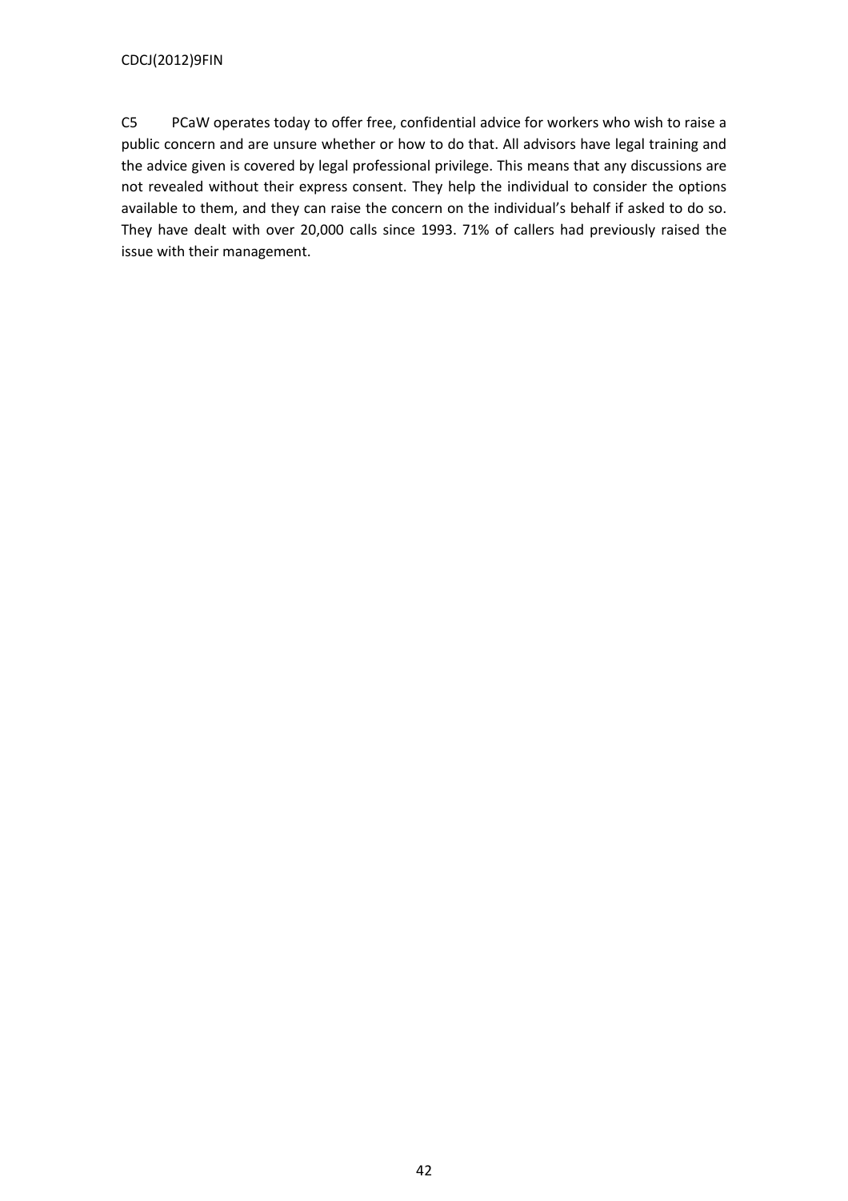C5 PCaW operates today to offer free, confidential advice for workers who wish to raise a public concern and are unsure whether or how to do that. All advisors have legal training and the advice given is covered by legal professional privilege. This means that any discussions are not revealed without their express consent. They help the individual to consider the options available to them, and they can raise the concern on the individual's behalf if asked to do so. They have dealt with over 20,000 calls since 1993. 71% of callers had previously raised the issue with their management.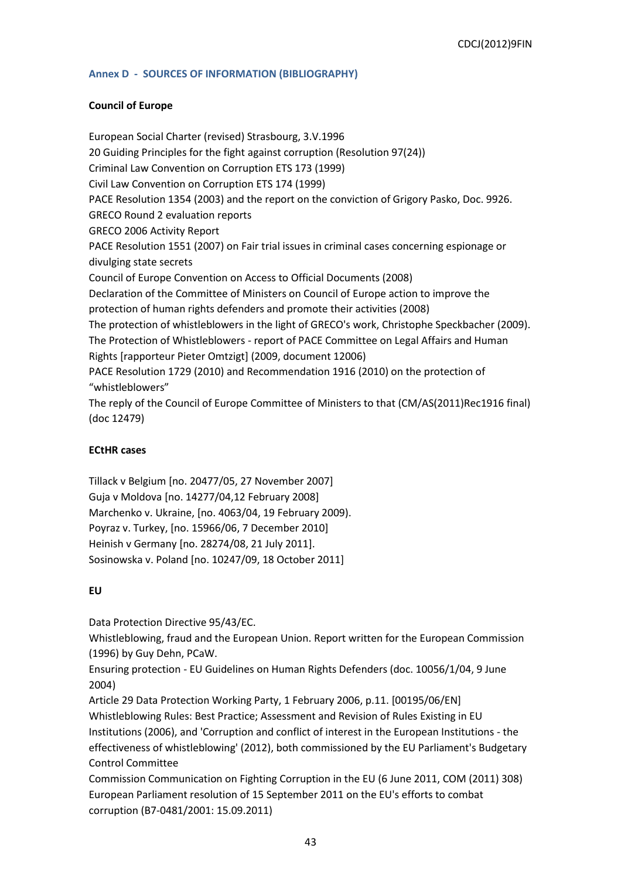## Annex D - SOURCES OF INFORMATION (BIBLIOGRAPHY)

### Council of Europe

European Social Charter (revised) Strasbourg, 3.V.1996

20 Guiding Principles for the fight against corruption (Resolution 97(24))

Criminal Law Convention on Corruption ETS 173 (1999)

Civil Law Convention on Corruption ETS 174 (1999)

PACE Resolution 1354 (2003) and the report on the conviction of Grigory Pasko, Doc. 9926.

GRECO Round 2 evaluation reports

GRECO 2006 Activity Report

PACE Resolution 1551 (2007) on Fair trial issues in criminal cases concerning espionage or divulging state secrets

Council of Europe Convention on Access to Official Documents (2008)

Declaration of the Committee of Ministers on Council of Europe action to improve the protection of human rights defenders and promote their activities (2008)

The protection of whistleblowers in the light of GRECO's work, Christophe Speckbacher (2009).

The Protection of Whistleblowers - report of PACE Committee on Legal Affairs and Human Rights [rapporteur Pieter Omtzigt] (2009, document 12006)

PACE Resolution 1729 (2010) and Recommendation 1916 (2010) on the protection of "whistleblowers"

The reply of the Council of Europe Committee of Ministers to that (CM/AS(2011)Rec1916 final) (doc 12479)

### ECtHR cases

Tillack v Belgium [no. 20477/05, 27 November 2007]

Guja v Moldova [no. 14277/04,12 February 2008]

Marchenko v. Ukraine, [no. 4063/04, 19 February 2009).

Poyraz v. Turkey, [no. 15966/06, 7 December 2010]

Heinish v Germany [no. 28274/08, 21 July 2011].

Sosinowska v. Poland [no. 10247/09, 18 October 2011]

### EU

Data Protection Directive 95/43/EC.

Whistleblowing, fraud and the European Union. Report written for the European Commission (1996) by Guy Dehn, PCaW.

Ensuring protection - EU Guidelines on Human Rights Defenders (doc. 10056/1/04, 9 June 2004)

Article 29 Data Protection Working Party, 1 February 2006, p.11. [00195/06/EN]

Whistleblowing Rules: Best Practice; Assessment and Revision of Rules Existing in EU Institutions (2006), and 'Corruption and conflict of interest in the European Institutions - the effectiveness of whistleblowing' (2012), both commissioned by the EU Parliament's Budgetary Control Committee

Commission Communication on Fighting Corruption in the EU (6 June 2011, COM (2011) 308)

European Parliament resolution of 15 September 2011 on the EU's efforts to combat corruption (B7-0481/2001: 15.09.2011)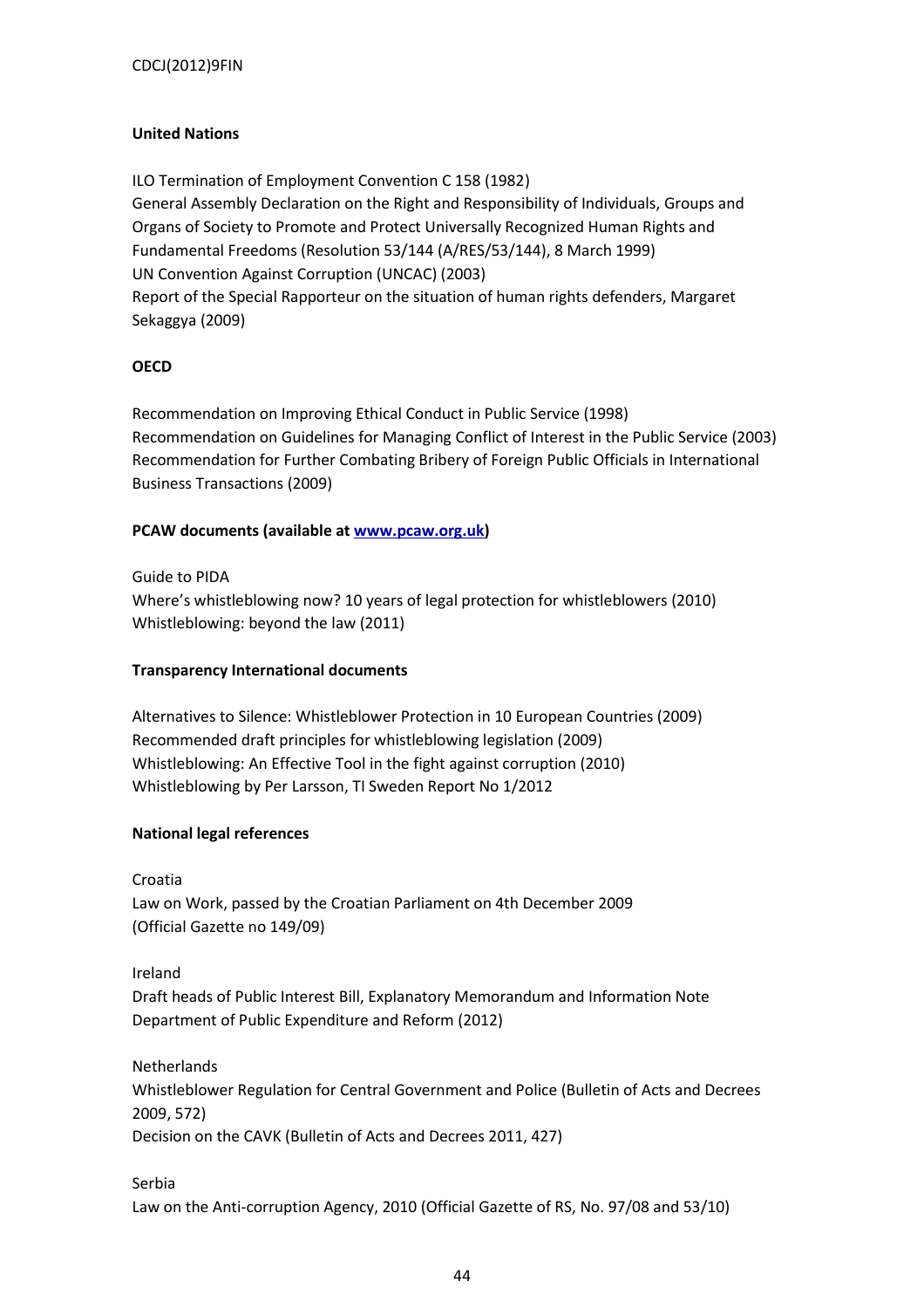**United Nations**

ILO Termination of Employment Convention C 158 (1982)
General Assembly Declaration on the Right and Responsibility of Individuals, Groups and Organs of Society to Promote and Protect Universally Recognized Human Rights and Fundamental Freedoms (Resolution 53/144 (A/RES/53/144), 8 March 1999)
UN Convention Against Corruption (UNCAC) (2003)
Report of the Special Rapporteur on the situation of human rights defenders, Margaret Sekaggya (2009)

**OECD**

Recommendation on Improving Ethical Conduct in Public Service (1998)
Recommendation on Guidelines for Managing Conflict of Interest in the Public Service (2003)
Recommendation for Further Combating Bribery of Foreign Public Officials in International Business Transactions (2009)

**PCAW documents (available at [www.pcaw.org.uk](http://www.pcaw.org.uk))**

Guide to PIDA
Where's whistleblowing now? 10 years of legal protection for whistleblowers (2010)
Whistleblowing: beyond the law (2011)

**Transparency International documents**

Alternatives to Silence: Whistleblower Protection in 10 European Countries (2009)
Recommended draft principles for whistleblowing legislation (2009)
Whistleblowing: An Effective Tool in the fight against corruption (2010)
Whistleblowing by Per Larsson, TI Sweden Report No 1/2012

**National legal references**

Croatia
Law on Work, passed by the Croatian Parliament on 4th December 2009
(Official Gazette no 149/09)

Ireland
Draft heads of Public Interest Bill, Explanatory Memorandum and Information Note
Department of Public Expenditure and Reform (2012)

Netherlands
Whistleblower Regulation for Central Government and Police (Bulletin of Acts and Decrees 2009, 572)
Decision on the CAVK (Bulletin of Acts and Decrees 2011, 427)

Serbia
Law on the Anti-corruption Agency, 2010 (Official Gazette of RS, No. 97/08 and 53/10)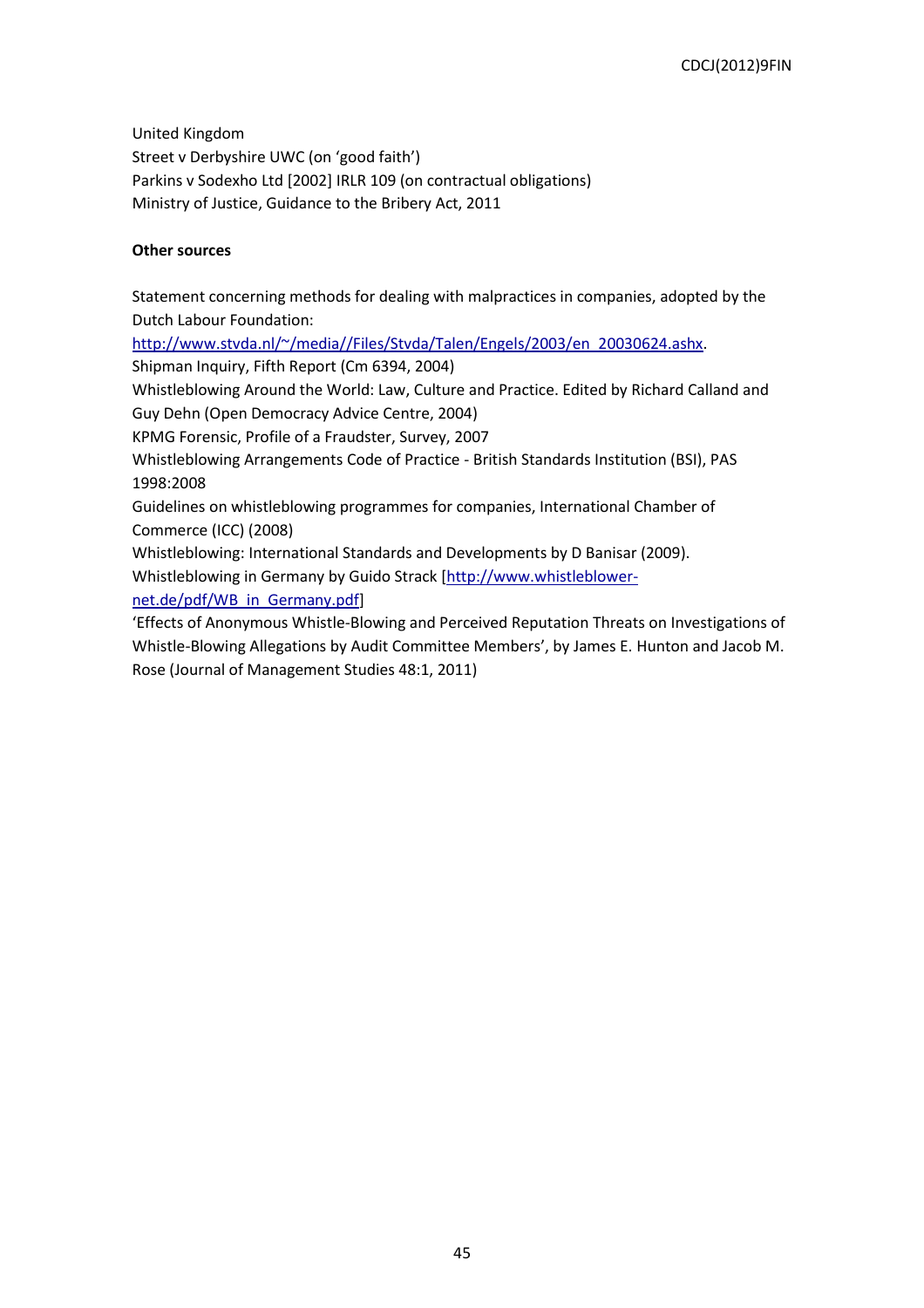United Kingdom
Street v Derbyshire UWC (on 'good faith')
Parkins v Sodexho Ltd [2002] IRLR 109 (on contractual obligations)
Ministry of Justice, Guidance to the Bribery Act, 2011

**Other sources**

Statement concerning methods for dealing with malpractices in companies, adopted by the Dutch Labour Foundation:
http://www.stvda.nl/~/media//Files/Stvda/Talen/Engels/2003/en_20030624.ashx.
Shipman Inquiry, Fifth Report (Cm 6394, 2004)
Whistleblowing Around the World: Law, Culture and Practice. Edited by Richard Calland and Guy Dehn (Open Democracy Advice Centre, 2004)
KPMG Forensic, Profile of a Fraudster, Survey, 2007
Whistleblowing Arrangements Code of Practice - British Standards Institution (BSI), PAS 1998:2008
Guidelines on whistleblowing programmes for companies, International Chamber of Commerce (ICC) (2008)
Whistleblowing: International Standards and Developments by D Banisar (2009).
Whistleblowing in Germany by Guido Strack [http://www.whistleblower-net.de/pdf/WB_in_Germany.pdf]
'Effects of Anonymous Whistle-Blowing and Perceived Reputation Threats on Investigations of Whistle-Blowing Allegations by Audit Committee Members', by James E. Hunton and Jacob M. Rose (Journal of Management Studies 48:1, 2011)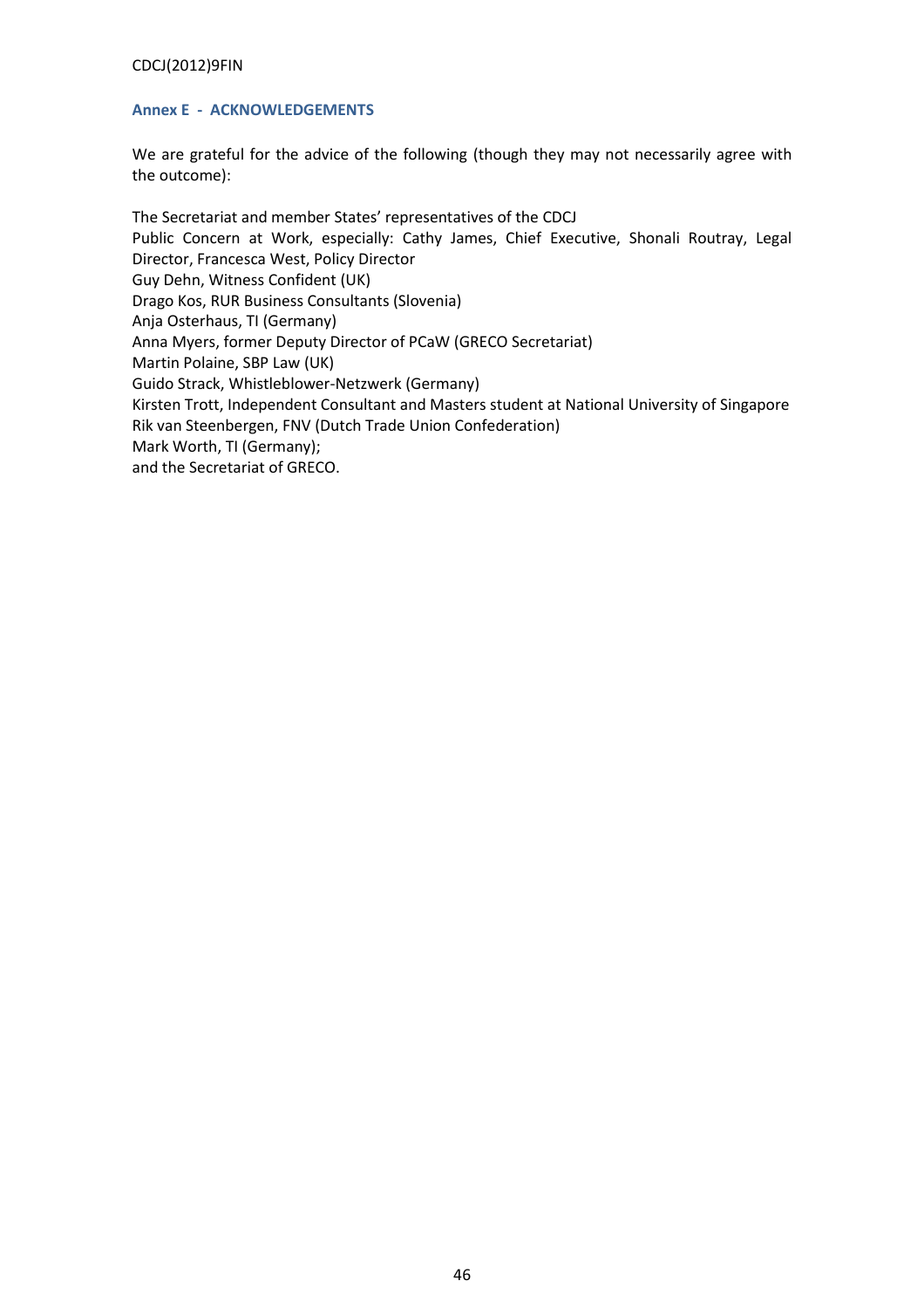## Annex E - ACKNOWLEDGEMENTS

We are grateful for the advice of the following (though they may not necessarily agree with the outcome):

The Secretariat and member States' representatives of the CDCJ
Public Concern at Work, especially: Cathy James, Chief Executive, Shonali Routray, Legal Director, Francesca West, Policy Director
Guy Dehn, Witness Confident (UK)
Drago Kos, RUR Business Consultants (Slovenia)
Anja Osterhaus, TI (Germany)
Anna Myers, former Deputy Director of PCaW (GRECO Secretariat)
Martin Polaine, SBP Law (UK)
Guido Strack, Whistleblower-Netzwerk (Germany)
Kirsten Trott, Independent Consultant and Masters student at National University of Singapore
Rik van Steenbergen, FNV (Dutch Trade Union Confederation)
Mark Worth, TI (Germany);
and the Secretariat of GRECO.